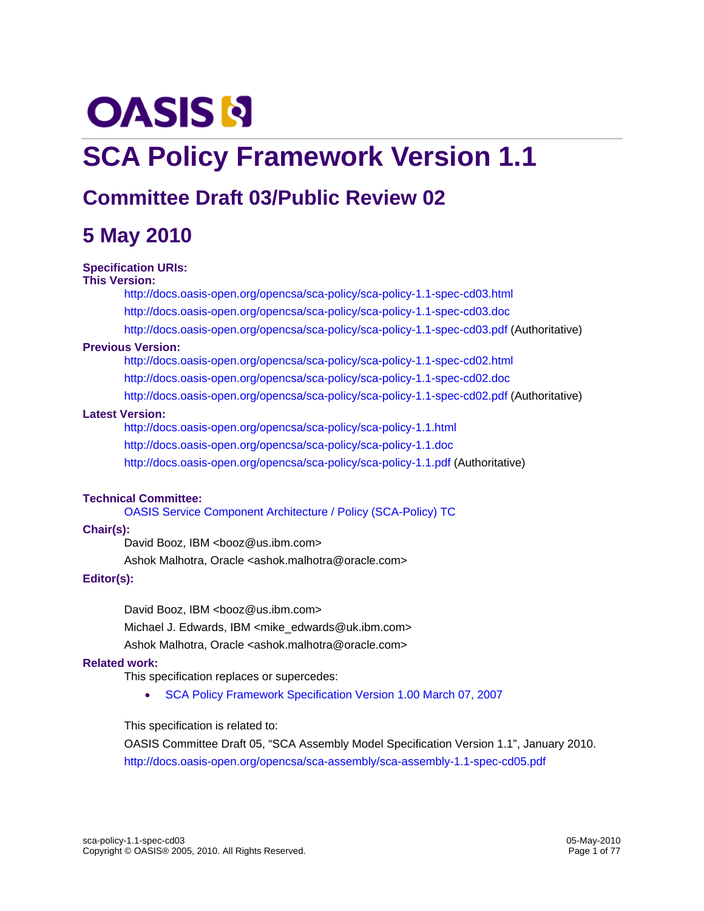OASIS

# SCA Policy Framework Version 1.1

## Committee Draft 03/Public Review 02

## 5 May 2010

**Specification URIs:**

**This Version:**

http://docs.oasis-open.org/opencsa/sca-policy/sca-policy-1.1-spec-cd03.html

http://docs.oasis-open.org/opencsa/sca-policy/sca-policy-1.1-spec-cd03.doc

http://docs.oasis-open.org/opencsa/sca-policy/sca-policy-1.1-spec-cd03.pdf (Authoritative)

**Previous Version:**

http://docs.oasis-open.org/opencsa/sca-policy/sca-policy-1.1-spec-cd02.html

http://docs.oasis-open.org/opencsa/sca-policy/sca-policy-1.1-spec-cd02.doc

http://docs.oasis-open.org/opencsa/sca-policy/sca-policy-1.1-spec-cd02.pdf (Authoritative)

**Latest Version:**

http://docs.oasis-open.org/opencsa/sca-policy/sca-policy-1.1.html

http://docs.oasis-open.org/opencsa/sca-policy/sca-policy-1.1.doc

http://docs.oasis-open.org/opencsa/sca-policy/sca-policy-1.1.pdf (Authoritative)

**Technical Committee:**

OASIS Service Component Architecture / Policy (SCA-Policy) TC

**Chair(s):**

David Booz, IBM <booz@us.ibm.com>

Ashok Malhotra, Oracle <ashok.malhotra@oracle.com>

**Editor(s):**

David Booz, IBM <booz@us.ibm.com>

Michael J. Edwards, IBM <mike_edwards@uk.ibm.com>

Ashok Malhotra, Oracle <ashok.malhotra@oracle.com>

**Related work:**

This specification replaces or supercedes:

- SCA Policy Framework Specification Version 1.00 March 07, 2007

This specification is related to:

OASIS Committee Draft 05, “SCA Assembly Model Specification Version 1.1”, January 2010.
http://docs.oasis-open.org/opencsa/sca-assembly/sca-assembly-1.1-spec-cd05.pdf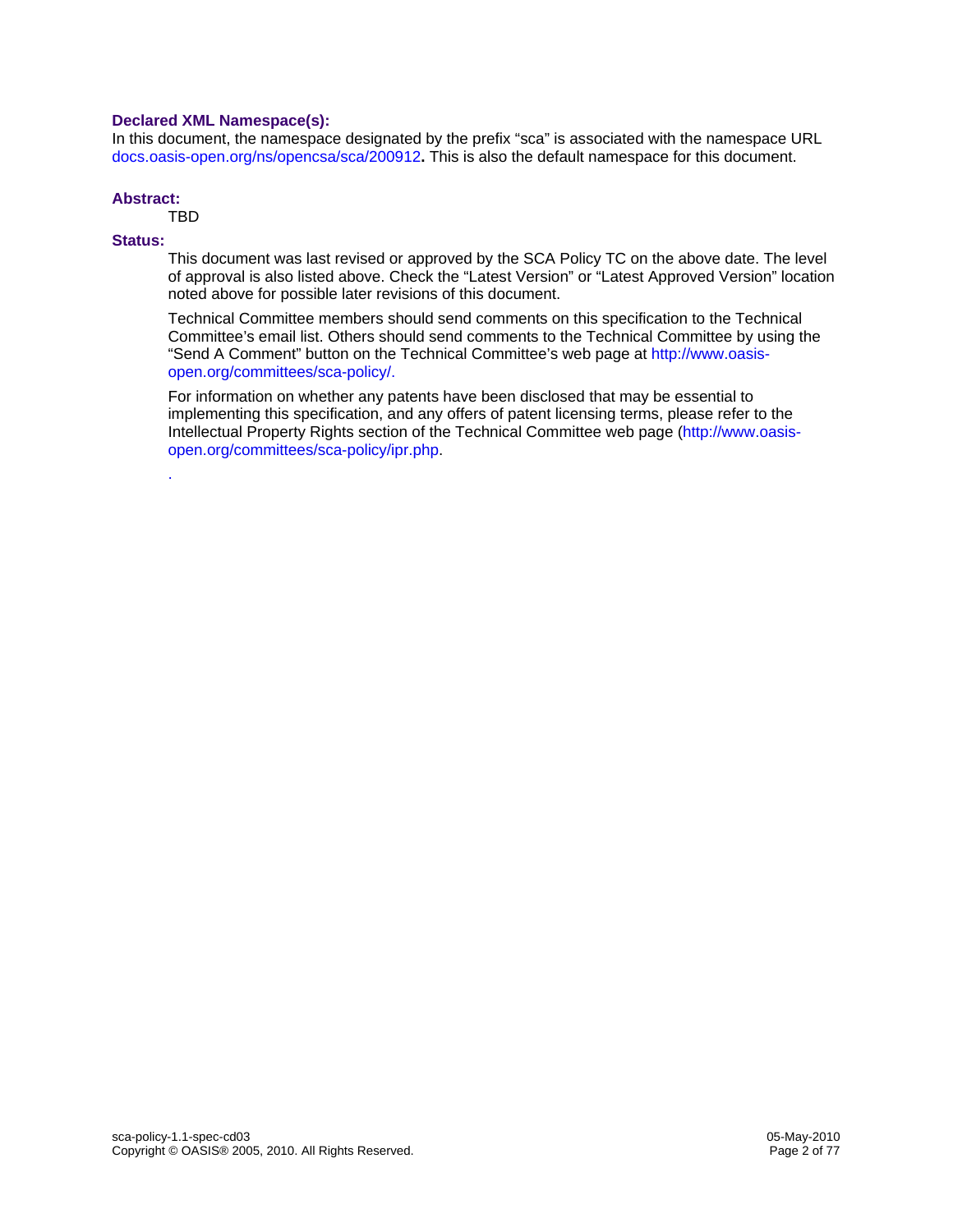**Declared XML Namespace(s):**

In this document, the namespace designated by the prefix “sca” is associated with the namespace URL docs.oasis-open.org/ns/opencsa/sca/200912**.** This is also the default namespace for this document.

**Abstract:**

TBD

**Status:**

This document was last revised or approved by the SCA Policy TC on the above date. The level of approval is also listed above. Check the “Latest Version” or “Latest Approved Version” location noted above for possible later revisions of this document.

Technical Committee members should send comments on this specification to the Technical Committee’s email list. Others should send comments to the Technical Committee by using the “Send A Comment” button on the Technical Committee’s web page at http://www.oasis-open.org/committees/sca-policy/.

For information on whether any patents have been disclosed that may be essential to implementing this specification, and any offers of patent licensing terms, please refer to the Intellectual Property Rights section of the Technical Committee web page (http://www.oasis-open.org/committees/sca-policy/ipr.php.

.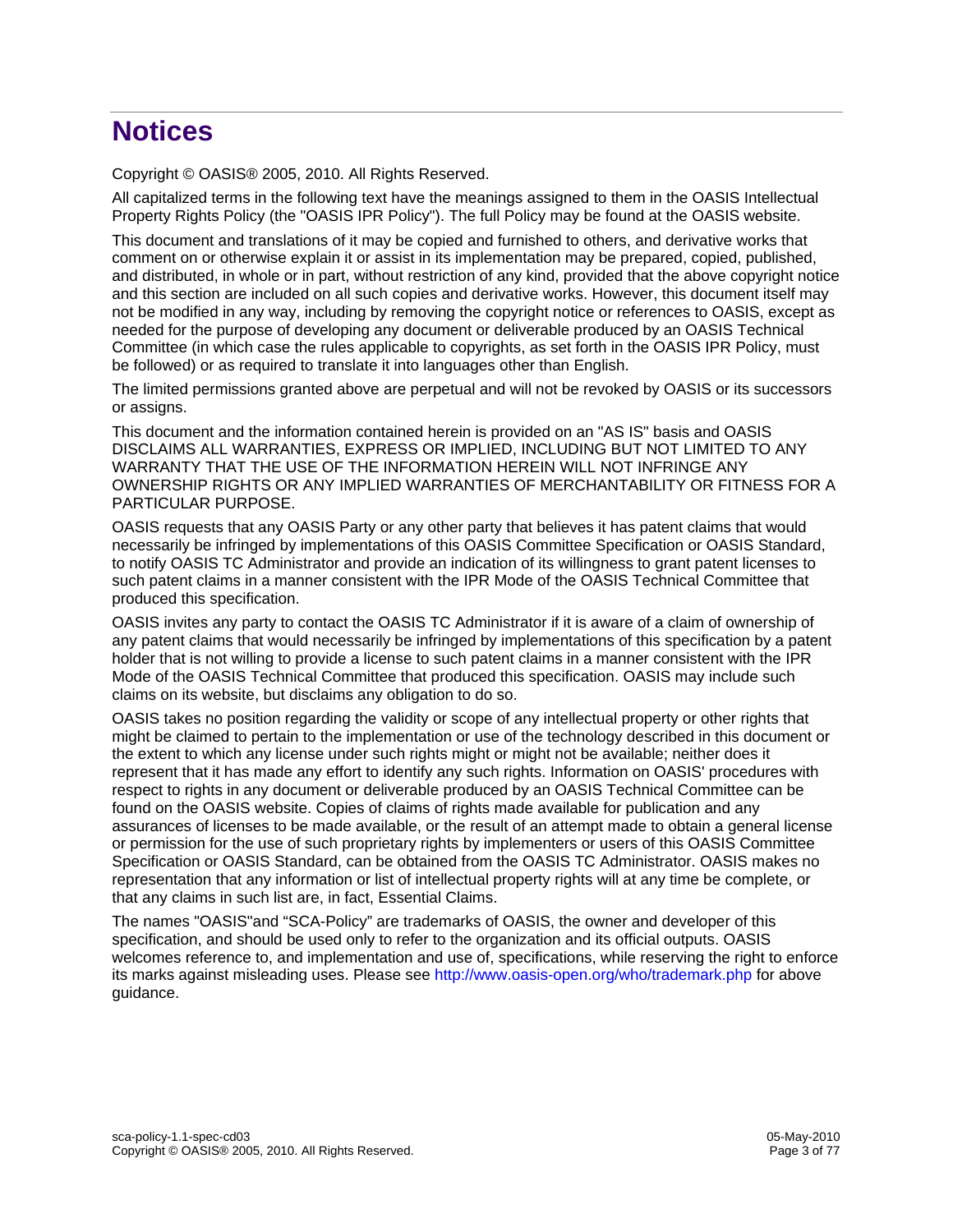# Notices

Copyright © OASIS® 2005, 2010. All Rights Reserved.

All capitalized terms in the following text have the meanings assigned to them in the OASIS Intellectual Property Rights Policy (the "OASIS IPR Policy"). The full Policy may be found at the OASIS website.

This document and translations of it may be copied and furnished to others, and derivative works that comment on or otherwise explain it or assist in its implementation may be prepared, copied, published, and distributed, in whole or in part, without restriction of any kind, provided that the above copyright notice and this section are included on all such copies and derivative works. However, this document itself may not be modified in any way, including by removing the copyright notice or references to OASIS, except as needed for the purpose of developing any document or deliverable produced by an OASIS Technical Committee (in which case the rules applicable to copyrights, as set forth in the OASIS IPR Policy, must be followed) or as required to translate it into languages other than English.

The limited permissions granted above are perpetual and will not be revoked by OASIS or its successors or assigns.

This document and the information contained herein is provided on an "AS IS" basis and OASIS DISCLAIMS ALL WARRANTIES, EXPRESS OR IMPLIED, INCLUDING BUT NOT LIMITED TO ANY WARRANTY THAT THE USE OF THE INFORMATION HEREIN WILL NOT INFRINGE ANY OWNERSHIP RIGHTS OR ANY IMPLIED WARRANTIES OF MERCHANTABILITY OR FITNESS FOR A PARTICULAR PURPOSE.

OASIS requests that any OASIS Party or any other party that believes it has patent claims that would necessarily be infringed by implementations of this OASIS Committee Specification or OASIS Standard, to notify OASIS TC Administrator and provide an indication of its willingness to grant patent licenses to such patent claims in a manner consistent with the IPR Mode of the OASIS Technical Committee that produced this specification.

OASIS invites any party to contact the OASIS TC Administrator if it is aware of a claim of ownership of any patent claims that would necessarily be infringed by implementations of this specification by a patent holder that is not willing to provide a license to such patent claims in a manner consistent with the IPR Mode of the OASIS Technical Committee that produced this specification. OASIS may include such claims on its website, but disclaims any obligation to do so.

OASIS takes no position regarding the validity or scope of any intellectual property or other rights that might be claimed to pertain to the implementation or use of the technology described in this document or the extent to which any license under such rights might or might not be available; neither does it represent that it has made any effort to identify any such rights. Information on OASIS' procedures with respect to rights in any document or deliverable produced by an OASIS Technical Committee can be found on the OASIS website. Copies of claims of rights made available for publication and any assurances of licenses to be made available, or the result of an attempt made to obtain a general license or permission for the use of such proprietary rights by implementers or users of this OASIS Committee Specification or OASIS Standard, can be obtained from the OASIS TC Administrator. OASIS makes no representation that any information or list of intellectual property rights will at any time be complete, or that any claims in such list are, in fact, Essential Claims.

The names "OASIS"and “SCA-Policy” are trademarks of OASIS, the owner and developer of this specification, and should be used only to refer to the organization and its official outputs. OASIS welcomes reference to, and implementation and use of, specifications, while reserving the right to enforce its marks against misleading uses. Please see http://www.oasis-open.org/who/trademark.php for above guidance.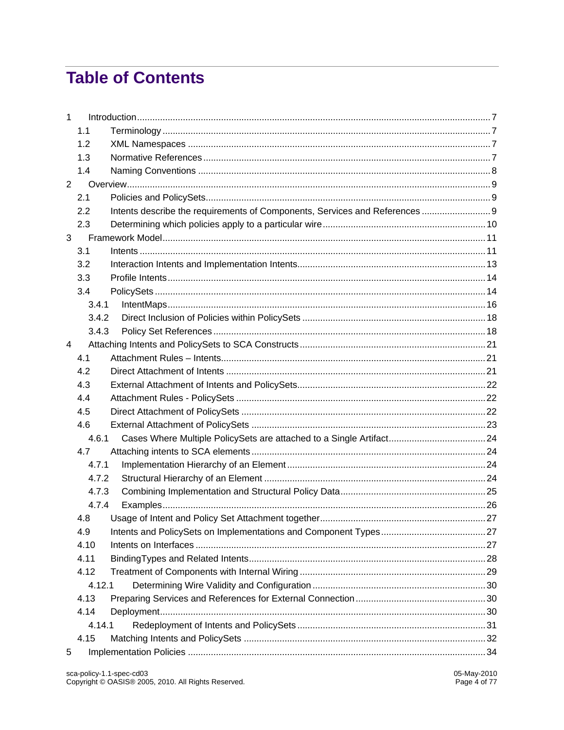# Table of Contents

1 Introduction ... 7
  1.1 Terminology ... 7
  1.2 XML Namespaces ... 7
  1.3 Normative References ... 7
  1.4 Naming Conventions ... 8
2 Overview ... 9
  2.1 Policies and PolicySets ... 9
  2.2 Intents describe the requirements of Components, Services and References ... 9
  2.3 Determining which policies apply to a particular wire ... 10
3 Framework Model ... 11
  3.1 Intents ... 11
  3.2 Interaction Intents and Implementation Intents ... 13
  3.3 Profile Intents ... 14
  3.4 PolicySets ... 14
    3.4.1 IntentMaps ... 16
    3.4.2 Direct Inclusion of Policies within PolicySets ... 18
    3.4.3 Policy Set References ... 18
4 Attaching Intents and PolicySets to SCA Constructs ... 21
  4.1 Attachment Rules – Intents ... 21
  4.2 Direct Attachment of Intents ... 21
  4.3 External Attachment of Intents and PolicySets ... 22
  4.4 Attachment Rules - PolicySets ... 22
  4.5 Direct Attachment of PolicySets ... 22
  4.6 External Attachment of PolicySets ... 23
    4.6.1 Cases Where Multiple PolicySets are attached to a Single Artifact ... 24
  4.7 Attaching intents to SCA elements ... 24
    4.7.1 Implementation Hierarchy of an Element ... 24
    4.7.2 Structural Hierarchy of an Element ... 24
    4.7.3 Combining Implementation and Structural Policy Data ... 25
    4.7.4 Examples ... 26
  4.8 Usage of Intent and Policy Set Attachment together ... 27
  4.9 Intents and PolicySets on Implementations and Component Types ... 27
  4.10 Intents on Interfaces ... 27
  4.11 BindingTypes and Related Intents ... 28
  4.12 Treatment of Components with Internal Wiring ... 29
    4.12.1 Determining Wire Validity and Configuration ... 30
  4.13 Preparing Services and References for External Connection ... 30
  4.14 Deployment ... 30
    4.14.1 Redeployment of Intents and PolicySets ... 31
  4.15 Matching Intents and PolicySets ... 32
5 Implementation Policies ... 34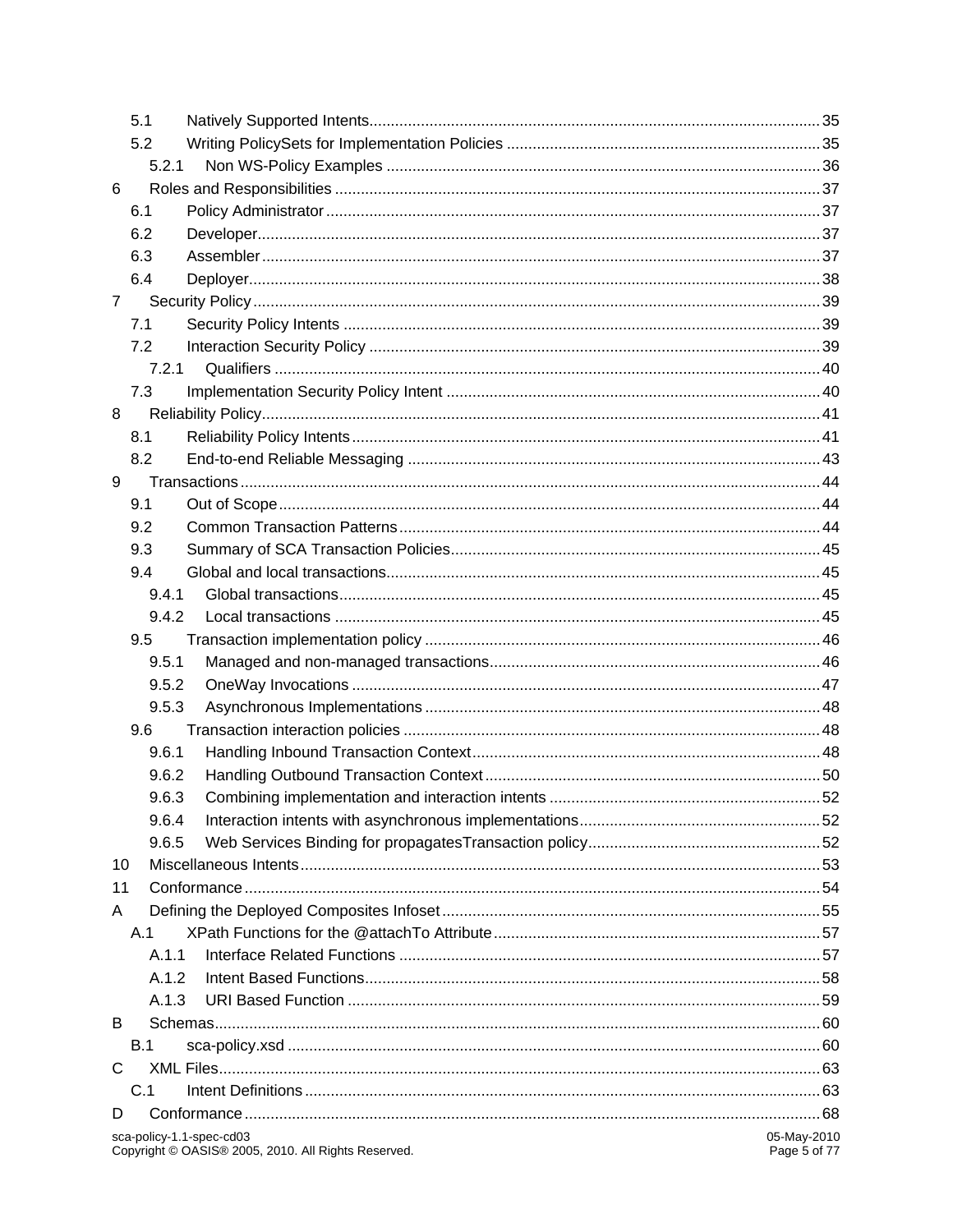5.1 Natively Supported Intents ........................................................................................................ 35
5.2 Writing PolicySets for Implementation Policies ......................................................................... 35
5.2.1 Non WS-Policy Examples ..................................................................................................... 36
6 Roles and Responsibilities ................................................................................................................ 37
6.1 Policy Administrator .................................................................................................................. 37
6.2 Developer.................................................................................................................................. 37
6.3 Assembler ................................................................................................................................. 37
6.4 Deployer.................................................................................................................................... 38
7 Security Policy ................................................................................................................................... 39
7.1 Security Policy Intents .............................................................................................................. 39
7.2 Interaction Security Policy ........................................................................................................ 39
7.2.1 Qualifiers ............................................................................................................................. 40
7.3 Implementation Security Policy Intent ...................................................................................... 40
8 Reliability Policy................................................................................................................................. 41
8.1 Reliability Policy Intents ............................................................................................................ 41
8.2 End-to-end Reliable Messaging ............................................................................................... 43
9 Transactions ...................................................................................................................................... 44
9.1 Out of Scope ............................................................................................................................. 44
9.2 Common Transaction Patterns ................................................................................................. 44
9.3 Summary of SCA Transaction Policies ..................................................................................... 45
9.4 Global and local transactions.................................................................................................... 45
9.4.1 Global transactions............................................................................................................... 45
9.4.2 Local transactions ................................................................................................................ 45
9.5 Transaction implementation policy ........................................................................................... 46
9.5.1 Managed and non-managed transactions............................................................................ 46
9.5.2 OneWay Invocations ............................................................................................................ 47
9.5.3 Asynchronous Implementations ........................................................................................... 48
9.6 Transaction interaction policies ................................................................................................ 48
9.6.1 Handling Inbound Transaction Context................................................................................. 48
9.6.2 Handling Outbound Transaction Context ............................................................................. 50
9.6.3 Combining implementation and interaction intents .............................................................. 52
9.6.4 Interaction intents with asynchronous implementations........................................................ 52
9.6.5 Web Services Binding for propagatesTransaction policy...................................................... 52
10 Miscellaneous Intents ........................................................................................................................ 53
11 Conformance ..................................................................................................................................... 54
A Defining the Deployed Composites Infoset ....................................................................................... 55
A.1 XPath Functions for the @attachTo Attribute ........................................................................... 57
A.1.1 Interface Related Functions ................................................................................................. 57
A.1.2 Intent Based Functions......................................................................................................... 58
A.1.3 URI Based Function ............................................................................................................. 59
B Schemas............................................................................................................................................ 60
B.1 sca-policy.xsd ........................................................................................................................... 60
C XML Files........................................................................................................................................... 63
C.1 Intent Definitions ....................................................................................................................... 63
D Conformance ..................................................................................................................................... 68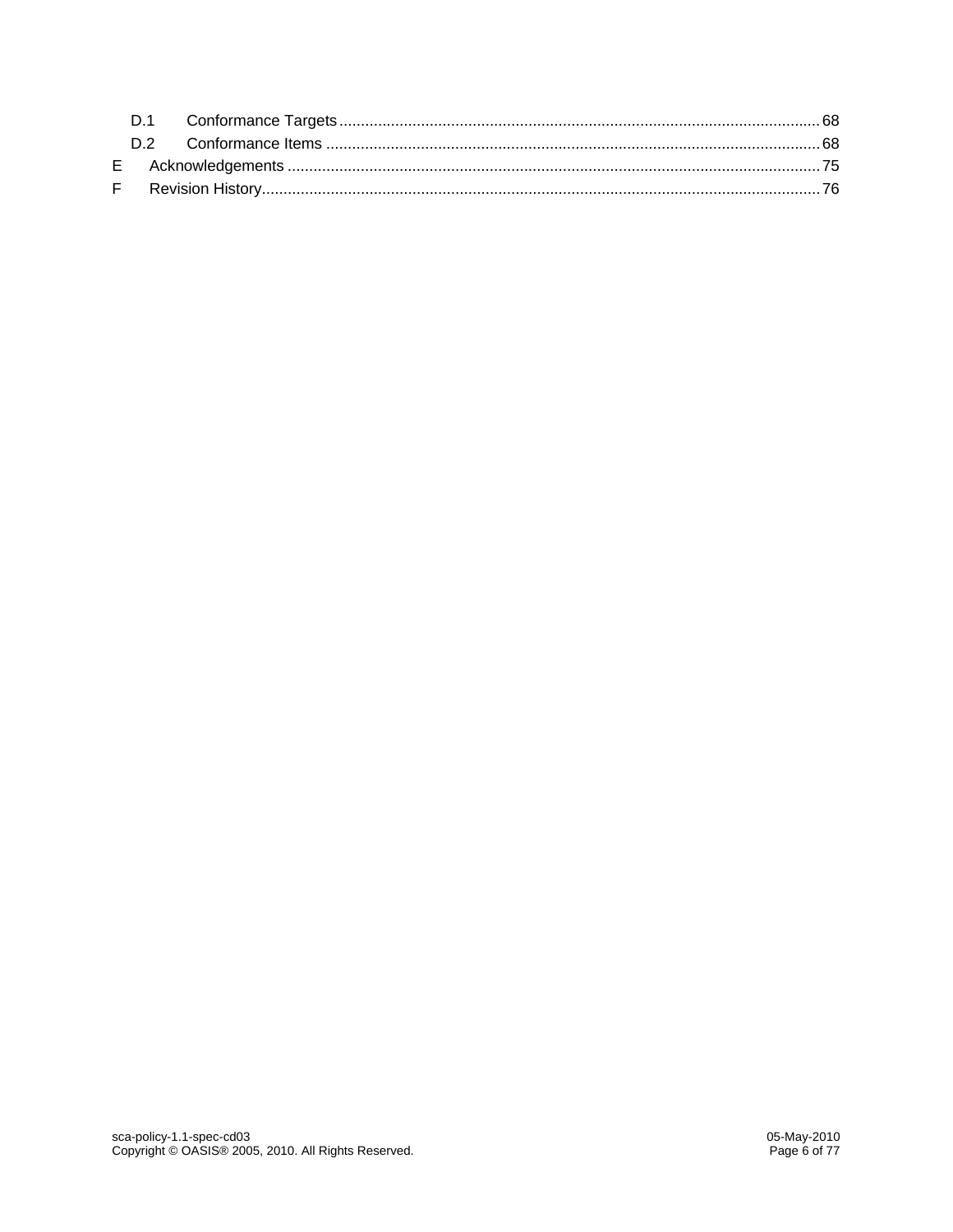D.1 Conformance Targets ........................................................................................................ 68
D.2 Conformance Items ............................................................................................................ 68
E Acknowledgements ..................................................................................................................... 75
F Revision History.......................................................................................................................... 76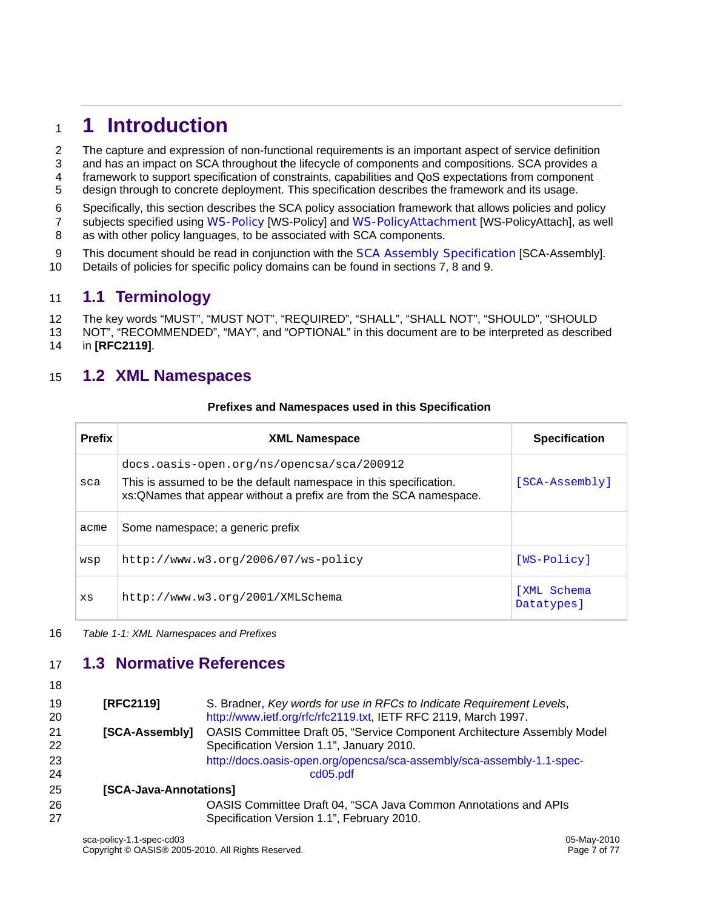# 1 Introduction

The capture and expression of non-functional requirements is an important aspect of service definition and has an impact on SCA throughout the lifecycle of components and compositions. SCA provides a framework to support specification of constraints, capabilities and QoS expectations from component design through to concrete deployment. This specification describes the framework and its usage.

Specifically, this section describes the SCA policy association framework that allows policies and policy subjects specified using WS-Policy [WS-Policy] and WS-PolicyAttachment [WS-PolicyAttach], as well as with other policy languages, to be associated with SCA components.

This document should be read in conjunction with the SCA Assembly Specification [SCA-Assembly]. Details of policies for specific policy domains can be found in sections 7, 8 and 9.

## 1.1 Terminology

The key words “MUST”, “MUST NOT”, “REQUIRED”, “SHALL”, “SHALL NOT”, “SHOULD”, “SHOULD NOT”, “RECOMMENDED”, “MAY”, and “OPTIONAL” in this document are to be interpreted as described in **[RFC2119]**.

## 1.2 XML Namespaces

**Prefixes and Namespaces used in this Specification**

| Prefix | XML Namespace | Specification |
|---|---|---|
| sca | docs.oasis-open.org/ns/opencsa/sca/200912<br>This is assumed to be the default namespace in this specification. xs:QNames that appear without a prefix are from the SCA namespace. | [SCA-Assembly] |
| acme | Some namespace; a generic prefix | |
| wsp | http://www.w3.org/2006/07/ws-policy | [WS-Policy] |
| xs | http://www.w3.org/2001/XMLSchema | [XML Schema Datatypes] |

*Table 1-1: XML Namespaces and Prefixes*

## 1.3 Normative References

**[RFC2119]** S. Bradner, *Key words for use in RFCs to Indicate Requirement Levels*, http://www.ietf.org/rfc/rfc2119.txt, IETF RFC 2119, March 1997.

**[SCA-Assembly]** OASIS Committee Draft 05, “Service Component Architecture Assembly Model Specification Version 1.1”, January 2010.
http://docs.oasis-open.org/opencsa/sca-assembly/sca-assembly-1.1-spec-cd05.pdf

**[SCA-Java-Annotations]**
OASIS Committee Draft 04, “SCA Java Common Annotations and APIs Specification Version 1.1”, February 2010.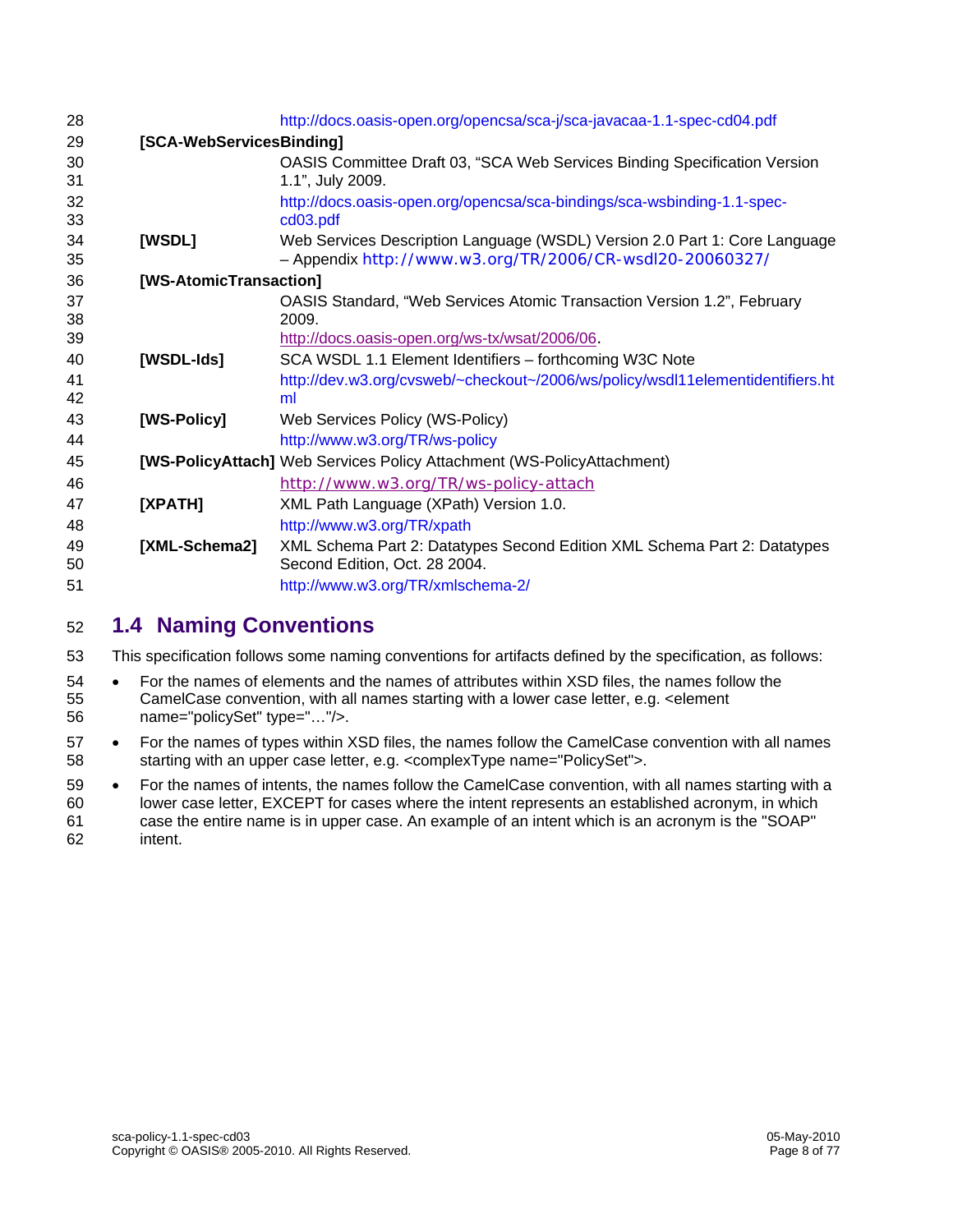http://docs.oasis-open.org/opencsa/sca-j/sca-javacaa-1.1-spec-cd04.pdf

**[SCA-WebServicesBinding]**
OASIS Committee Draft 03, "SCA Web Services Binding Specification Version 1.1", July 2009.
http://docs.oasis-open.org/opencsa/sca-bindings/sca-wsbinding-1.1-spec-cd03.pdf

**[WSDL]** Web Services Description Language (WSDL) Version 2.0 Part 1: Core Language – Appendix http://www.w3.org/TR/2006/CR-wsdl20-20060327/

**[WS-AtomicTransaction]**
OASIS Standard, "Web Services Atomic Transaction Version 1.2", February 2009.
http://docs.oasis-open.org/ws-tx/wsat/2006/06.

**[WSDL-Ids]** SCA WSDL 1.1 Element Identifiers – forthcoming W3C Note
http://dev.w3.org/cvsweb/~checkout~/2006/ws/policy/wsdl11elementidentifiers.html

**[WS-Policy]** Web Services Policy (WS-Policy)
http://www.w3.org/TR/ws-policy

**[WS-PolicyAttach]** Web Services Policy Attachment (WS-PolicyAttachment)
http://www.w3.org/TR/ws-policy-attach

**[XPATH]** XML Path Language (XPath) Version 1.0.
http://www.w3.org/TR/xpath

**[XML-Schema2]** XML Schema Part 2: Datatypes Second Edition XML Schema Part 2: Datatypes Second Edition, Oct. 28 2004.
http://www.w3.org/TR/xmlschema-2/

## 1.4 Naming Conventions

This specification follows some naming conventions for artifacts defined by the specification, as follows:

- For the names of elements and the names of attributes within XSD files, the names follow the CamelCase convention, with all names starting with a lower case letter, e.g. <element name="policySet" type="…"/>.
- For the names of types within XSD files, the names follow the CamelCase convention with all names starting with an upper case letter, e.g. <complexType name="PolicySet">.
- For the names of intents, the names follow the CamelCase convention, with all names starting with a lower case letter, EXCEPT for cases where the intent represents an established acronym, in which case the entire name is in upper case. An example of an intent which is an acronym is the "SOAP" intent.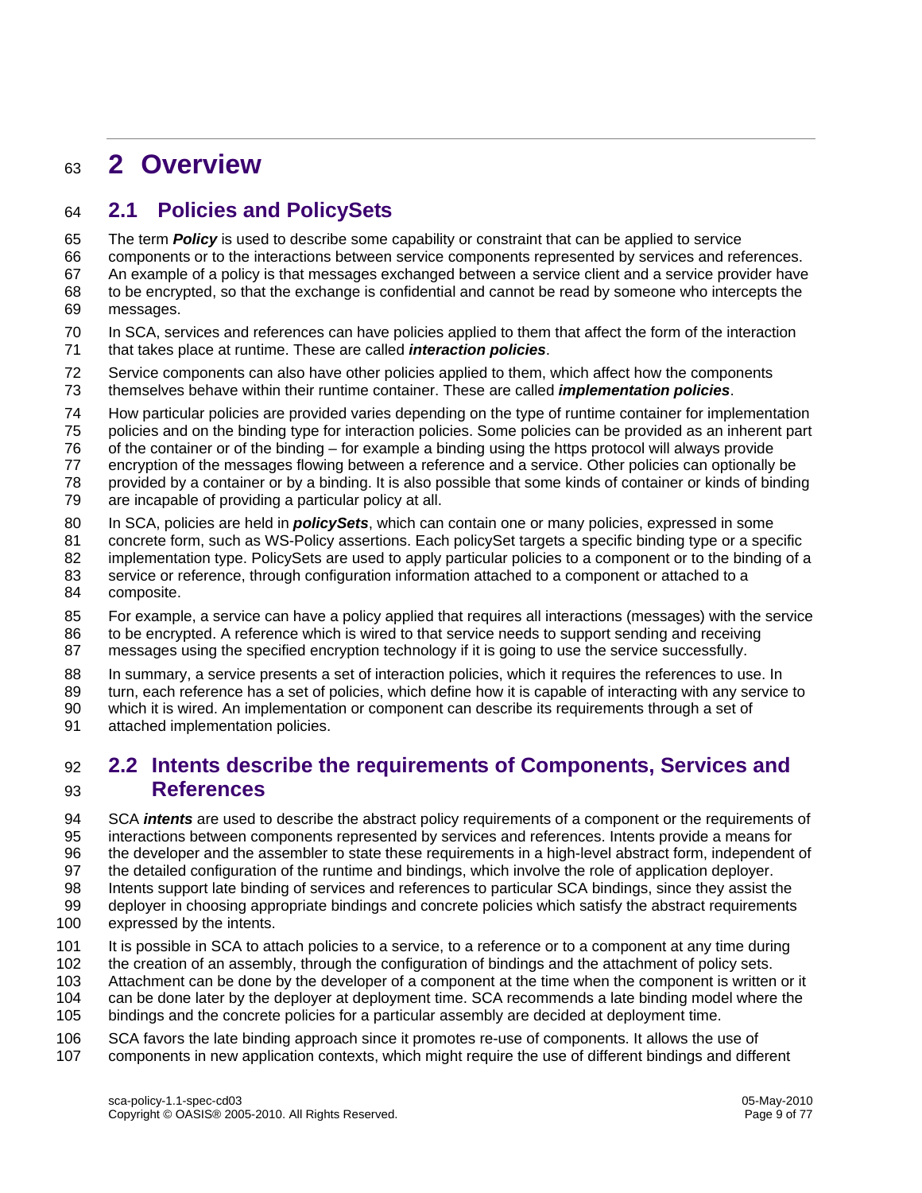# 2 Overview

## 2.1 Policies and PolicySets

The term ***Policy*** is used to describe some capability or constraint that can be applied to service components or to the interactions between service components represented by services and references. An example of a policy is that messages exchanged between a service client and a service provider have to be encrypted, so that the exchange is confidential and cannot be read by someone who intercepts the messages.

In SCA, services and references can have policies applied to them that affect the form of the interaction that takes place at runtime. These are called ***interaction policies***.

Service components can also have other policies applied to them, which affect how the components themselves behave within their runtime container. These are called ***implementation policies***.

How particular policies are provided varies depending on the type of runtime container for implementation policies and on the binding type for interaction policies. Some policies can be provided as an inherent part of the container or of the binding – for example a binding using the https protocol will always provide encryption of the messages flowing between a reference and a service. Other policies can optionally be provided by a container or by a binding. It is also possible that some kinds of container or kinds of binding are incapable of providing a particular policy at all.

In SCA, policies are held in ***policySets***, which can contain one or many policies, expressed in some concrete form, such as WS-Policy assertions. Each policySet targets a specific binding type or a specific implementation type. PolicySets are used to apply particular policies to a component or to the binding of a service or reference, through configuration information attached to a component or attached to a composite.

For example, a service can have a policy applied that requires all interactions (messages) with the service to be encrypted. A reference which is wired to that service needs to support sending and receiving messages using the specified encryption technology if it is going to use the service successfully.

In summary, a service presents a set of interaction policies, which it requires the references to use. In turn, each reference has a set of policies, which define how it is capable of interacting with any service to which it is wired. An implementation or component can describe its requirements through a set of attached implementation policies.

## 2.2 Intents describe the requirements of Components, Services and References

SCA ***intents*** are used to describe the abstract policy requirements of a component or the requirements of interactions between components represented by services and references. Intents provide a means for the developer and the assembler to state these requirements in a high-level abstract form, independent of the detailed configuration of the runtime and bindings, which involve the role of application deployer. Intents support late binding of services and references to particular SCA bindings, since they assist the deployer in choosing appropriate bindings and concrete policies which satisfy the abstract requirements expressed by the intents.

It is possible in SCA to attach policies to a service, to a reference or to a component at any time during the creation of an assembly, through the configuration of bindings and the attachment of policy sets. Attachment can be done by the developer of a component at the time when the component is written or it can be done later by the deployer at deployment time. SCA recommends a late binding model where the bindings and the concrete policies for a particular assembly are decided at deployment time.

SCA favors the late binding approach since it promotes re-use of components. It allows the use of components in new application contexts, which might require the use of different bindings and different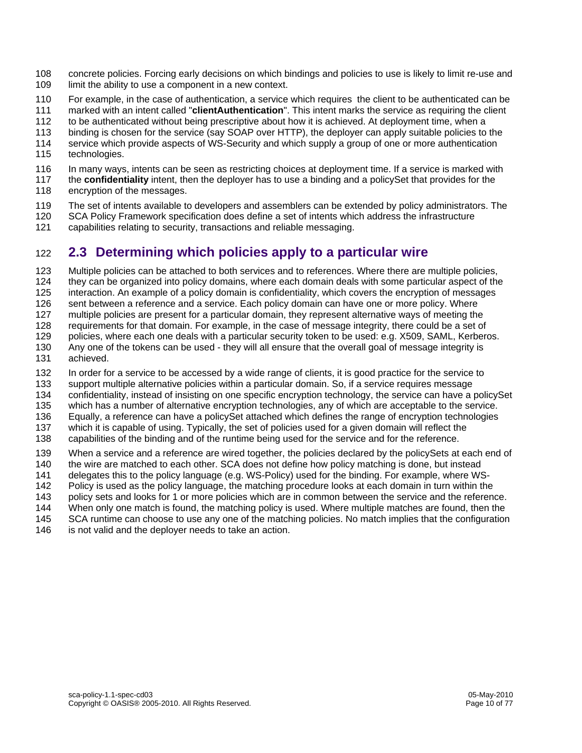concrete policies. Forcing early decisions on which bindings and policies to use is likely to limit re-use and limit the ability to use a component in a new context.

For example, in the case of authentication, a service which requires the client to be authenticated can be marked with an intent called "**clientAuthentication**". This intent marks the service as requiring the client to be authenticated without being prescriptive about how it is achieved. At deployment time, when a binding is chosen for the service (say SOAP over HTTP), the deployer can apply suitable policies to the service which provide aspects of WS-Security and which supply a group of one or more authentication technologies.

In many ways, intents can be seen as restricting choices at deployment time. If a service is marked with the **confidentiality** intent, then the deployer has to use a binding and a policySet that provides for the encryption of the messages.

The set of intents available to developers and assemblers can be extended by policy administrators. The SCA Policy Framework specification does define a set of intents which address the infrastructure capabilities relating to security, transactions and reliable messaging.

## 2.3 Determining which policies apply to a particular wire

Multiple policies can be attached to both services and to references. Where there are multiple policies, they can be organized into policy domains, where each domain deals with some particular aspect of the interaction. An example of a policy domain is confidentiality, which covers the encryption of messages sent between a reference and a service. Each policy domain can have one or more policy. Where multiple policies are present for a particular domain, they represent alternative ways of meeting the requirements for that domain. For example, in the case of message integrity, there could be a set of policies, where each one deals with a particular security token to be used: e.g. X509, SAML, Kerberos. Any one of the tokens can be used - they will all ensure that the overall goal of message integrity is achieved.

In order for a service to be accessed by a wide range of clients, it is good practice for the service to support multiple alternative policies within a particular domain. So, if a service requires message confidentiality, instead of insisting on one specific encryption technology, the service can have a policySet which has a number of alternative encryption technologies, any of which are acceptable to the service. Equally, a reference can have a policySet attached which defines the range of encryption technologies which it is capable of using. Typically, the set of policies used for a given domain will reflect the capabilities of the binding and of the runtime being used for the service and for the reference.

When a service and a reference are wired together, the policies declared by the policySets at each end of the wire are matched to each other. SCA does not define how policy matching is done, but instead delegates this to the policy language (e.g. WS-Policy) used for the binding. For example, where WS-Policy is used as the policy language, the matching procedure looks at each domain in turn within the policy sets and looks for 1 or more policies which are in common between the service and the reference. When only one match is found, the matching policy is used. Where multiple matches are found, then the SCA runtime can choose to use any one of the matching policies. No match implies that the configuration is not valid and the deployer needs to take an action.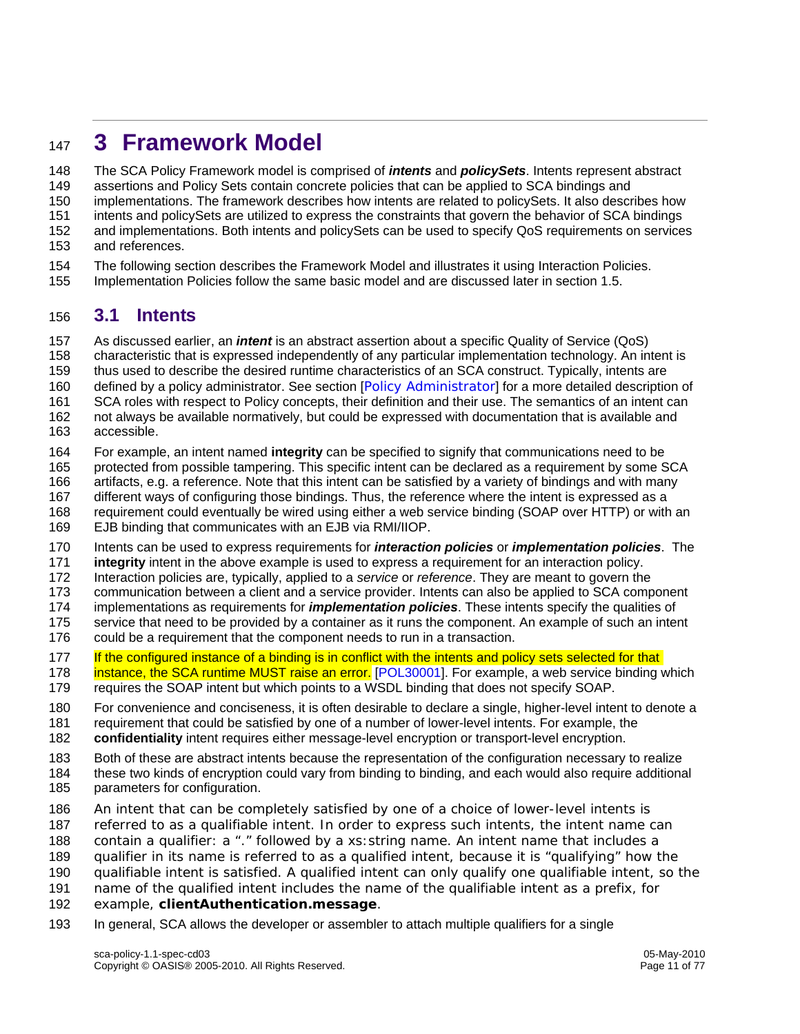# 3 Framework Model

The SCA Policy Framework model is comprised of ***intents*** and ***policySets***. Intents represent abstract assertions and Policy Sets contain concrete policies that can be applied to SCA bindings and implementations. The framework describes how intents are related to policySets. It also describes how intents and policySets are utilized to express the constraints that govern the behavior of SCA bindings and implementations. Both intents and policySets can be used to specify QoS requirements on services and references.

The following section describes the Framework Model and illustrates it using Interaction Policies. Implementation Policies follow the same basic model and are discussed later in section 1.5.

## 3.1 Intents

As discussed earlier, an ***intent*** is an abstract assertion about a specific Quality of Service (QoS) characteristic that is expressed independently of any particular implementation technology. An intent is thus used to describe the desired runtime characteristics of an SCA construct. Typically, intents are defined by a policy administrator. See section [Policy Administrator] for a more detailed description of SCA roles with respect to Policy concepts, their definition and their use. The semantics of an intent can not always be available normatively, but could be expressed with documentation that is available and accessible.

For example, an intent named **integrity** can be specified to signify that communications need to be protected from possible tampering. This specific intent can be declared as a requirement by some SCA artifacts, e.g. a reference. Note that this intent can be satisfied by a variety of bindings and with many different ways of configuring those bindings. Thus, the reference where the intent is expressed as a requirement could eventually be wired using either a web service binding (SOAP over HTTP) or with an EJB binding that communicates with an EJB via RMI/IIOP.

Intents can be used to express requirements for ***interaction policies*** or ***implementation policies***. The **integrity** intent in the above example is used to express a requirement for an interaction policy. Interaction policies are, typically, applied to a *service* or *reference*. They are meant to govern the communication between a client and a service provider. Intents can also be applied to SCA component implementations as requirements for ***implementation policies***. These intents specify the qualities of service that need to be provided by a container as it runs the component. An example of such an intent could be a requirement that the component needs to run in a transaction.

If the configured instance of a binding is in conflict with the intents and policy sets selected for that instance, the SCA runtime MUST raise an error. [POL30001]. For example, a web service binding which requires the SOAP intent but which points to a WSDL binding that does not specify SOAP.

For convenience and conciseness, it is often desirable to declare a single, higher-level intent to denote a requirement that could be satisfied by one of a number of lower-level intents. For example, the **confidentiality** intent requires either message-level encryption or transport-level encryption.

Both of these are abstract intents because the representation of the configuration necessary to realize these two kinds of encryption could vary from binding to binding, and each would also require additional parameters for configuration.

An intent that can be completely satisfied by one of a choice of lower-level intents is referred to as a qualifiable intent. In order to express such intents, the intent name can contain a qualifier: a "." followed by a xs:string name. An intent name that includes a qualifier in its name is referred to as a qualified intent, because it is "qualifying" how the qualifiable intent is satisfied. A qualified intent can only qualify one qualifiable intent, so the name of the qualified intent includes the name of the qualifiable intent as a prefix, for example, **clientAuthentication.message**.

In general, SCA allows the developer or assembler to attach multiple qualifiers for a single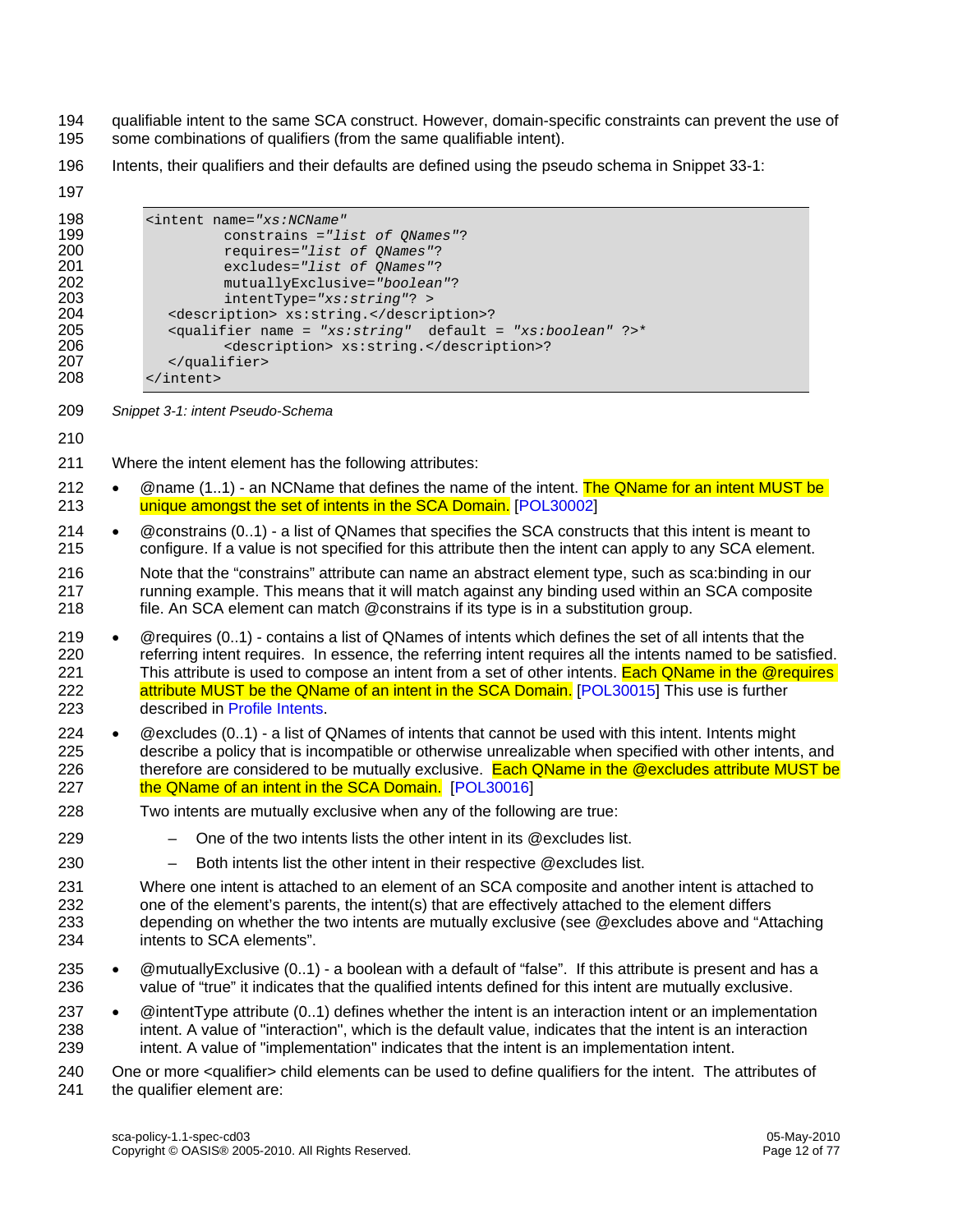qualifiable intent to the same SCA construct. However, domain-specific constraints can prevent the use of some combinations of qualifiers (from the same qualifiable intent).

Intents, their qualifiers and their defaults are defined using the pseudo schema in Snippet 33-1:

```
<intent name="xs:NCName"
        constrains ="list of QNames"?
        requires="list of QNames"?
        excludes="list of QNames"?
        mutuallyExclusive="boolean"?
        intentType="xs:string"? >
   <description> xs:string.</description>?
   <qualifier name = "xs:string"  default = "xs:boolean" ?>*
        <description> xs:string.</description>?
   </qualifier>
</intent>
```

*Snippet 3-1: intent Pseudo-Schema*

Where the intent element has the following attributes:

- @name (1..1) - an NCName that defines the name of the intent. The QName for an intent MUST be unique amongst the set of intents in the SCA Domain. [POL30002]
- @constrains (0..1) - a list of QNames that specifies the SCA constructs that this intent is meant to configure. If a value is not specified for this attribute then the intent can apply to any SCA element.

  Note that the “constrains” attribute can name an abstract element type, such as sca:binding in our running example. This means that it will match against any binding used within an SCA composite file. An SCA element can match @constrains if its type is in a substitution group.
- @requires (0..1) - contains a list of QNames of intents which defines the set of all intents that the referring intent requires. In essence, the referring intent requires all the intents named to be satisfied. This attribute is used to compose an intent from a set of other intents. Each QName in the @requires attribute MUST be the QName of an intent in the SCA Domain. [POL30015] This use is further described in Profile Intents.
- @excludes (0..1) - a list of QNames of intents that cannot be used with this intent. Intents might describe a policy that is incompatible or otherwise unrealizable when specified with other intents, and therefore are considered to be mutually exclusive. Each QName in the @excludes attribute MUST be the QName of an intent in the SCA Domain. [POL30016]

  Two intents are mutually exclusive when any of the following are true:

  - One of the two intents lists the other intent in its @excludes list.
  - Both intents list the other intent in their respective @excludes list.

  Where one intent is attached to an element of an SCA composite and another intent is attached to one of the element’s parents, the intent(s) that are effectively attached to the element differs depending on whether the two intents are mutually exclusive (see @excludes above and “Attaching intents to SCA elements”.
- @mutuallyExclusive (0..1) - a boolean with a default of “false”. If this attribute is present and has a value of “true” it indicates that the qualified intents defined for this intent are mutually exclusive.
- @intentType attribute (0..1) defines whether the intent is an interaction intent or an implementation intent. A value of "interaction", which is the default value, indicates that the intent is an interaction intent. A value of "implementation" indicates that the intent is an implementation intent.

One or more <qualifier> child elements can be used to define qualifiers for the intent. The attributes of the qualifier element are: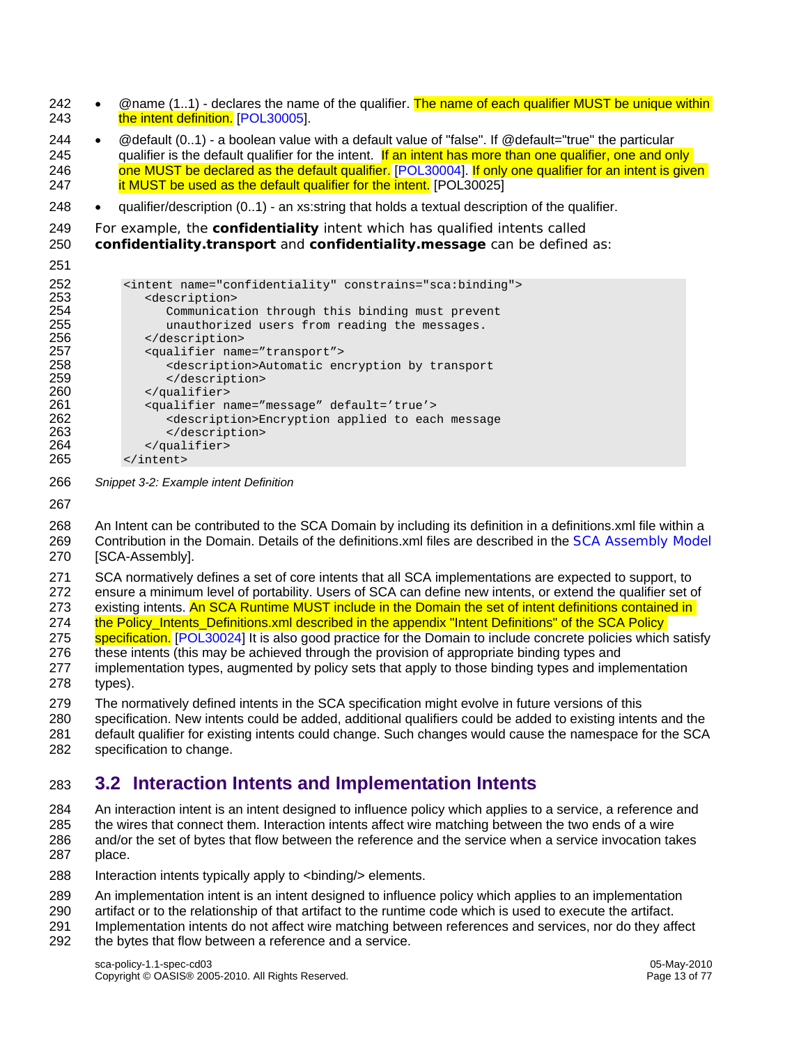- @name (1..1) - declares the name of the qualifier. The name of each qualifier MUST be unique within the intent definition. [POL30005].
- @default (0..1) - a boolean value with a default value of "false". If @default="true" the particular qualifier is the default qualifier for the intent. If an intent has more than one qualifier, one and only one MUST be declared as the default qualifier. [POL30004]. If only one qualifier for an intent is given it MUST be used as the default qualifier for the intent. [POL30025]
- qualifier/description (0..1) - an xs:string that holds a textual description of the qualifier.

For example, the **confidentiality** intent which has qualified intents called **confidentiality.transport** and **confidentiality.message** can be defined as:

```
<intent name="confidentiality" constrains="sca:binding">
   <description>
      Communication through this binding must prevent
      unauthorized users from reading the messages.
   </description>
   <qualifier name=”transport”>
      <description>Automatic encryption by transport
      </description>
   </qualifier>
   <qualifier name=”message” default=’true’>
      <description>Encryption applied to each message
      </description>
   </qualifier>
</intent>
```

*Snippet 3-2: Example intent Definition*

An Intent can be contributed to the SCA Domain by including its definition in a definitions.xml file within a Contribution in the Domain. Details of the definitions.xml files are described in the SCA Assembly Model [SCA-Assembly].

SCA normatively defines a set of core intents that all SCA implementations are expected to support, to ensure a minimum level of portability. Users of SCA can define new intents, or extend the qualifier set of existing intents. An SCA Runtime MUST include in the Domain the set of intent definitions contained in the Policy_Intents_Definitions.xml described in the appendix "Intent Definitions" of the SCA Policy specification. [POL30024] It is also good practice for the Domain to include concrete policies which satisfy these intents (this may be achieved through the provision of appropriate binding types and implementation types, augmented by policy sets that apply to those binding types and implementation types).

The normatively defined intents in the SCA specification might evolve in future versions of this specification. New intents could be added, additional qualifiers could be added to existing intents and the default qualifier for existing intents could change. Such changes would cause the namespace for the SCA specification to change.

## 3.2 Interaction Intents and Implementation Intents

An interaction intent is an intent designed to influence policy which applies to a service, a reference and the wires that connect them. Interaction intents affect wire matching between the two ends of a wire and/or the set of bytes that flow between the reference and the service when a service invocation takes place.

Interaction intents typically apply to <binding/> elements.

An implementation intent is an intent designed to influence policy which applies to an implementation artifact or to the relationship of that artifact to the runtime code which is used to execute the artifact. Implementation intents do not affect wire matching between references and services, nor do they affect the bytes that flow between a reference and a service.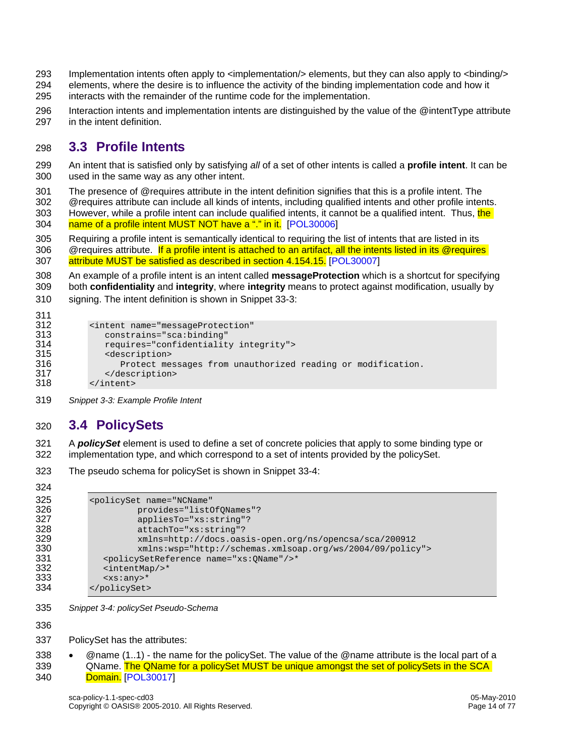Implementation intents often apply to <implementation/> elements, but they can also apply to <binding/> elements, where the desire is to influence the activity of the binding implementation code and how it interacts with the remainder of the runtime code for the implementation.

Interaction intents and implementation intents are distinguished by the value of the @intentType attribute in the intent definition.

## 3.3 Profile Intents

An intent that is satisfied only by satisfying *all* of a set of other intents is called a **profile intent**. It can be used in the same way as any other intent.

The presence of @requires attribute in the intent definition signifies that this is a profile intent. The @requires attribute can include all kinds of intents, including qualified intents and other profile intents. However, while a profile intent can include qualified intents, it cannot be a qualified intent. Thus, the name of a profile intent MUST NOT have a "." in it. [POL30006]

Requiring a profile intent is semantically identical to requiring the list of intents that are listed in its @requires attribute. If a profile intent is attached to an artifact, all the intents listed in its @requires attribute MUST be satisfied as described in section 4.154.15. [POL30007]

An example of a profile intent is an intent called **messageProtection** which is a shortcut for specifying both **confidentiality** and **integrity**, where **integrity** means to protect against modification, usually by signing. The intent definition is shown in Snippet 33-3:

```
<intent name="messageProtection"
   constrains="sca:binding"
   requires="confidentiality integrity">
   <description>
      Protect messages from unauthorized reading or modification.
   </description>
</intent>
```

*Snippet 3-3: Example Profile Intent*

## 3.4 PolicySets

A ***policySet*** element is used to define a set of concrete policies that apply to some binding type or implementation type, and which correspond to a set of intents provided by the policySet.

The pseudo schema for policySet is shown in Snippet 33-4:

```
<policySet name="NCName"
         provides="listOfQNames"?
         appliesTo="xs:string"?
         attachTo="xs:string"?
         xmlns=http://docs.oasis-open.org/ns/opencsa/sca/200912
         xmlns:wsp="http://schemas.xmlsoap.org/ws/2004/09/policy">
   <policySetReference name="xs:QName"/>*
   <intentMap/>*
   <xs:any>*
</policySet>
```

*Snippet 3-4: policySet Pseudo-Schema*

PolicySet has the attributes:

- @name (1..1) - the name for the policySet. The value of the @name attribute is the local part of a QName. The QName for a policySet MUST be unique amongst the set of policySets in the SCA Domain. [POL30017]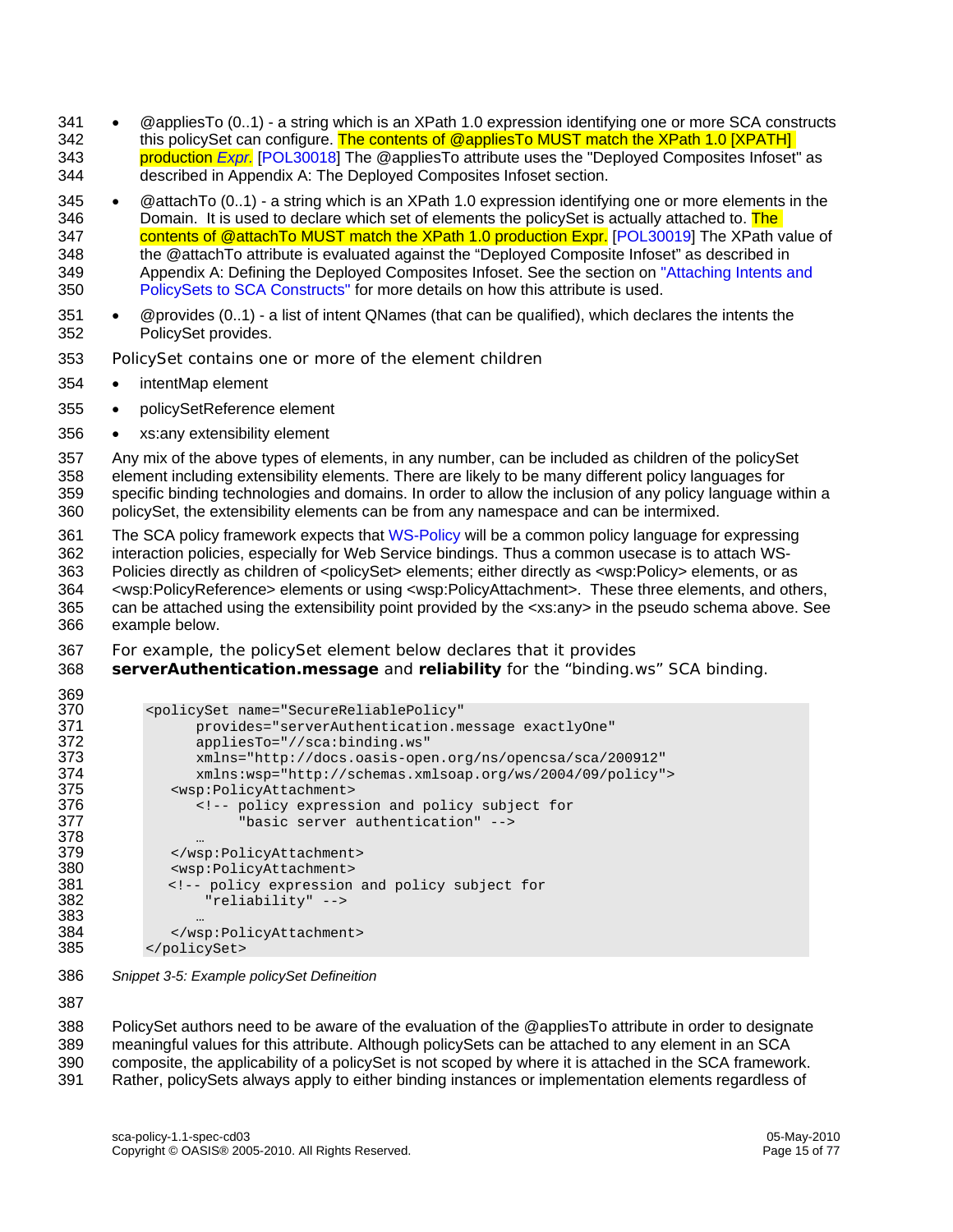- @appliesTo (0..1) - a string which is an XPath 1.0 expression identifying one or more SCA constructs this policySet can configure. The contents of @appliesTo MUST match the XPath 1.0 [XPATH] production *Expr.* [POL30018] The @appliesTo attribute uses the "Deployed Composites Infoset" as described in Appendix A: The Deployed Composites Infoset section.
- @attachTo (0..1) - a string which is an XPath 1.0 expression identifying one or more elements in the Domain. It is used to declare which set of elements the policySet is actually attached to. The contents of @attachTo MUST match the XPath 1.0 production Expr. [POL30019] The XPath value of the @attachTo attribute is evaluated against the "Deployed Composite Infoset" as described in Appendix A: Defining the Deployed Composites Infoset. See the section on "Attaching Intents and PolicySets to SCA Constructs" for more details on how this attribute is used.
- @provides (0..1) - a list of intent QNames (that can be qualified), which declares the intents the PolicySet provides.

PolicySet contains one or more of the element children

- intentMap element
- policySetReference element
- xs:any extensibility element

Any mix of the above types of elements, in any number, can be included as children of the policySet element including extensibility elements. There are likely to be many different policy languages for specific binding technologies and domains. In order to allow the inclusion of any policy language within a policySet, the extensibility elements can be from any namespace and can be intermixed.

The SCA policy framework expects that WS-Policy will be a common policy language for expressing interaction policies, especially for Web Service bindings. Thus a common usecase is to attach WS-Policies directly as children of <policySet> elements; either directly as <wsp:Policy> elements, or as <wsp:PolicyReference> elements or using <wsp:PolicyAttachment>. These three elements, and others, can be attached using the extensibility point provided by the <xs:any> in the pseudo schema above. See example below.

For example, the policySet element below declares that it provides **serverAuthentication.message** and **reliability** for the "binding.ws" SCA binding.

```
<policySet name="SecureReliablePolicy"
      provides="serverAuthentication.message exactlyOne"
      appliesTo="//sca:binding.ws"
      xmlns="http://docs.oasis-open.org/ns/opencsa/sca/200912"
      xmlns:wsp="http://schemas.xmlsoap.org/ws/2004/09/policy">
   <wsp:PolicyAttachment>
      <!-- policy expression and policy subject for
            "basic server authentication" -->
      …
   </wsp:PolicyAttachment>
   <wsp:PolicyAttachment>
   <!-- policy expression and policy subject for
        "reliability" -->
      …
   </wsp:PolicyAttachment>
</policySet>
```

*Snippet 3-5: Example policySet Defineition*

PolicySet authors need to be aware of the evaluation of the @appliesTo attribute in order to designate meaningful values for this attribute. Although policySets can be attached to any element in an SCA composite, the applicability of a policySet is not scoped by where it is attached in the SCA framework. Rather, policySets always apply to either binding instances or implementation elements regardless of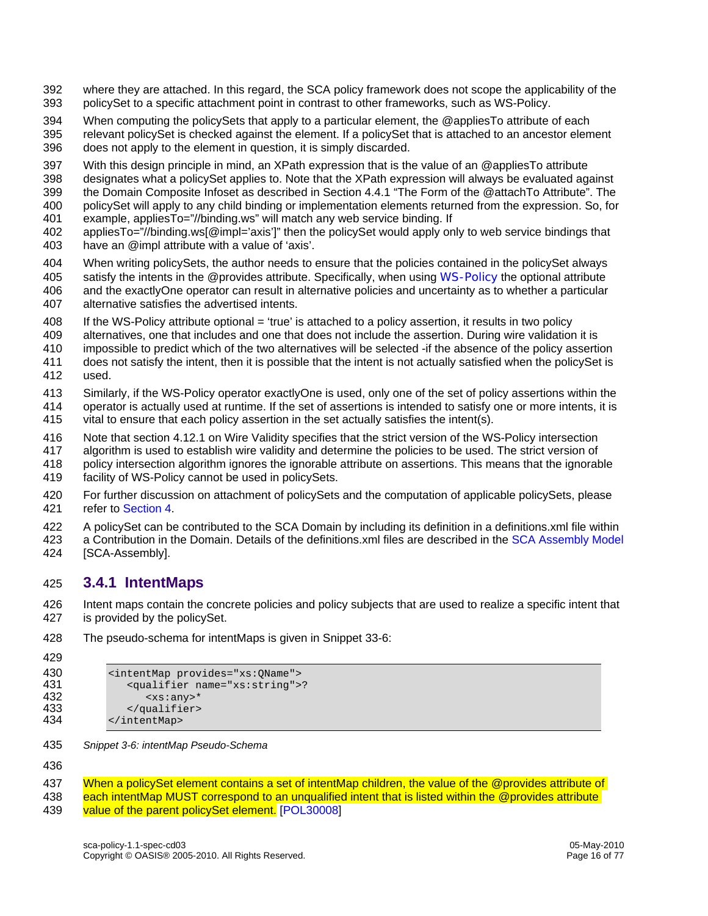where they are attached. In this regard, the SCA policy framework does not scope the applicability of the policySet to a specific attachment point in contrast to other frameworks, such as WS-Policy.

When computing the policySets that apply to a particular element, the @appliesTo attribute of each relevant policySet is checked against the element. If a policySet that is attached to an ancestor element does not apply to the element in question, it is simply discarded.

With this design principle in mind, an XPath expression that is the value of an @appliesTo attribute designates what a policySet applies to. Note that the XPath expression will always be evaluated against the Domain Composite Infoset as described in Section 4.4.1 "The Form of the @attachTo Attribute". The policySet will apply to any child binding or implementation elements returned from the expression. So, for example, appliesTo="//binding.ws" will match any web service binding. If appliesTo="//binding.ws[@impl='axis']" then the policySet would apply only to web service bindings that have an @impl attribute with a value of 'axis'.

When writing policySets, the author needs to ensure that the policies contained in the policySet always satisfy the intents in the @provides attribute. Specifically, when using WS-Policy the optional attribute and the exactlyOne operator can result in alternative policies and uncertainty as to whether a particular alternative satisfies the advertised intents.

If the WS-Policy attribute optional = 'true' is attached to a policy assertion, it results in two policy alternatives, one that includes and one that does not include the assertion. During wire validation it is impossible to predict which of the two alternatives will be selected -if the absence of the policy assertion does not satisfy the intent, then it is possible that the intent is not actually satisfied when the policySet is used.

Similarly, if the WS-Policy operator exactlyOne is used, only one of the set of policy assertions within the operator is actually used at runtime. If the set of assertions is intended to satisfy one or more intents, it is vital to ensure that each policy assertion in the set actually satisfies the intent(s).

Note that section 4.12.1 on Wire Validity specifies that the strict version of the WS-Policy intersection algorithm is used to establish wire validity and determine the policies to be used. The strict version of policy intersection algorithm ignores the ignorable attribute on assertions. This means that the ignorable facility of WS-Policy cannot be used in policySets.

For further discussion on attachment of policySets and the computation of applicable policySets, please refer to Section 4.

A policySet can be contributed to the SCA Domain by including its definition in a definitions.xml file within a Contribution in the Domain. Details of the definitions.xml files are described in the SCA Assembly Model [SCA-Assembly].

### 3.4.1 IntentMaps

Intent maps contain the concrete policies and policy subjects that are used to realize a specific intent that is provided by the policySet.

The pseudo-schema for intentMaps is given in Snippet 33-6:

```
<intentMap provides="xs:QName">
   <qualifier name="xs:string">?
      <xs:any>*
   </qualifier>
</intentMap>
```

*Snippet 3-6: intentMap Pseudo-Schema*

When a policySet element contains a set of intentMap children, the value of the @provides attribute of each intentMap MUST correspond to an unqualified intent that is listed within the @provides attribute value of the parent policySet element. [POL30008]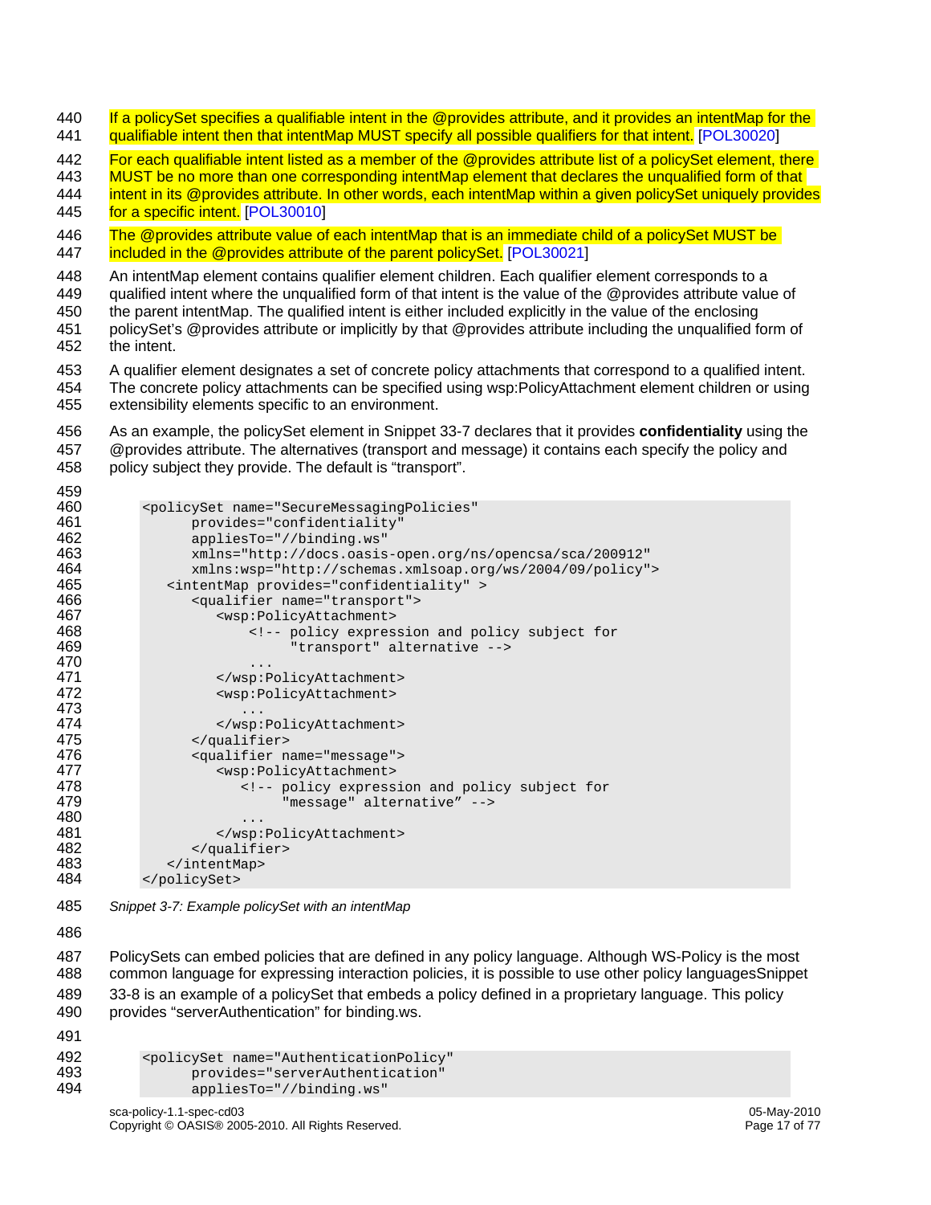If a policySet specifies a qualifiable intent in the @provides attribute, and it provides an intentMap for the qualifiable intent then that intentMap MUST specify all possible qualifiers for that intent. [POL30020]

For each qualifiable intent listed as a member of the @provides attribute list of a policySet element, there MUST be no more than one corresponding intentMap element that declares the unqualified form of that intent in its @provides attribute. In other words, each intentMap within a given policySet uniquely provides for a specific intent. [POL30010]

The @provides attribute value of each intentMap that is an immediate child of a policySet MUST be included in the @provides attribute of the parent policySet. [POL30021]

An intentMap element contains qualifier element children. Each qualifier element corresponds to a qualified intent where the unqualified form of that intent is the value of the @provides attribute value of the parent intentMap. The qualified intent is either included explicitly in the value of the enclosing policySet's @provides attribute or implicitly by that @provides attribute including the unqualified form of the intent.

A qualifier element designates a set of concrete policy attachments that correspond to a qualified intent. The concrete policy attachments can be specified using wsp:PolicyAttachment element children or using extensibility elements specific to an environment.

As an example, the policySet element in Snippet 33-7 declares that it provides **confidentiality** using the @provides attribute. The alternatives (transport and message) it contains each specify the policy and policy subject they provide. The default is "transport".

```
<policySet name="SecureMessagingPolicies"
      provides="confidentiality"
      appliesTo="//binding.ws"
      xmlns="http://docs.oasis-open.org/ns/opencsa/sca/200912"
      xmlns:wsp="http://schemas.xmlsoap.org/ws/2004/09/policy">
   <intentMap provides="confidentiality" >
      <qualifier name="transport">
         <wsp:PolicyAttachment>
             <!-- policy expression and policy subject for
                  "transport" alternative -->
             ...
         </wsp:PolicyAttachment>
         <wsp:PolicyAttachment>
            ...
         </wsp:PolicyAttachment>
      </qualifier>
      <qualifier name="message">
         <wsp:PolicyAttachment>
            <!-- policy expression and policy subject for
                 "message" alternative" -->
            ...
         </wsp:PolicyAttachment>
      </qualifier>
   </intentMap>
</policySet>
```

*Snippet 3-7: Example policySet with an intentMap*

PolicySets can embed policies that are defined in any policy language. Although WS-Policy is the most common language for expressing interaction policies, it is possible to use other policy languagesSnippet 33-8 is an example of a policySet that embeds a policy defined in a proprietary language. This policy provides "serverAuthentication" for binding.ws.

```
<policySet name="AuthenticationPolicy"
      provides="serverAuthentication"
      appliesTo="//binding.ws"
```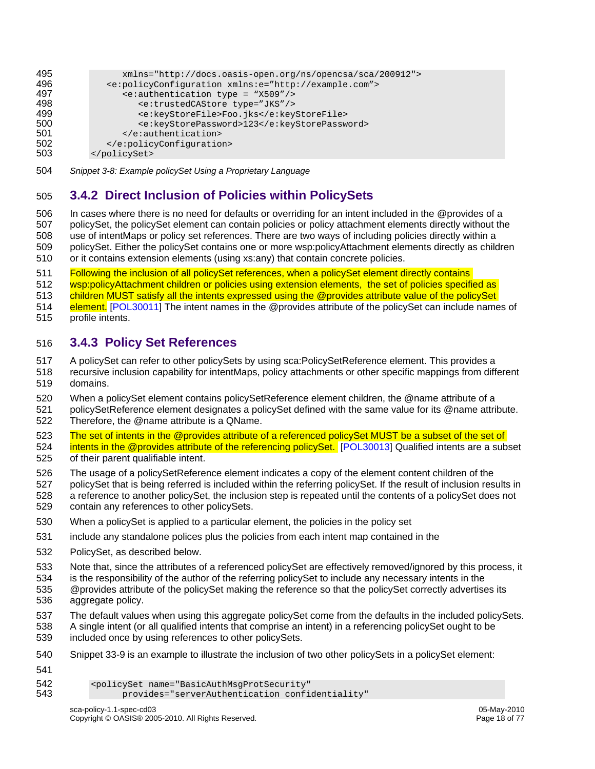```
        xmlns="http://docs.oasis-open.org/ns/opencsa/sca/200912">
    <e:policyConfiguration xmlns:e="http://example.com">
        <e:authentication type = "X509"/>
            <e:trustedCAStore type="JKS"/>
            <e:keyStoreFile>Foo.jks</e:keyStoreFile>
            <e:keyStorePassword>123</e:keyStorePassword>
        </e:authentication>
    </e:policyConfiguration>
</policySet>
```

*Snippet 3-8: Example policySet Using a Proprietary Language*

### 3.4.2 Direct Inclusion of Policies within PolicySets

In cases where there is no need for defaults or overriding for an intent included in the @provides of a policySet, the policySet element can contain policies or policy attachment elements directly without the use of intentMaps or policy set references. There are two ways of including policies directly within a policySet. Either the policySet contains one or more wsp:policyAttachment elements directly as children or it contains extension elements (using xs:any) that contain concrete policies.

Following the inclusion of all policySet references, when a policySet element directly contains wsp:policyAttachment children or policies using extension elements, the set of policies specified as children MUST satisfy all the intents expressed using the @provides attribute value of the policySet element. [POL30011] The intent names in the @provides attribute of the policySet can include names of profile intents.

### 3.4.3 Policy Set References

A policySet can refer to other policySets by using sca:PolicySetReference element. This provides a recursive inclusion capability for intentMaps, policy attachments or other specific mappings from different domains.

When a policySet element contains policySetReference element children, the @name attribute of a policySetReference element designates a policySet defined with the same value for its @name attribute. Therefore, the @name attribute is a QName.

The set of intents in the @provides attribute of a referenced policySet MUST be a subset of the set of intents in the @provides attribute of the referencing policySet. [POL30013] Qualified intents are a subset of their parent qualifiable intent.

The usage of a policySetReference element indicates a copy of the element content children of the policySet that is being referred is included within the referring policySet. If the result of inclusion results in a reference to another policySet, the inclusion step is repeated until the contents of a policySet does not contain any references to other policySets.

When a policySet is applied to a particular element, the policies in the policy set

include any standalone polices plus the policies from each intent map contained in the

PolicySet, as described below.

Note that, since the attributes of a referenced policySet are effectively removed/ignored by this process, it is the responsibility of the author of the referring policySet to include any necessary intents in the @provides attribute of the policySet making the reference so that the policySet correctly advertises its aggregate policy.

The default values when using this aggregate policySet come from the defaults in the included policySets. A single intent (or all qualified intents that comprise an intent) in a referencing policySet ought to be included once by using references to other policySets.

Snippet 33-9 is an example to illustrate the inclusion of two other policySets in a policySet element:

```
<policySet name="BasicAuthMsgProtSecurity"
        provides="serverAuthentication confidentiality"
```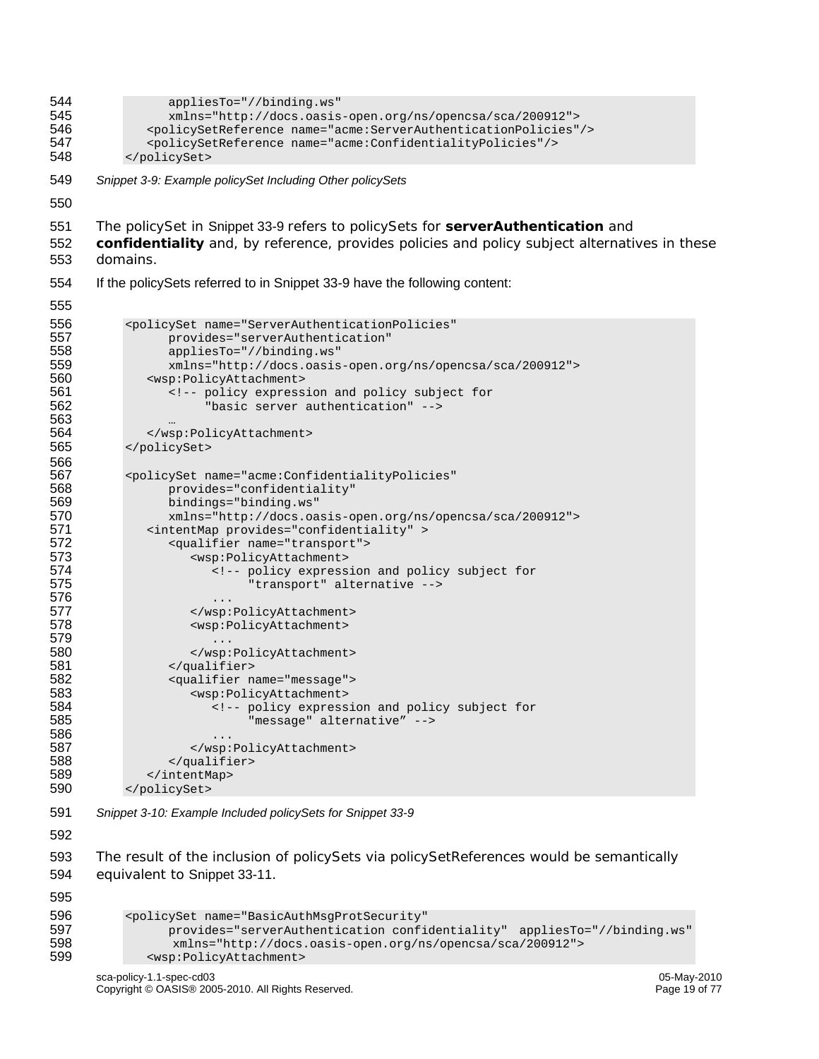```
        appliesTo="//binding.ws"
        xmlns="http://docs.oasis-open.org/ns/opencsa/sca/200912">
    <policySetReference name="acme:ServerAuthenticationPolicies"/>
    <policySetReference name="acme:ConfidentialityPolicies"/>
</policySet>
```

*Snippet 3-9: Example policySet Including Other policySets*

The policySet in Snippet 33-9 refers to policySets for **serverAuthentication** and **confidentiality** and, by reference, provides policies and policy subject alternatives in these domains.

If the policySets referred to in Snippet 33-9 have the following content:

```
<policySet name="ServerAuthenticationPolicies"
        provides="serverAuthentication"
        appliesTo="//binding.ws"
        xmlns="http://docs.oasis-open.org/ns/opencsa/sca/200912">
    <wsp:PolicyAttachment>
        <!-- policy expression and policy subject for
             "basic server authentication" -->
        …
    </wsp:PolicyAttachment>
</policySet>

<policySet name="acme:ConfidentialityPolicies"
        provides="confidentiality"
        bindings="binding.ws"
        xmlns="http://docs.oasis-open.org/ns/opencsa/sca/200912">
    <intentMap provides="confidentiality" >
        <qualifier name="transport">
            <wsp:PolicyAttachment>
                <!-- policy expression and policy subject for
                     "transport" alternative -->
                ...
            </wsp:PolicyAttachment>
            <wsp:PolicyAttachment>
                ...
            </wsp:PolicyAttachment>
        </qualifier>
        <qualifier name="message">
            <wsp:PolicyAttachment>
                <!-- policy expression and policy subject for
                     "message" alternative” -->
                ...
            </wsp:PolicyAttachment>
        </qualifier>
    </intentMap>
</policySet>
```

*Snippet 3-10: Example Included policySets for Snippet 33-9*

The result of the inclusion of policySets via policySetReferences would be semantically equivalent to Snippet 33-11.

```
<policySet name="BasicAuthMsgProtSecurity"
        provides="serverAuthentication confidentiality"  appliesTo="//binding.ws"
         xmlns="http://docs.oasis-open.org/ns/opencsa/sca/200912">
    <wsp:PolicyAttachment>
```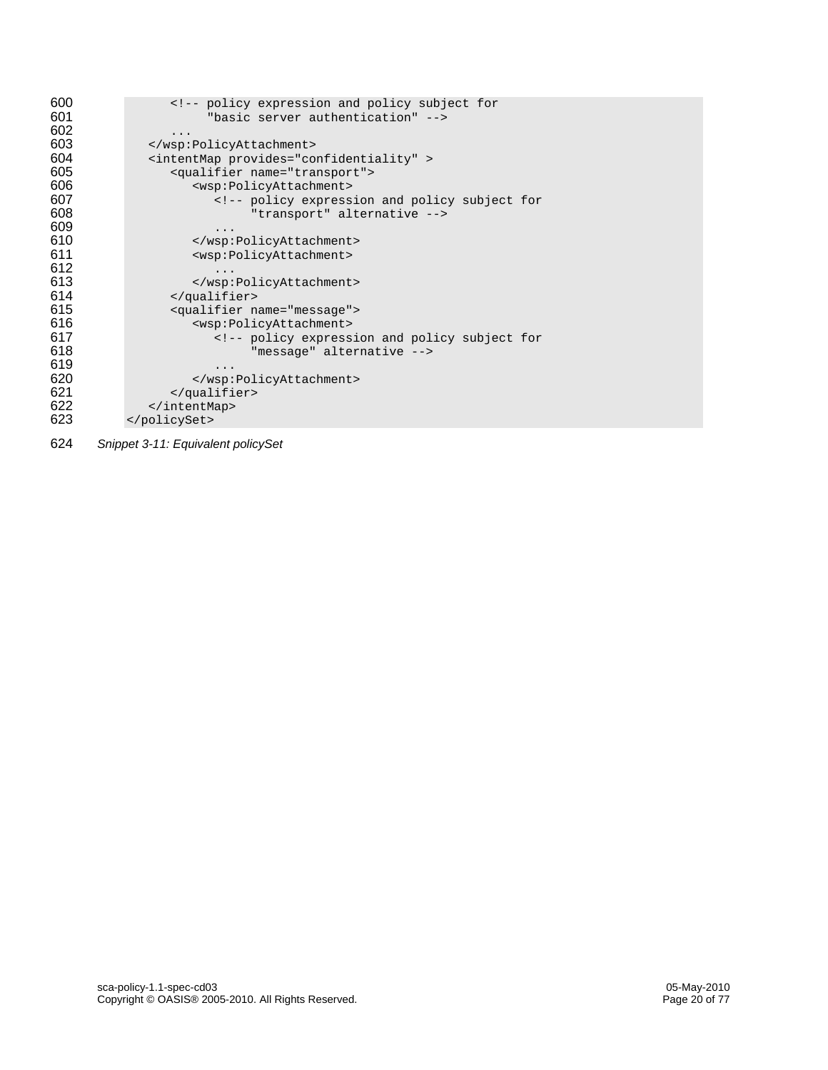```
            <!-- policy expression and policy subject for
                 "basic server authentication" -->
            ...
         </wsp:PolicyAttachment>
         <intentMap provides="confidentiality" >
            <qualifier name="transport">
               <wsp:PolicyAttachment>
                  <!-- policy expression and policy subject for
                       "transport" alternative -->
                  ...
               </wsp:PolicyAttachment>
               <wsp:PolicyAttachment>
                  ...
               </wsp:PolicyAttachment>
            </qualifier>
            <qualifier name="message">
               <wsp:PolicyAttachment>
                  <!-- policy expression and policy subject for
                       "message" alternative -->
                  ...
               </wsp:PolicyAttachment>
            </qualifier>
         </intentMap>
      </policySet>
```

*Snippet 3-11: Equivalent policySet*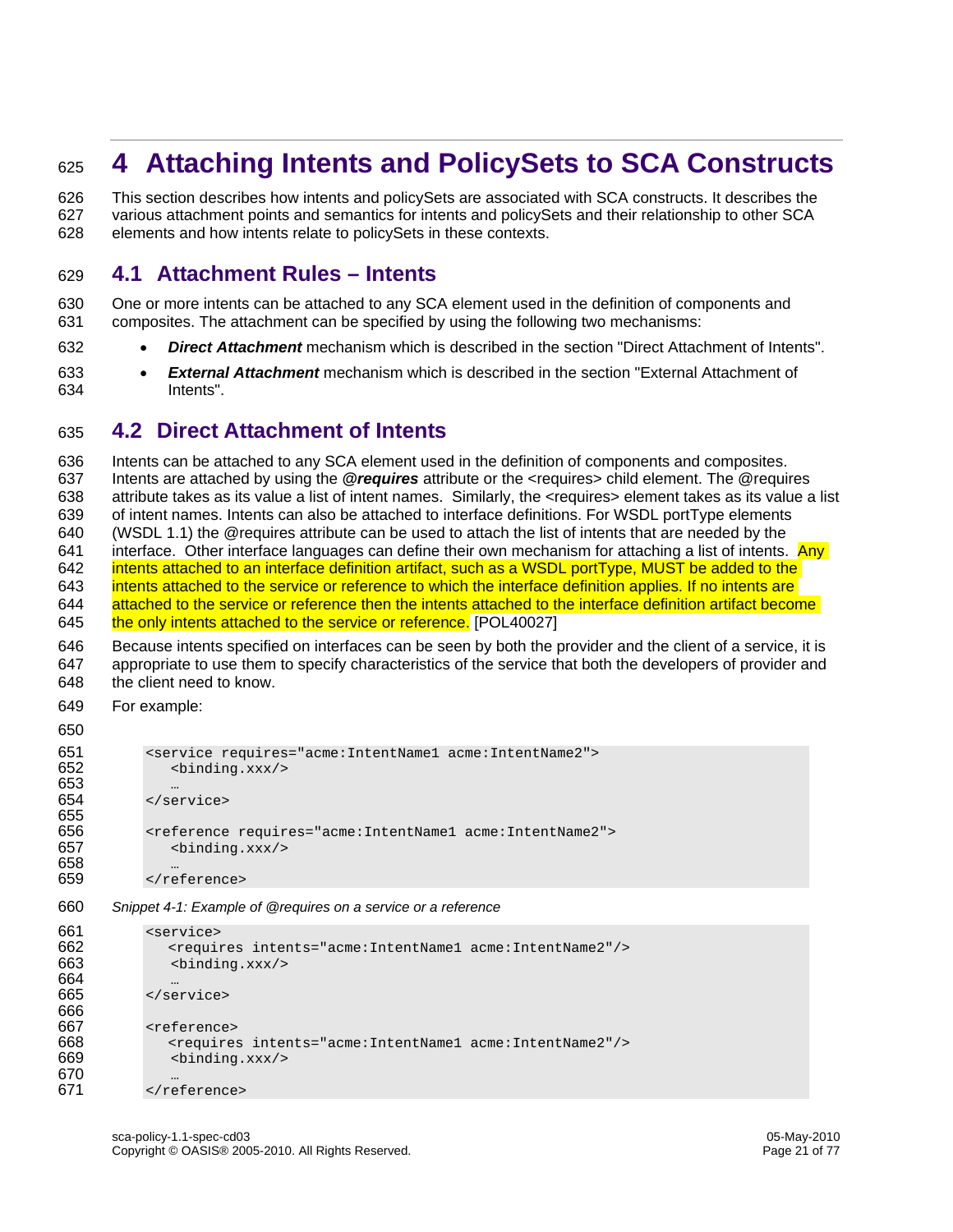# 4 Attaching Intents and PolicySets to SCA Constructs

This section describes how intents and policySets are associated with SCA constructs. It describes the various attachment points and semantics for intents and policySets and their relationship to other SCA elements and how intents relate to policySets in these contexts.

## 4.1 Attachment Rules – Intents

One or more intents can be attached to any SCA element used in the definition of components and composites. The attachment can be specified by using the following two mechanisms:

- ***Direct Attachment*** mechanism which is described in the section "Direct Attachment of Intents".
- ***External Attachment*** mechanism which is described in the section "External Attachment of Intents".

## 4.2 Direct Attachment of Intents

Intents can be attached to any SCA element used in the definition of components and composites. Intents are attached by using the ***@requires*** attribute or the <requires> child element. The @requires attribute takes as its value a list of intent names. Similarly, the <requires> element takes as its value a list of intent names. Intents can also be attached to interface definitions. For WSDL portType elements (WSDL 1.1) the @requires attribute can be used to attach the list of intents that are needed by the interface. Other interface languages can define their own mechanism for attaching a list of intents. Any intents attached to an interface definition artifact, such as a WSDL portType, MUST be added to the intents attached to the service or reference to which the interface definition applies. If no intents are attached to the service or reference then the intents attached to the interface definition artifact become the only intents attached to the service or reference. [POL40027]

Because intents specified on interfaces can be seen by both the provider and the client of a service, it is appropriate to use them to specify characteristics of the service that both the developers of provider and the client need to know.

For example:

```
<service requires="acme:IntentName1 acme:IntentName2">
   <binding.xxx/>
   …
</service>

<reference requires="acme:IntentName1 acme:IntentName2">
   <binding.xxx/>
   …
</reference>
```

*Snippet 4-1: Example of @requires on a service or a reference*

```
<service>
   <requires intents="acme:IntentName1 acme:IntentName2"/>
   <binding.xxx/>
   …
</service>

<reference>
   <requires intents="acme:IntentName1 acme:IntentName2"/>
   <binding.xxx/>
   …
</reference>
```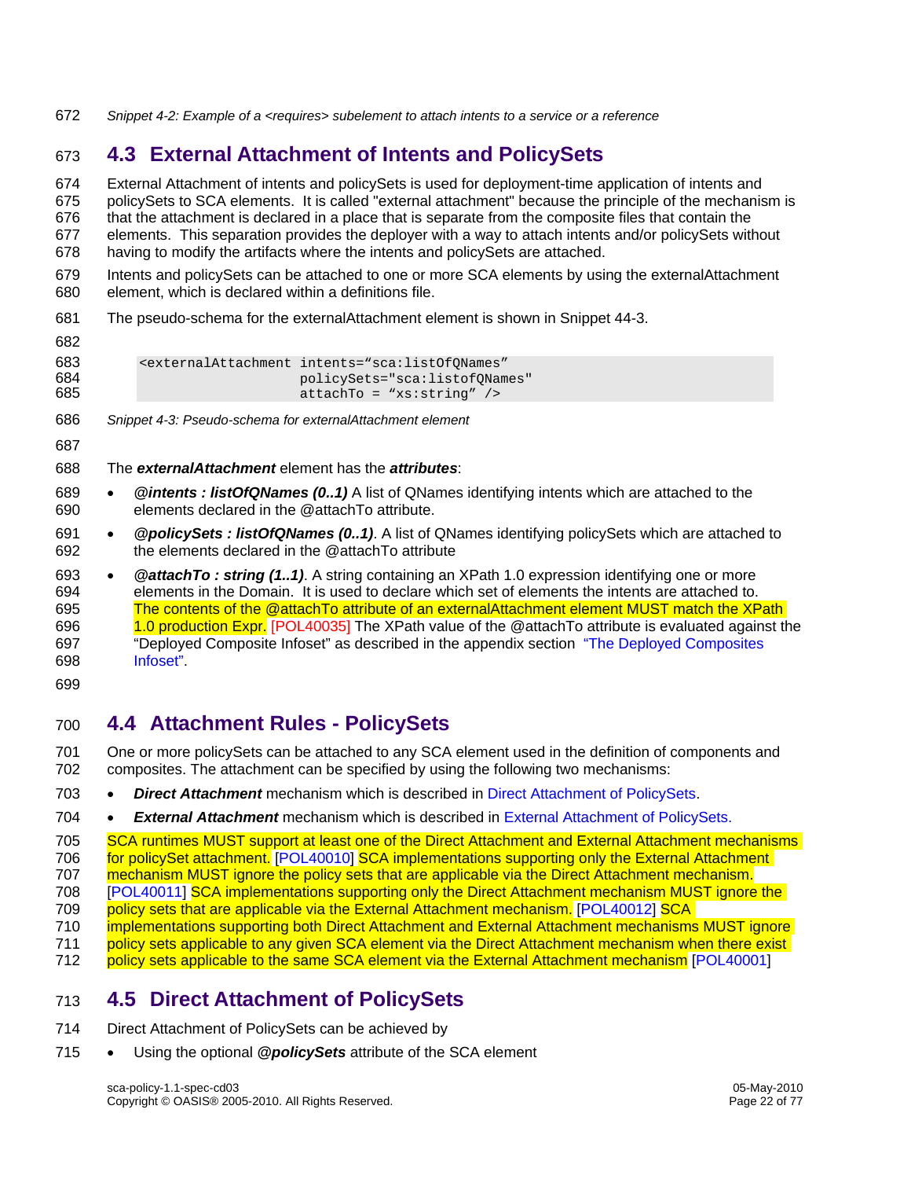Snippet 4-2: Example of a <requires> subelement to attach intents to a service or a reference

## 4.3 External Attachment of Intents and PolicySets

External Attachment of intents and policySets is used for deployment-time application of intents and policySets to SCA elements. It is called "external attachment" because the principle of the mechanism is that the attachment is declared in a place that is separate from the composite files that contain the elements. This separation provides the deployer with a way to attach intents and/or policySets without having to modify the artifacts where the intents and policySets are attached.

Intents and policySets can be attached to one or more SCA elements by using the externalAttachment element, which is declared within a definitions file.

The pseudo-schema for the externalAttachment element is shown in Snippet 44-3.

```
<externalAttachment intents="sca:listOfQNames"
                    policySets="sca:listofQNames"
                    attachTo = "xs:string" />
```

*Snippet 4-3: Pseudo-schema for externalAttachment element*

The ***externalAttachment*** element has the ***attributes***:

- ***@intents : listOfQNames (0..1)*** A list of QNames identifying intents which are attached to the elements declared in the @attachTo attribute.
- ***@policySets : listOfQNames (0..1)***. A list of QNames identifying policySets which are attached to the elements declared in the @attachTo attribute
- ***@attachTo : string (1..1)***. A string containing an XPath 1.0 expression identifying one or more elements in the Domain. It is used to declare which set of elements the intents are attached to. The contents of the @attachTo attribute of an externalAttachment element MUST match the XPath 1.0 production Expr. [POL40035] The XPath value of the @attachTo attribute is evaluated against the "Deployed Composite Infoset" as described in the appendix section "The Deployed Composites Infoset".

## 4.4 Attachment Rules - PolicySets

One or more policySets can be attached to any SCA element used in the definition of components and composites. The attachment can be specified by using the following two mechanisms:

- ***Direct Attachment*** mechanism which is described in Direct Attachment of PolicySets.
- ***External Attachment*** mechanism which is described in External Attachment of PolicySets.

SCA runtimes MUST support at least one of the Direct Attachment and External Attachment mechanisms for policySet attachment. [POL40010] SCA implementations supporting only the External Attachment mechanism MUST ignore the policy sets that are applicable via the Direct Attachment mechanism. [POL40011] SCA implementations supporting only the Direct Attachment mechanism MUST ignore the policy sets that are applicable via the External Attachment mechanism. [POL40012] SCA implementations supporting both Direct Attachment and External Attachment mechanisms MUST ignore policy sets applicable to any given SCA element via the Direct Attachment mechanism when there exist policy sets applicable to the same SCA element via the External Attachment mechanism [POL40001]

## 4.5 Direct Attachment of PolicySets

Direct Attachment of PolicySets can be achieved by

- Using the optional ***@policySets*** attribute of the SCA element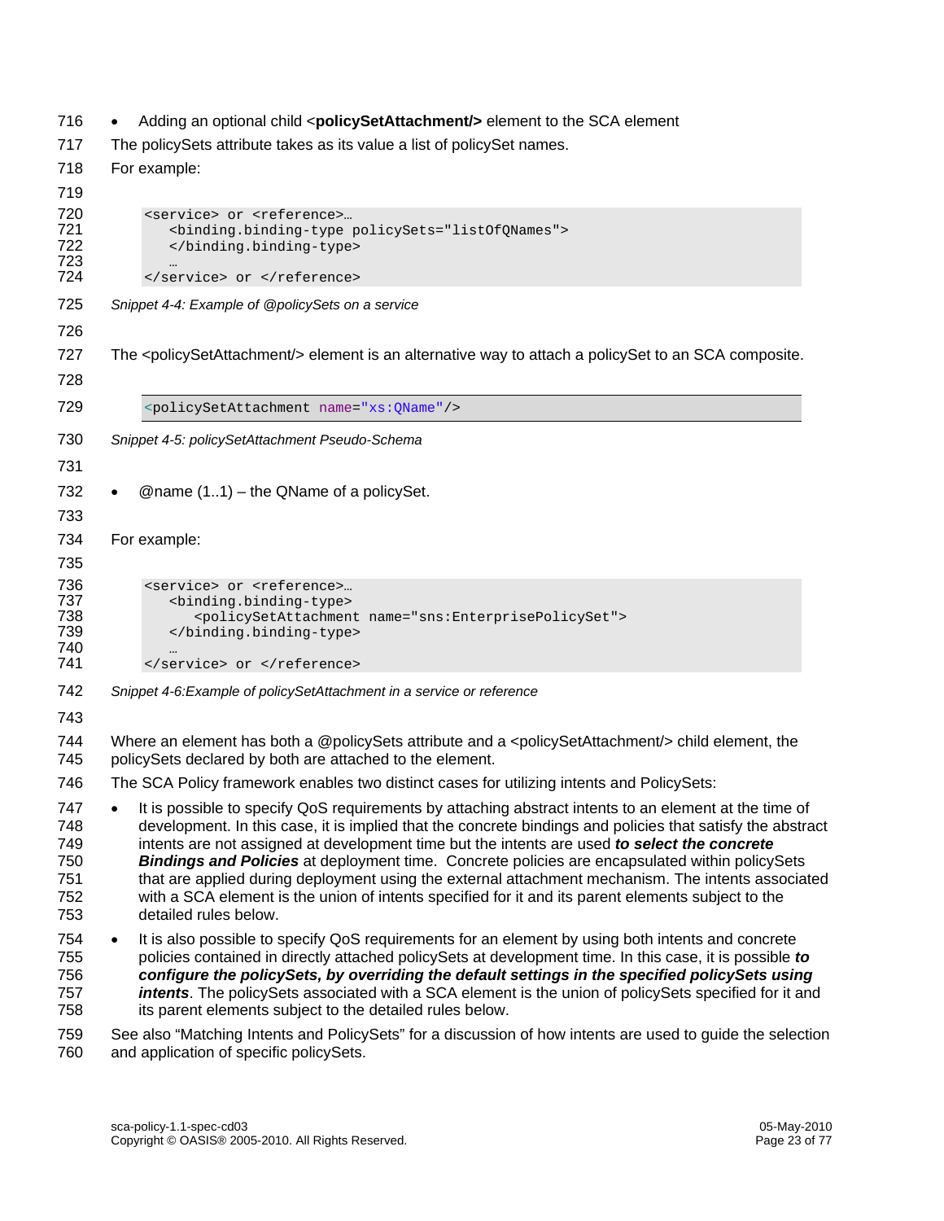- Adding an optional child **<policySetAttachment/>** element to the SCA element

The policySets attribute takes as its value a list of policySet names.

For example:

```
<service> or <reference>…
   <binding.binding-type policySets="listOfQNames">
   </binding.binding-type>
   …
</service> or </reference>
```

*Snippet 4-4: Example of @policySets on a service*

The <policySetAttachment/> element is an alternative way to attach a policySet to an SCA composite.

```
<policySetAttachment name="xs:QName"/>
```

*Snippet 4-5: policySetAttachment Pseudo-Schema*

- @name (1..1) – the QName of a policySet.

For example:

```
<service> or <reference>…
   <binding.binding-type>
      <policySetAttachment name="sns:EnterprisePolicySet">
   </binding.binding-type>
   …
</service> or </reference>
```

*Snippet 4-6:Example of policySetAttachment in a service or reference*

Where an element has both a @policySets attribute and a <policySetAttachment/> child element, the policySets declared by both are attached to the element.

The SCA Policy framework enables two distinct cases for utilizing intents and PolicySets:

- It is possible to specify QoS requirements by attaching abstract intents to an element at the time of development. In this case, it is implied that the concrete bindings and policies that satisfy the abstract intents are not assigned at development time but the intents are used ***to select the concrete Bindings and Policies*** at deployment time. Concrete policies are encapsulated within policySets that are applied during deployment using the external attachment mechanism. The intents associated with a SCA element is the union of intents specified for it and its parent elements subject to the detailed rules below.
- It is also possible to specify QoS requirements for an element by using both intents and concrete policies contained in directly attached policySets at development time. In this case, it is possible ***to configure the policySets, by overriding the default settings in the specified policySets using intents***. The policySets associated with a SCA element is the union of policySets specified for it and its parent elements subject to the detailed rules below.

See also "Matching Intents and PolicySets" for a discussion of how intents are used to guide the selection and application of specific policySets.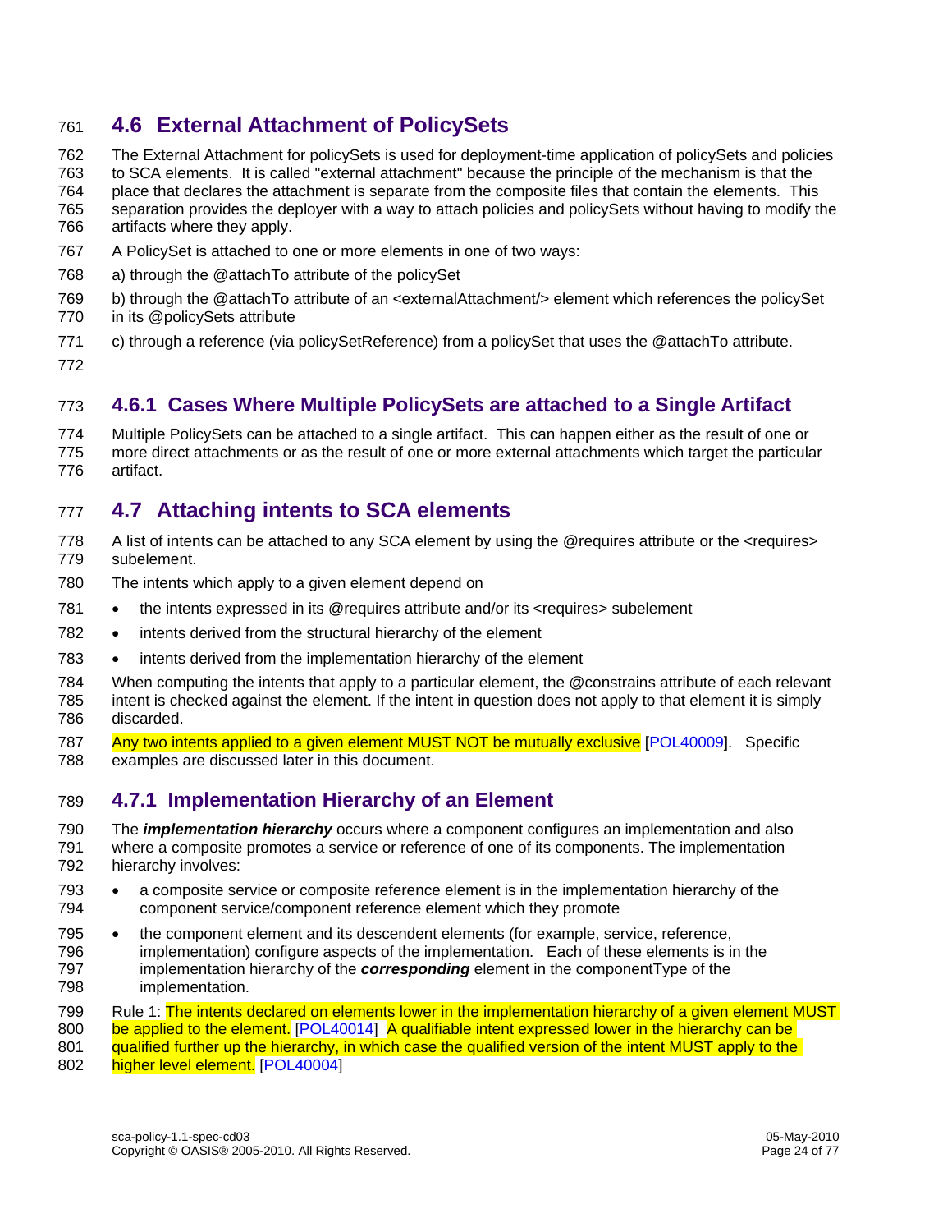## 4.6 External Attachment of PolicySets

The External Attachment for policySets is used for deployment-time application of policySets and policies to SCA elements. It is called "external attachment" because the principle of the mechanism is that the place that declares the attachment is separate from the composite files that contain the elements. This separation provides the deployer with a way to attach policies and policySets without having to modify the artifacts where they apply.

A PolicySet is attached to one or more elements in one of two ways:

a) through the @attachTo attribute of the policySet

b) through the @attachTo attribute of an <externalAttachment/> element which references the policySet in its @policySets attribute

c) through a reference (via policySetReference) from a policySet that uses the @attachTo attribute.

### 4.6.1 Cases Where Multiple PolicySets are attached to a Single Artifact

Multiple PolicySets can be attached to a single artifact. This can happen either as the result of one or more direct attachments or as the result of one or more external attachments which target the particular artifact.

## 4.7 Attaching intents to SCA elements

A list of intents can be attached to any SCA element by using the @requires attribute or the <requires> subelement.

The intents which apply to a given element depend on

- the intents expressed in its @requires attribute and/or its <requires> subelement
- intents derived from the structural hierarchy of the element
- intents derived from the implementation hierarchy of the element

When computing the intents that apply to a particular element, the @constrains attribute of each relevant intent is checked against the element. If the intent in question does not apply to that element it is simply discarded.

Any two intents applied to a given element MUST NOT be mutually exclusive [POL40009]. Specific examples are discussed later in this document.

### 4.7.1 Implementation Hierarchy of an Element

The ***implementation hierarchy*** occurs where a component configures an implementation and also where a composite promotes a service or reference of one of its components. The implementation hierarchy involves:

- a composite service or composite reference element is in the implementation hierarchy of the component service/component reference element which they promote
- the component element and its descendent elements (for example, service, reference, implementation) configure aspects of the implementation. Each of these elements is in the implementation hierarchy of the ***corresponding*** element in the componentType of the implementation.

Rule 1: The intents declared on elements lower in the implementation hierarchy of a given element MUST be applied to the element. [POL40014] A qualifiable intent expressed lower in the hierarchy can be qualified further up the hierarchy, in which case the qualified version of the intent MUST apply to the higher level element. [POL40004]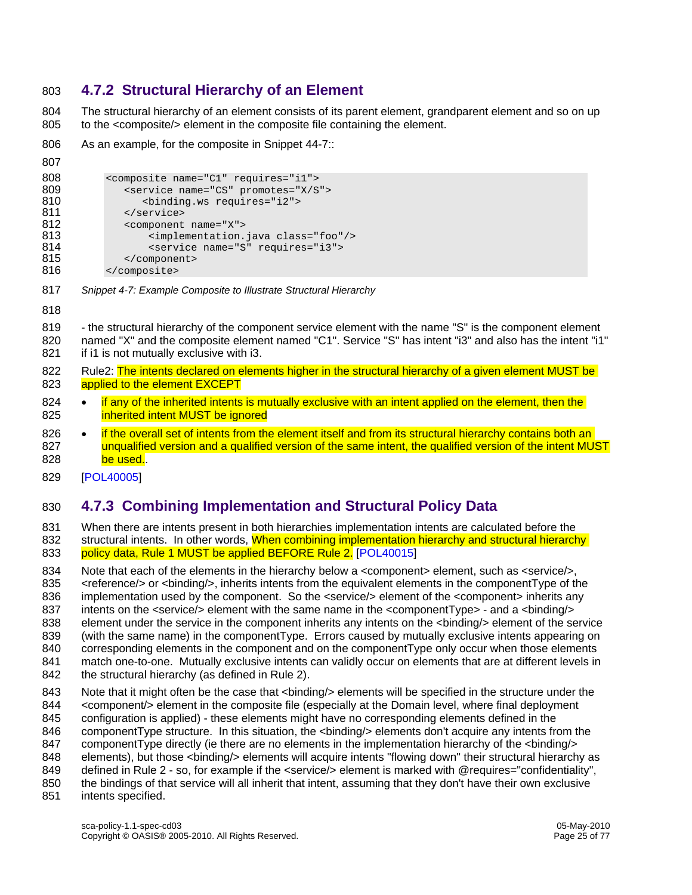### 4.7.2 Structural Hierarchy of an Element

The structural hierarchy of an element consists of its parent element, grandparent element and so on up to the <composite/> element in the composite file containing the element.

As an example, for the composite in Snippet 44-7::

```
<composite name="C1" requires="i1">
   <service name="CS" promotes="X/S">
      <binding.ws requires="i2">
   </service>
   <component name="X">
       <implementation.java class="foo"/>
       <service name="S" requires="i3">
   </component>
</composite>
```

*Snippet 4-7: Example Composite to Illustrate Structural Hierarchy*

- the structural hierarchy of the component service element with the name "S" is the component element named "X" and the composite element named "C1". Service "S" has intent "i3" and also has the intent "i1" if i1 is not mutually exclusive with i3.

Rule2: The intents declared on elements higher in the structural hierarchy of a given element MUST be applied to the element EXCEPT

- if any of the inherited intents is mutually exclusive with an intent applied on the element, then the inherited intent MUST be ignored
- if the overall set of intents from the element itself and from its structural hierarchy contains both an unqualified version and a qualified version of the same intent, the qualified version of the intent MUST be used..

[POL40005]

### 4.7.3 Combining Implementation and Structural Policy Data

When there are intents present in both hierarchies implementation intents are calculated before the structural intents. In other words, When combining implementation hierarchy and structural hierarchy policy data, Rule 1 MUST be applied BEFORE Rule 2. [POL40015]

Note that each of the elements in the hierarchy below a <component> element, such as <service/>, <reference/> or <binding/>, inherits intents from the equivalent elements in the componentType of the implementation used by the component. So the <service/> element of the <component> inherits any intents on the <service/> element with the same name in the <componentType> - and a <binding/> element under the service in the component inherits any intents on the <binding/> element of the service (with the same name) in the componentType. Errors caused by mutually exclusive intents appearing on corresponding elements in the component and on the componentType only occur when those elements match one-to-one. Mutually exclusive intents can validly occur on elements that are at different levels in the structural hierarchy (as defined in Rule 2).

Note that it might often be the case that <binding/> elements will be specified in the structure under the <component/> element in the composite file (especially at the Domain level, where final deployment configuration is applied) - these elements might have no corresponding elements defined in the componentType structure. In this situation, the <binding/> elements don't acquire any intents from the componentType directly (ie there are no elements in the implementation hierarchy of the <binding/> elements), but those <binding/> elements will acquire intents "flowing down" their structural hierarchy as defined in Rule 2 - so, for example if the <service/> element is marked with @requires="confidentiality", the bindings of that service will all inherit that intent, assuming that they don't have their own exclusive intents specified.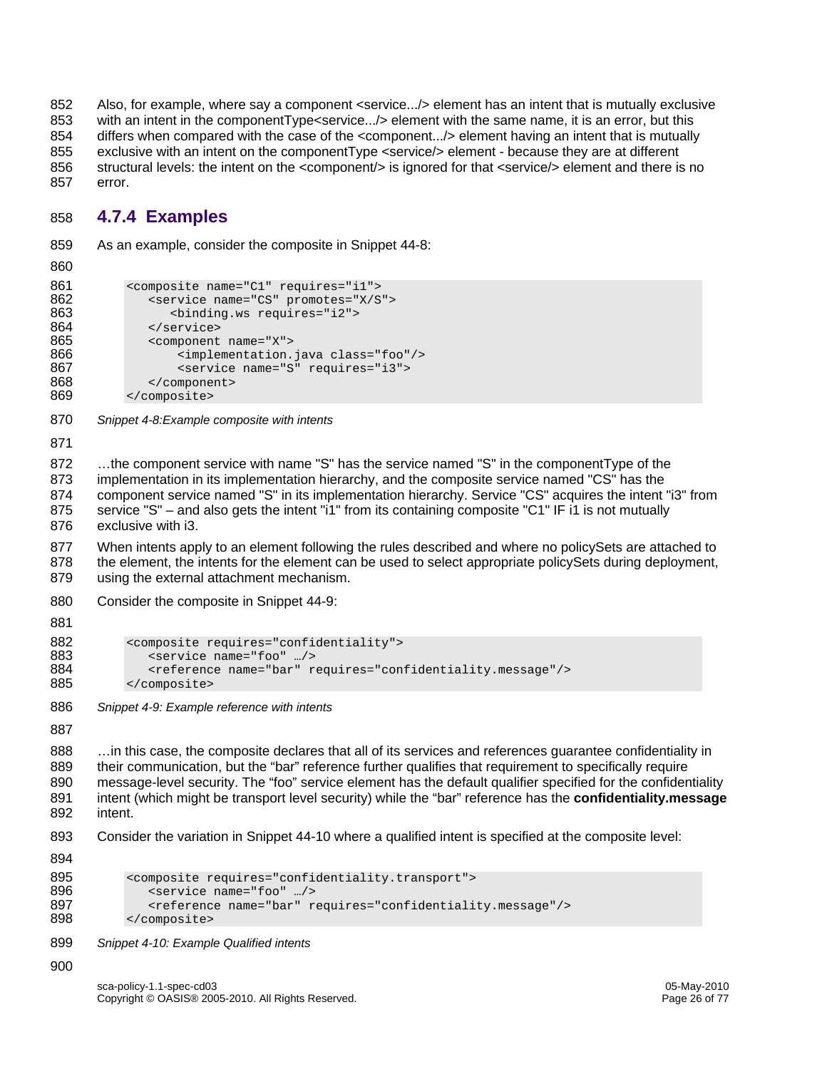Also, for example, where say a component <service.../> element has an intent that is mutually exclusive with an intent in the componentType<service.../> element with the same name, it is an error, but this differs when compared with the case of the <component.../> element having an intent that is mutually exclusive with an intent on the componentType <service/> element - because they are at different structural levels: the intent on the <component/> is ignored for that <service/> element and there is no error.

### 4.7.4 Examples

As an example, consider the composite in Snippet 44-8:

```
<composite name="C1" requires="i1">
   <service name="CS" promotes="X/S">
      <binding.ws requires="i2">
   </service>
   <component name="X">
       <implementation.java class="foo"/>
       <service name="S" requires="i3">
   </component>
</composite>
```

*Snippet 4-8:Example composite with intents*

…the component service with name "S" has the service named "S" in the componentType of the implementation in its implementation hierarchy, and the composite service named "CS" has the component service named "S" in its implementation hierarchy. Service "CS" acquires the intent "i3" from service "S" – and also gets the intent "i1" from its containing composite "C1" IF i1 is not mutually exclusive with i3.

When intents apply to an element following the rules described and where no policySets are attached to the element, the intents for the element can be used to select appropriate policySets during deployment, using the external attachment mechanism.

Consider the composite in Snippet 44-9:

```
<composite requires="confidentiality">
   <service name="foo" …/>
   <reference name="bar" requires="confidentiality.message"/>
</composite>
```

*Snippet 4-9: Example reference with intents*

…in this case, the composite declares that all of its services and references guarantee confidentiality in their communication, but the "bar" reference further qualifies that requirement to specifically require message-level security. The "foo" service element has the default qualifier specified for the confidentiality intent (which might be transport level security) while the "bar" reference has the **confidentiality.message** intent.

Consider the variation in Snippet 44-10 where a qualified intent is specified at the composite level:

```
<composite requires="confidentiality.transport">
   <service name="foo" …/>
   <reference name="bar" requires="confidentiality.message"/>
</composite>
```

*Snippet 4-10: Example Qualified intents*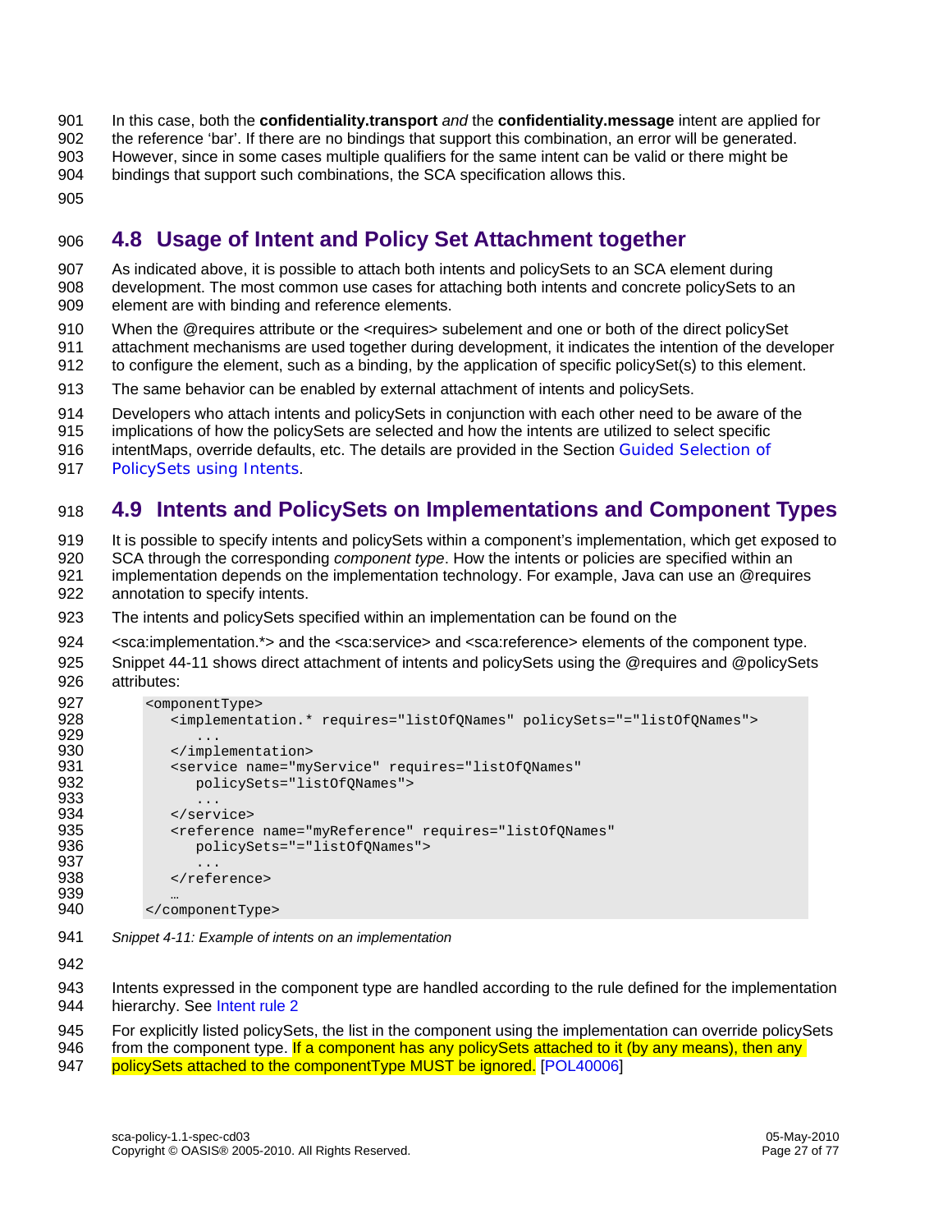In this case, both the **confidentiality.transport** *and* the **confidentiality.message** intent are applied for the reference 'bar'. If there are no bindings that support this combination, an error will be generated. However, since in some cases multiple qualifiers for the same intent can be valid or there might be bindings that support such combinations, the SCA specification allows this.

## 4.8 Usage of Intent and Policy Set Attachment together

As indicated above, it is possible to attach both intents and policySets to an SCA element during development. The most common use cases for attaching both intents and concrete policySets to an element are with binding and reference elements.

When the @requires attribute or the <requires> subelement and one or both of the direct policySet attachment mechanisms are used together during development, it indicates the intention of the developer to configure the element, such as a binding, by the application of specific policySet(s) to this element.

The same behavior can be enabled by external attachment of intents and policySets.

Developers who attach intents and policySets in conjunction with each other need to be aware of the implications of how the policySets are selected and how the intents are utilized to select specific intentMaps, override defaults, etc. The details are provided in the Section Guided Selection of PolicySets using Intents.

## 4.9 Intents and PolicySets on Implementations and Component Types

It is possible to specify intents and policySets within a component's implementation, which get exposed to SCA through the corresponding *component type*. How the intents or policies are specified within an implementation depends on the implementation technology. For example, Java can use an @requires annotation to specify intents.

The intents and policySets specified within an implementation can be found on the

<sca:implementation.*> and the <sca:service> and <sca:reference> elements of the component type.

Snippet 44-11 shows direct attachment of intents and policySets using the @requires and @policySets attributes:

```
<omponentType>
   <implementation.* requires="listOfQNames" policySets="="listOfQNames">
      ...
   </implementation>
   <service name="myService" requires="listOfQNames"
      policySets="listOfQNames">
      ...
   </service>
   <reference name="myReference" requires="listOfQNames"
      policySets="="listOfQNames">
      ...
   </reference>
   …
</componentType>
```

*Snippet 4-11: Example of intents on an implementation*

Intents expressed in the component type are handled according to the rule defined for the implementation hierarchy. See Intent rule 2

For explicitly listed policySets, the list in the component using the implementation can override policySets from the component type. If a component has any policySets attached to it (by any means), then any policySets attached to the componentType MUST be ignored. [POL40006]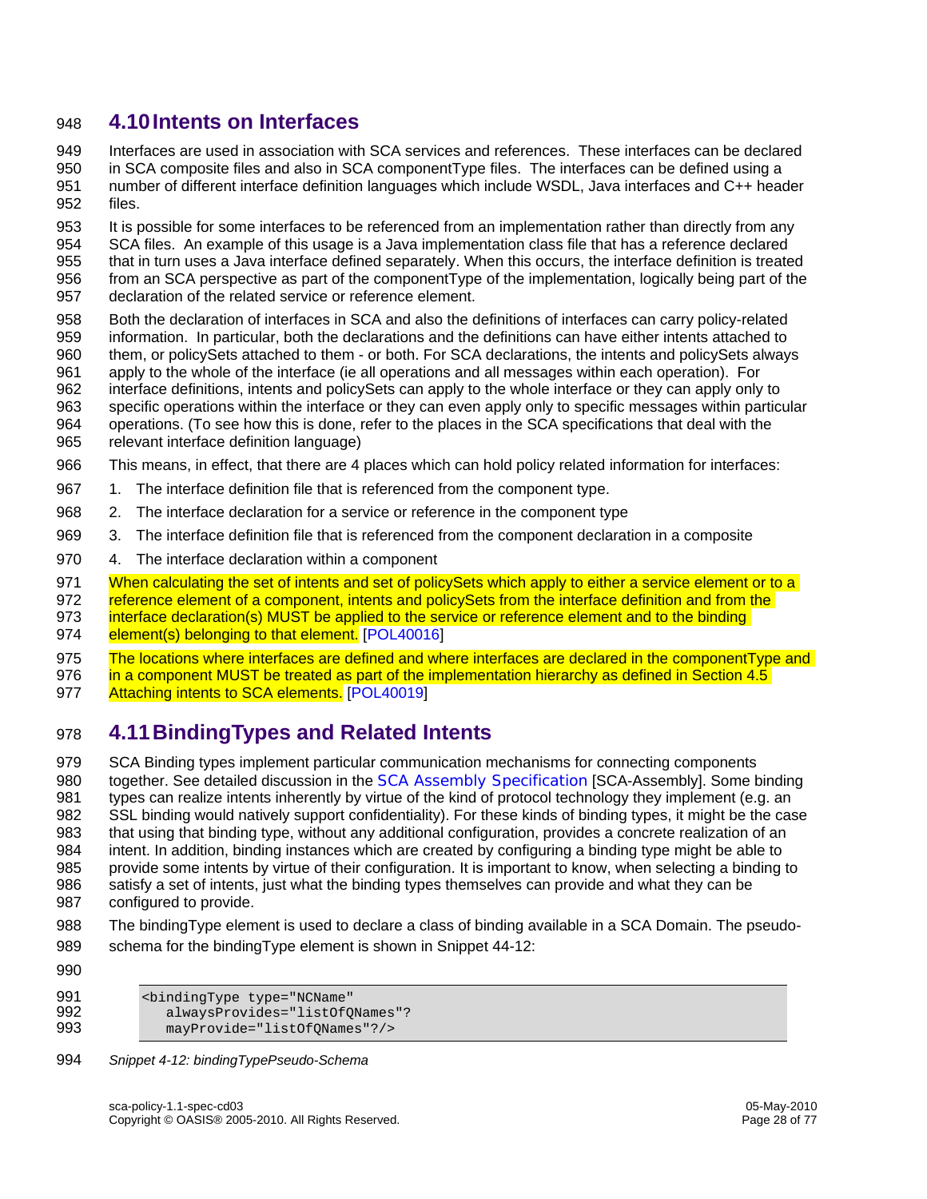## 4.10 Intents on Interfaces

Interfaces are used in association with SCA services and references. These interfaces can be declared in SCA composite files and also in SCA componentType files. The interfaces can be defined using a number of different interface definition languages which include WSDL, Java interfaces and C++ header files.

It is possible for some interfaces to be referenced from an implementation rather than directly from any SCA files. An example of this usage is a Java implementation class file that has a reference declared that in turn uses a Java interface defined separately. When this occurs, the interface definition is treated from an SCA perspective as part of the componentType of the implementation, logically being part of the declaration of the related service or reference element.

Both the declaration of interfaces in SCA and also the definitions of interfaces can carry policy-related information. In particular, both the declarations and the definitions can have either intents attached to them, or policySets attached to them - or both. For SCA declarations, the intents and policySets always apply to the whole of the interface (ie all operations and all messages within each operation). For interface definitions, intents and policySets can apply to the whole interface or they can apply only to specific operations within the interface or they can even apply only to specific messages within particular operations. (To see how this is done, refer to the places in the SCA specifications that deal with the relevant interface definition language)

This means, in effect, that there are 4 places which can hold policy related information for interfaces:

1. The interface definition file that is referenced from the component type.
2. The interface declaration for a service or reference in the component type
3. The interface definition file that is referenced from the component declaration in a composite
4. The interface declaration within a component

When calculating the set of intents and set of policySets which apply to either a service element or to a reference element of a component, intents and policySets from the interface definition and from the interface declaration(s) MUST be applied to the service or reference element and to the binding element(s) belonging to that element. [POL40016]

The locations where interfaces are defined and where interfaces are declared in the componentType and in a component MUST be treated as part of the implementation hierarchy as defined in Section 4.5 Attaching intents to SCA elements. [POL40019]

## 4.11 BindingTypes and Related Intents

SCA Binding types implement particular communication mechanisms for connecting components together. See detailed discussion in the SCA Assembly Specification [SCA-Assembly]. Some binding types can realize intents inherently by virtue of the kind of protocol technology they implement (e.g. an SSL binding would natively support confidentiality). For these kinds of binding types, it might be the case that using that binding type, without any additional configuration, provides a concrete realization of an intent. In addition, binding instances which are created by configuring a binding type might be able to provide some intents by virtue of their configuration. It is important to know, when selecting a binding to satisfy a set of intents, just what the binding types themselves can provide and what they can be configured to provide.

The bindingType element is used to declare a class of binding available in a SCA Domain. The pseudo-schema for the bindingType element is shown in Snippet 44-12:

```
<bindingType type="NCName"
   alwaysProvides="listOfQNames"?
   mayProvide="listOfQNames"?/>
```

*Snippet 4-12: bindingTypePseudo-Schema*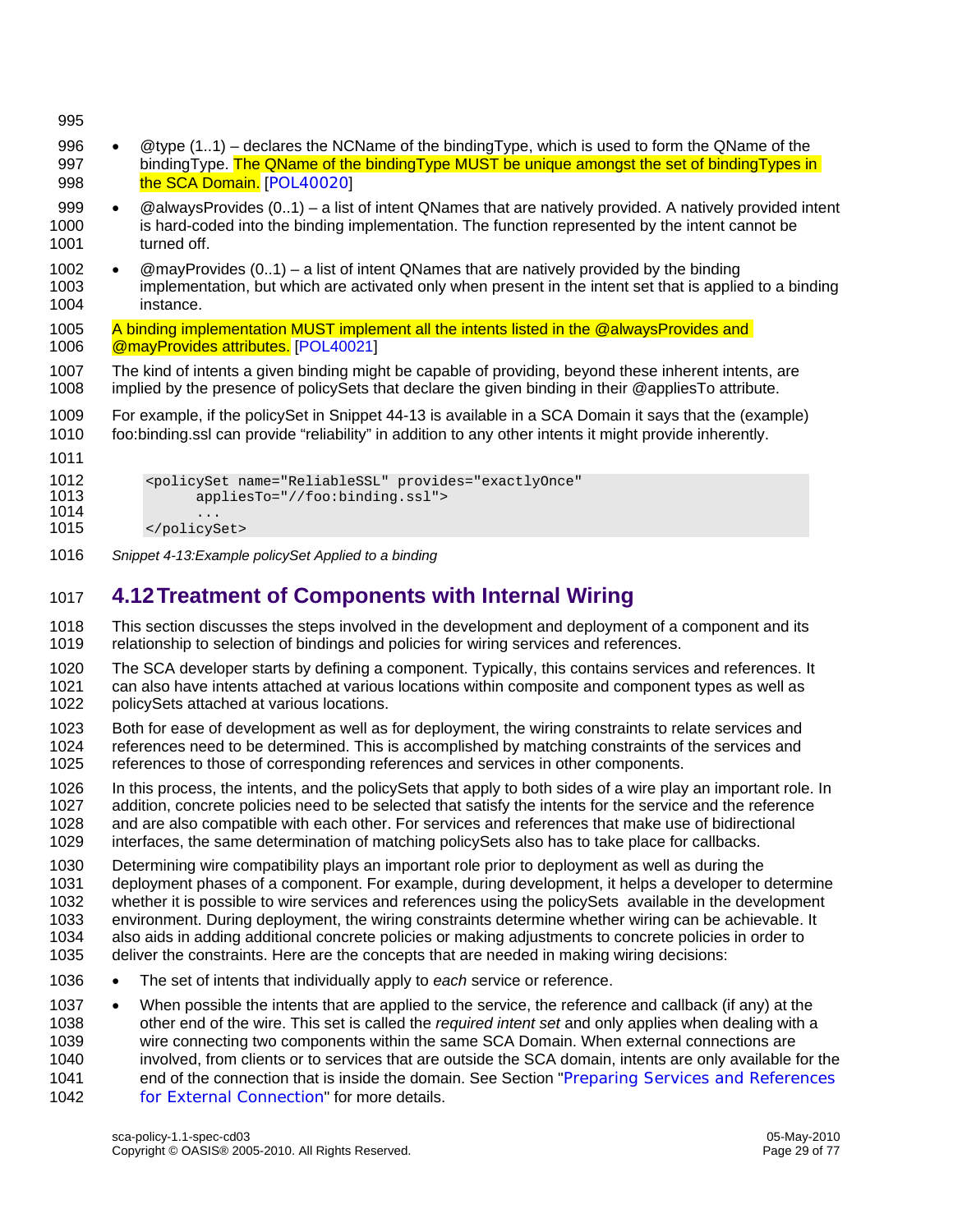- @type (1..1) – declares the NCName of the bindingType, which is used to form the QName of the bindingType. The QName of the bindingType MUST be unique amongst the set of bindingTypes in the SCA Domain. [POL40020]
- @alwaysProvides (0..1) – a list of intent QNames that are natively provided. A natively provided intent is hard-coded into the binding implementation. The function represented by the intent cannot be turned off.
- @mayProvides (0..1) – a list of intent QNames that are natively provided by the binding implementation, but which are activated only when present in the intent set that is applied to a binding instance.

A binding implementation MUST implement all the intents listed in the @alwaysProvides and @mayProvides attributes. [POL40021]

The kind of intents a given binding might be capable of providing, beyond these inherent intents, are implied by the presence of policySets that declare the given binding in their @appliesTo attribute.

For example, if the policySet in Snippet 44-13 is available in a SCA Domain it says that the (example) foo:binding.ssl can provide "reliability" in addition to any other intents it might provide inherently.

```
<policySet name="ReliableSSL" provides="exactlyOnce"
      appliesTo="//foo:binding.ssl">
      ...
</policySet>
```

*Snippet 4-13:Example policySet Applied to a binding*

## 4.12 Treatment of Components with Internal Wiring

This section discusses the steps involved in the development and deployment of a component and its relationship to selection of bindings and policies for wiring services and references.

The SCA developer starts by defining a component. Typically, this contains services and references. It can also have intents attached at various locations within composite and component types as well as policySets attached at various locations.

Both for ease of development as well as for deployment, the wiring constraints to relate services and references need to be determined. This is accomplished by matching constraints of the services and references to those of corresponding references and services in other components.

In this process, the intents, and the policySets that apply to both sides of a wire play an important role. In addition, concrete policies need to be selected that satisfy the intents for the service and the reference and are also compatible with each other. For services and references that make use of bidirectional interfaces, the same determination of matching policySets also has to take place for callbacks.

Determining wire compatibility plays an important role prior to deployment as well as during the deployment phases of a component. For example, during development, it helps a developer to determine whether it is possible to wire services and references using the policySets available in the development environment. During deployment, the wiring constraints determine whether wiring can be achievable. It also aids in adding additional concrete policies or making adjustments to concrete policies in order to deliver the constraints. Here are the concepts that are needed in making wiring decisions:

- The set of intents that individually apply to *each* service or reference.
- When possible the intents that are applied to the service, the reference and callback (if any) at the other end of the wire. This set is called the *required intent set* and only applies when dealing with a wire connecting two components within the same SCA Domain. When external connections are involved, from clients or to services that are outside the SCA domain, intents are only available for the end of the connection that is inside the domain. See Section "Preparing Services and References for External Connection" for more details.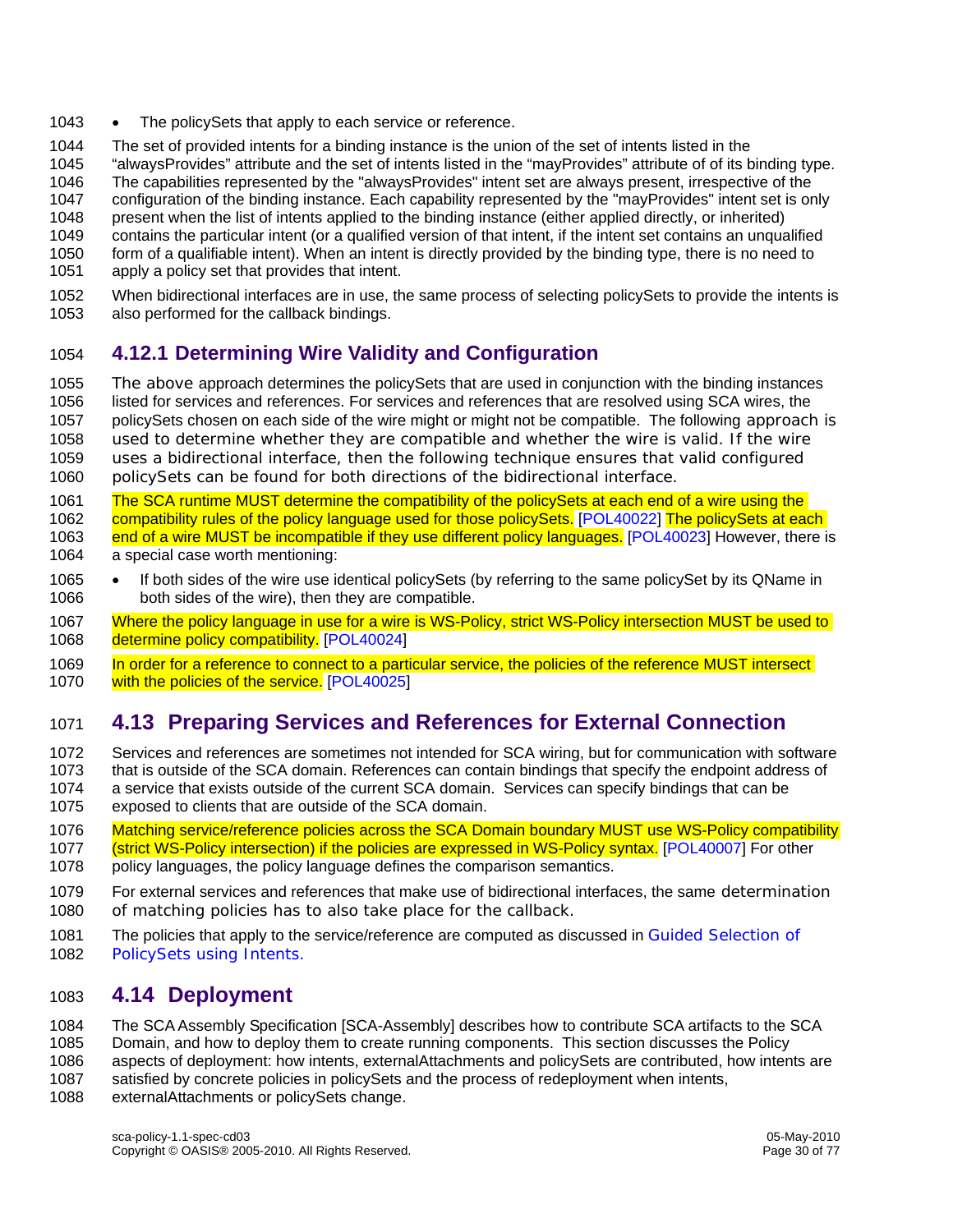- The policySets that apply to each service or reference.

The set of provided intents for a binding instance is the union of the set of intents listed in the "alwaysProvides" attribute and the set of intents listed in the "mayProvides" attribute of of its binding type. The capabilities represented by the "alwaysProvides" intent set are always present, irrespective of the configuration of the binding instance. Each capability represented by the "mayProvides" intent set is only present when the list of intents applied to the binding instance (either applied directly, or inherited) contains the particular intent (or a qualified version of that intent, if the intent set contains an unqualified form of a qualifiable intent). When an intent is directly provided by the binding type, there is no need to apply a policy set that provides that intent.

When bidirectional interfaces are in use, the same process of selecting policySets to provide the intents is also performed for the callback bindings.

### 4.12.1 Determining Wire Validity and Configuration

The above approach determines the policySets that are used in conjunction with the binding instances listed for services and references. For services and references that are resolved using SCA wires, the policySets chosen on each side of the wire might or might not be compatible. The following approach is used to determine whether they are compatible and whether the wire is valid. If the wire uses a bidirectional interface, then the following technique ensures that valid configured policySets can be found for both directions of the bidirectional interface.

The SCA runtime MUST determine the compatibility of the policySets at each end of a wire using the compatibility rules of the policy language used for those policySets. [POL40022] The policySets at each end of a wire MUST be incompatible if they use different policy languages. [POL40023] However, there is a special case worth mentioning:

- If both sides of the wire use identical policySets (by referring to the same policySet by its QName in both sides of the wire), then they are compatible.

Where the policy language in use for a wire is WS-Policy, strict WS-Policy intersection MUST be used to determine policy compatibility. [POL40024]

In order for a reference to connect to a particular service, the policies of the reference MUST intersect with the policies of the service. [POL40025]

## 4.13 Preparing Services and References for External Connection

Services and references are sometimes not intended for SCA wiring, but for communication with software that is outside of the SCA domain. References can contain bindings that specify the endpoint address of a service that exists outside of the current SCA domain. Services can specify bindings that can be exposed to clients that are outside of the SCA domain.

Matching service/reference policies across the SCA Domain boundary MUST use WS-Policy compatibility (strict WS-Policy intersection) if the policies are expressed in WS-Policy syntax. [POL40007] For other policy languages, the policy language defines the comparison semantics.

For external services and references that make use of bidirectional interfaces, the same determination of matching policies has to also take place for the callback.

The policies that apply to the service/reference are computed as discussed in Guided Selection of PolicySets using Intents.

## 4.14 Deployment

The SCA Assembly Specification [SCA-Assembly] describes how to contribute SCA artifacts to the SCA Domain, and how to deploy them to create running components. This section discusses the Policy aspects of deployment: how intents, externalAttachments and policySets are contributed, how intents are satisfied by concrete policies in policySets and the process of redeployment when intents, externalAttachments or policySets change.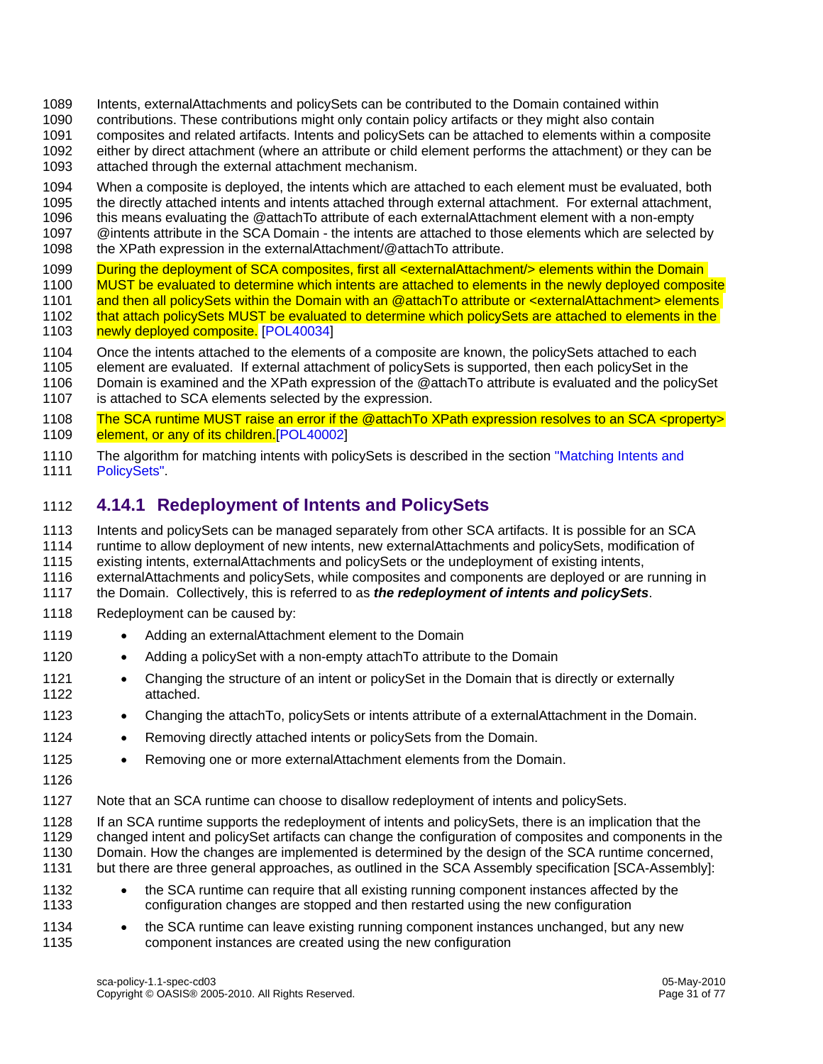Intents, externalAttachments and policySets can be contributed to the Domain contained within contributions. These contributions might only contain policy artifacts or they might also contain composites and related artifacts. Intents and policySets can be attached to elements within a composite either by direct attachment (where an attribute or child element performs the attachment) or they can be attached through the external attachment mechanism.

When a composite is deployed, the intents which are attached to each element must be evaluated, both the directly attached intents and intents attached through external attachment. For external attachment, this means evaluating the @attachTo attribute of each externalAttachment element with a non-empty @intents attribute in the SCA Domain - the intents are attached to those elements which are selected by the XPath expression in the externalAttachment/@attachTo attribute.

During the deployment of SCA composites, first all <externalAttachment/> elements within the Domain MUST be evaluated to determine which intents are attached to elements in the newly deployed composite and then all policySets within the Domain with an @attachTo attribute or <externalAttachment> elements that attach policySets MUST be evaluated to determine which policySets are attached to elements in the newly deployed composite. [POL40034]

Once the intents attached to the elements of a composite are known, the policySets attached to each element are evaluated. If external attachment of policySets is supported, then each policySet in the Domain is examined and the XPath expression of the @attachTo attribute is evaluated and the policySet is attached to SCA elements selected by the expression.

The SCA runtime MUST raise an error if the @attachTo XPath expression resolves to an SCA <property> element, or any of its children.[POL40002]

The algorithm for matching intents with policySets is described in the section "Matching Intents and PolicySets".

### 4.14.1 Redeployment of Intents and PolicySets

Intents and policySets can be managed separately from other SCA artifacts. It is possible for an SCA runtime to allow deployment of new intents, new externalAttachments and policySets, modification of existing intents, externalAttachments and policySets or the undeployment of existing intents, externalAttachments and policySets, while composites and components are deployed or are running in the Domain. Collectively, this is referred to as ***the redeployment of intents and policySets***.

Redeployment can be caused by:

- Adding an externalAttachment element to the Domain
- Adding a policySet with a non-empty attachTo attribute to the Domain
- Changing the structure of an intent or policySet in the Domain that is directly or externally attached.
- Changing the attachTo, policySets or intents attribute of a externalAttachment in the Domain.
- Removing directly attached intents or policySets from the Domain.
- Removing one or more externalAttachment elements from the Domain.

Note that an SCA runtime can choose to disallow redeployment of intents and policySets.

If an SCA runtime supports the redeployment of intents and policySets, there is an implication that the changed intent and policySet artifacts can change the configuration of composites and components in the Domain. How the changes are implemented is determined by the design of the SCA runtime concerned, but there are three general approaches, as outlined in the SCA Assembly specification [SCA-Assembly]:

- the SCA runtime can require that all existing running component instances affected by the configuration changes are stopped and then restarted using the new configuration
- the SCA runtime can leave existing running component instances unchanged, but any new component instances are created using the new configuration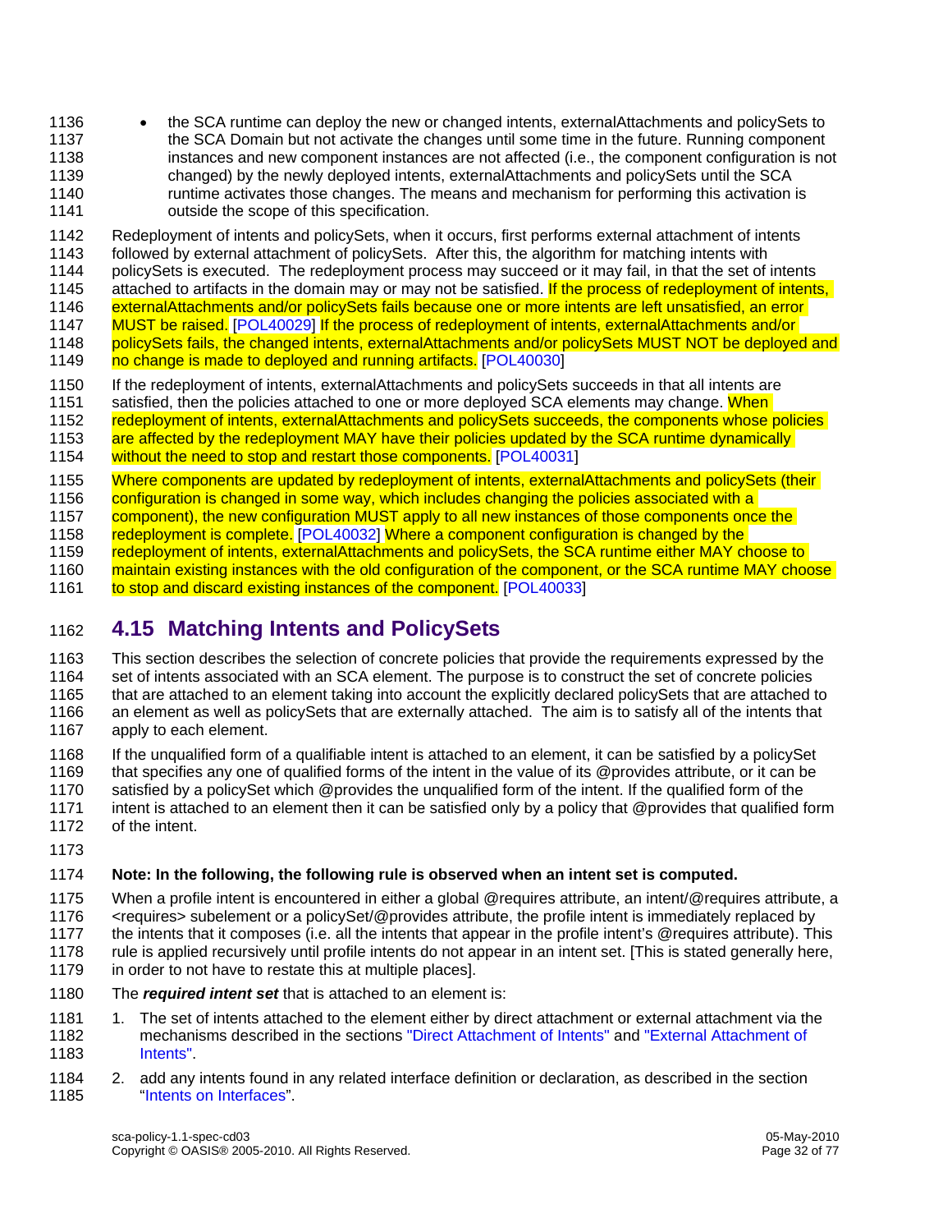- the SCA runtime can deploy the new or changed intents, externalAttachments and policySets to the SCA Domain but not activate the changes until some time in the future. Running component instances and new component instances are not affected (i.e., the component configuration is not changed) by the newly deployed intents, externalAttachments and policySets until the SCA runtime activates those changes. The means and mechanism for performing this activation is outside the scope of this specification.

Redeployment of intents and policySets, when it occurs, first performs external attachment of intents followed by external attachment of policySets. After this, the algorithm for matching intents with policySets is executed. The redeployment process may succeed or it may fail, in that the set of intents attached to artifacts in the domain may or may not be satisfied. If the process of redeployment of intents, externalAttachments and/or policySets fails because one or more intents are left unsatisfied, an error MUST be raised. [POL40029] If the process of redeployment of intents, externalAttachments and/or policySets fails, the changed intents, externalAttachments and/or policySets MUST NOT be deployed and no change is made to deployed and running artifacts. [POL40030]

If the redeployment of intents, externalAttachments and policySets succeeds in that all intents are satisfied, then the policies attached to one or more deployed SCA elements may change. When redeployment of intents, externalAttachments and policySets succeeds, the components whose policies are affected by the redeployment MAY have their policies updated by the SCA runtime dynamically without the need to stop and restart those components. [POL40031]

Where components are updated by redeployment of intents, externalAttachments and policySets (their configuration is changed in some way, which includes changing the policies associated with a component), the new configuration MUST apply to all new instances of those components once the redeployment is complete. [POL40032] Where a component configuration is changed by the redeployment of intents, externalAttachments and policySets, the SCA runtime either MAY choose to maintain existing instances with the old configuration of the component, or the SCA runtime MAY choose to stop and discard existing instances of the component. [POL40033]

## 4.15 Matching Intents and PolicySets

This section describes the selection of concrete policies that provide the requirements expressed by the set of intents associated with an SCA element. The purpose is to construct the set of concrete policies that are attached to an element taking into account the explicitly declared policySets that are attached to an element as well as policySets that are externally attached. The aim is to satisfy all of the intents that apply to each element.

If the unqualified form of a qualifiable intent is attached to an element, it can be satisfied by a policySet that specifies any one of qualified forms of the intent in the value of its @provides attribute, or it can be satisfied by a policySet which @provides the unqualified form of the intent. If the qualified form of the intent is attached to an element then it can be satisfied only by a policy that @provides that qualified form of the intent.

**Note: In the following, the following rule is observed when an intent set is computed.**

When a profile intent is encountered in either a global @requires attribute, an intent/@requires attribute, a <requires> subelement or a policySet/@provides attribute, the profile intent is immediately replaced by the intents that it composes (i.e. all the intents that appear in the profile intent's @requires attribute). This rule is applied recursively until profile intents do not appear in an intent set. [This is stated generally here, in order to not have to restate this at multiple places].

The ***required intent set*** that is attached to an element is:

1. The set of intents attached to the element either by direct attachment or external attachment via the mechanisms described in the sections "Direct Attachment of Intents" and "External Attachment of Intents".
2. add any intents found in any related interface definition or declaration, as described in the section "Intents on Interfaces".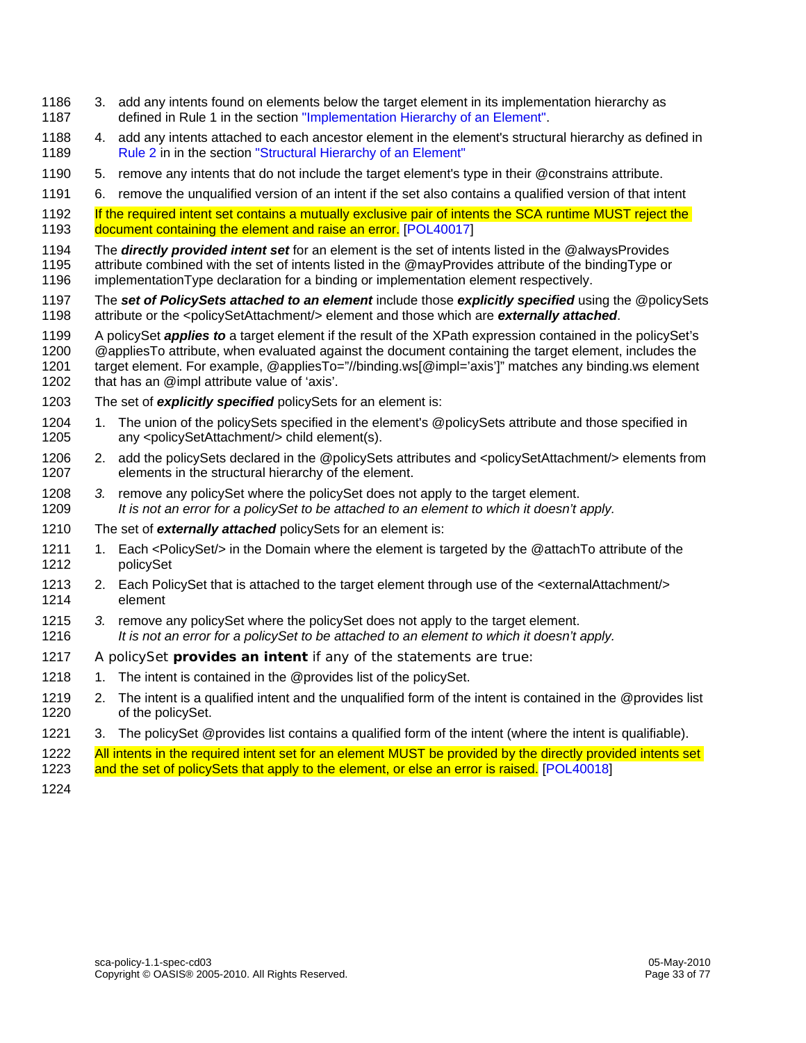3. add any intents found on elements below the target element in its implementation hierarchy as defined in Rule 1 in the section "Implementation Hierarchy of an Element".
4. add any intents attached to each ancestor element in the element's structural hierarchy as defined in Rule 2 in in the section "Structural Hierarchy of an Element"
5. remove any intents that do not include the target element's type in their @constrains attribute.
6. remove the unqualified version of an intent if the set also contains a qualified version of that intent

If the required intent set contains a mutually exclusive pair of intents the SCA runtime MUST reject the document containing the element and raise an error. [POL40017]

The ***directly provided intent set*** for an element is the set of intents listed in the @alwaysProvides attribute combined with the set of intents listed in the @mayProvides attribute of the bindingType or implementationType declaration for a binding or implementation element respectively.

The ***set of PolicySets attached to an element*** include those ***explicitly specified*** using the @policySets attribute or the <policySetAttachment/> element and those which are ***externally attached***.

A policySet ***applies to*** a target element if the result of the XPath expression contained in the policySet's @appliesTo attribute, when evaluated against the document containing the target element, includes the target element. For example, @appliesTo="//binding.ws[@impl='axis']" matches any binding.ws element that has an @impl attribute value of 'axis'.

The set of ***explicitly specified*** policySets for an element is:

1. The union of the policySets specified in the element's @policySets attribute and those specified in any <policySetAttachment/> child element(s).
2. add the policySets declared in the @policySets attributes and <policySetAttachment/> elements from elements in the structural hierarchy of the element.
3. remove any policySet where the policySet does not apply to the target element.
   *It is not an error for a policySet to be attached to an element to which it doesn't apply.*

The set of ***externally attached*** policySets for an element is:

1. Each <PolicySet/> in the Domain where the element is targeted by the @attachTo attribute of the policySet
2. Each PolicySet that is attached to the target element through use of the <externalAttachment/> element
3. remove any policySet where the policySet does not apply to the target element.
   *It is not an error for a policySet to be attached to an element to which it doesn't apply.*

A policySet **provides an intent** if any of the statements are true:

1. The intent is contained in the @provides list of the policySet.
2. The intent is a qualified intent and the unqualified form of the intent is contained in the @provides list of the policySet.
3. The policySet @provides list contains a qualified form of the intent (where the intent is qualifiable).

All intents in the required intent set for an element MUST be provided by the directly provided intents set and the set of policySets that apply to the element, or else an error is raised. [POL40018]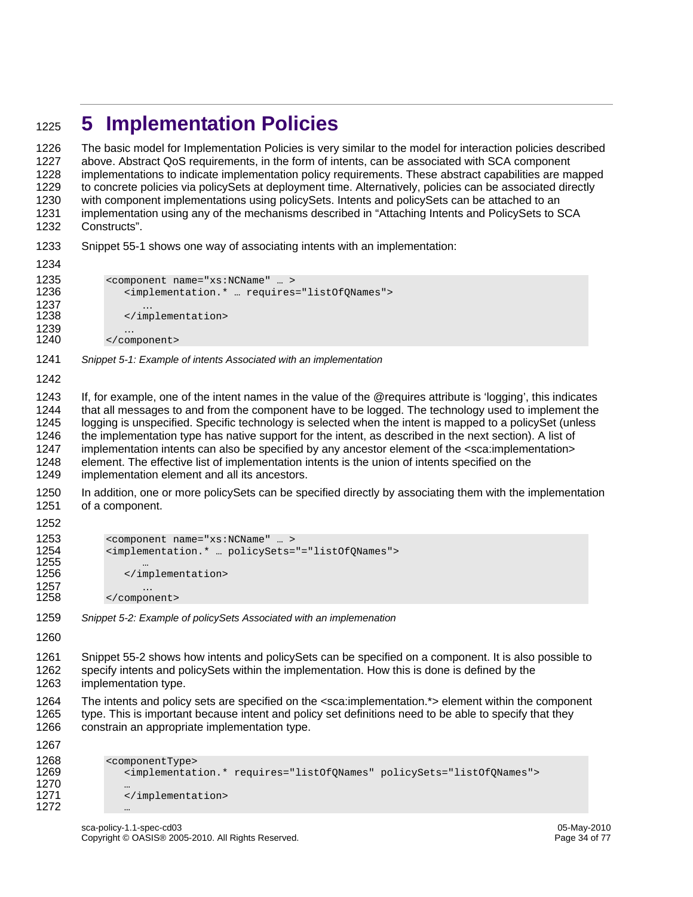# 5 Implementation Policies

The basic model for Implementation Policies is very similar to the model for interaction policies described above. Abstract QoS requirements, in the form of intents, can be associated with SCA component implementations to indicate implementation policy requirements. These abstract capabilities are mapped to concrete policies via policySets at deployment time. Alternatively, policies can be associated directly with component implementations using policySets. Intents and policySets can be attached to an implementation using any of the mechanisms described in “Attaching Intents and PolicySets to SCA Constructs”.

Snippet 55-1 shows one way of associating intents with an implementation:

```
<component name="xs:NCName" … >
   <implementation.* … requires="listOfQNames">
      …
   </implementation>
   …
</component>
```

*Snippet 5-1: Example of intents Associated with an implementation*

If, for example, one of the intent names in the value of the @requires attribute is ‘logging’, this indicates that all messages to and from the component have to be logged. The technology used to implement the logging is unspecified. Specific technology is selected when the intent is mapped to a policySet (unless the implementation type has native support for the intent, as described in the next section). A list of implementation intents can also be specified by any ancestor element of the <sca:implementation> element. The effective list of implementation intents is the union of intents specified on the implementation element and all its ancestors.

In addition, one or more policySets can be specified directly by associating them with the implementation of a component.

```
<component name="xs:NCName" … >
<implementation.* … policySets="="listOfQNames">
      …
   </implementation>
      …
</component>
```

*Snippet 5-2: Example of policySets Associated with an implemenation*

Snippet 55-2 shows how intents and policySets can be specified on a component. It is also possible to specify intents and policySets within the implementation. How this is done is defined by the implementation type.

The intents and policy sets are specified on the <sca:implementation.*> element within the component type. This is important because intent and policy set definitions need to be able to specify that they constrain an appropriate implementation type.

```
<componentType>
   <implementation.* requires="listOfQNames" policySets="listOfQNames">
   …
   </implementation>
   …
```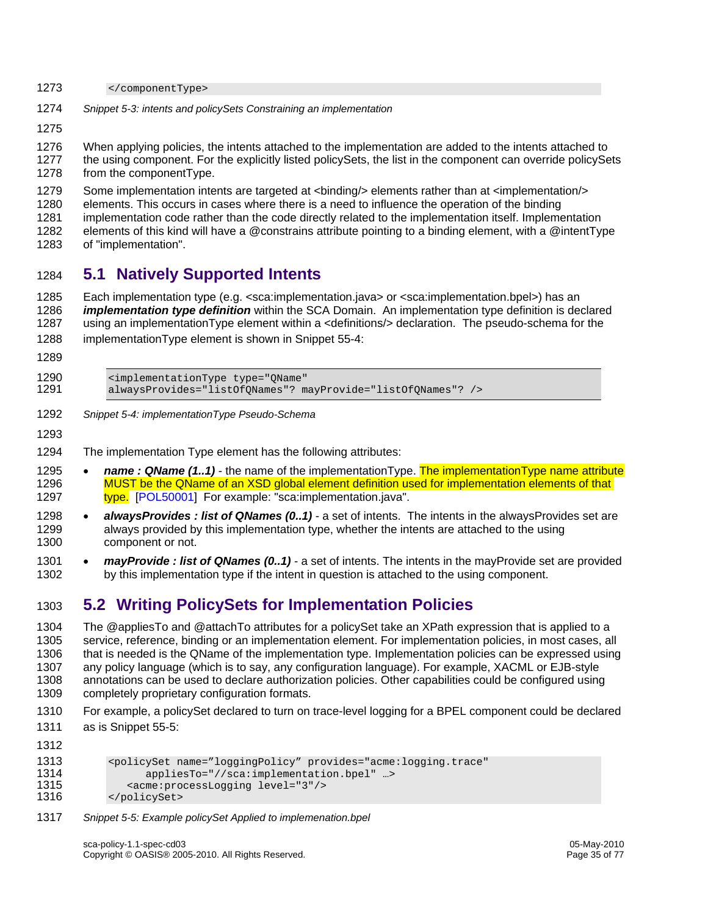```
</componentType>
```

*Snippet 5-3: intents and policySets Constraining an implementation*

When applying policies, the intents attached to the implementation are added to the intents attached to the using component. For the explicitly listed policySets, the list in the component can override policySets from the componentType.

Some implementation intents are targeted at <binding/> elements rather than at <implementation/> elements. This occurs in cases where there is a need to influence the operation of the binding implementation code rather than the code directly related to the implementation itself. Implementation elements of this kind will have a @constrains attribute pointing to a binding element, with a @intentType of "implementation".

## 5.1 Natively Supported Intents

Each implementation type (e.g. <sca:implementation.java> or <sca:implementation.bpel>) has an ***implementation type definition*** within the SCA Domain. An implementation type definition is declared using an implementationType element within a <definitions/> declaration. The pseudo-schema for the implementationType element is shown in Snippet 55-4:

```
<implementationType type="QName"
alwaysProvides="listOfQNames"? mayProvide="listOfQNames"? />
```

*Snippet 5-4: implementationType Pseudo-Schema*

The implementation Type element has the following attributes:

- ***name : QName (1..1)*** - the name of the implementationType. The implementationType name attribute MUST be the QName of an XSD global element definition used for implementation elements of that type. [POL50001] For example: "sca:implementation.java".
- ***alwaysProvides : list of QNames (0..1)*** - a set of intents. The intents in the alwaysProvides set are always provided by this implementation type, whether the intents are attached to the using component or not.
- ***mayProvide : list of QNames (0..1)*** - a set of intents. The intents in the mayProvide set are provided by this implementation type if the intent in question is attached to the using component.

## 5.2 Writing PolicySets for Implementation Policies

The @appliesTo and @attachTo attributes for a policySet take an XPath expression that is applied to a service, reference, binding or an implementation element. For implementation policies, in most cases, all that is needed is the QName of the implementation type. Implementation policies can be expressed using any policy language (which is to say, any configuration language). For example, XACML or EJB-style annotations can be used to declare authorization policies. Other capabilities could be configured using completely proprietary configuration formats.

For example, a policySet declared to turn on trace-level logging for a BPEL component could be declared as is Snippet 55-5:

```
<policySet name="loggingPolicy" provides="acme:logging.trace"
      appliesTo="//sca:implementation.bpel" …>
   <acme:processLogging level="3"/>
</policySet>
```

*Snippet 5-5: Example policySet Applied to implemenation.bpel*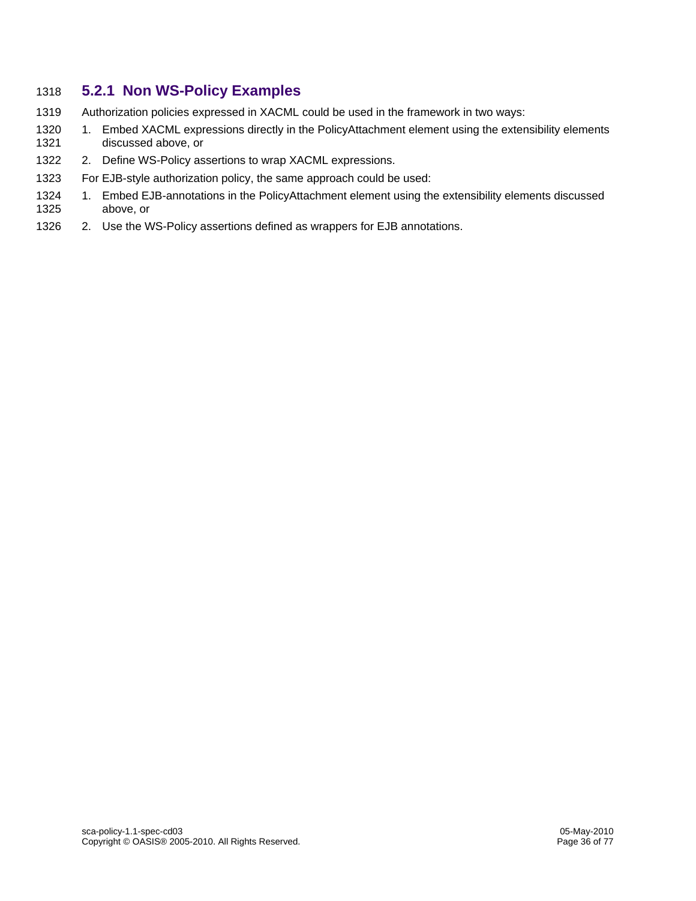### 5.2.1 Non WS-Policy Examples

Authorization policies expressed in XACML could be used in the framework in two ways:

1. Embed XACML expressions directly in the PolicyAttachment element using the extensibility elements discussed above, or
2. Define WS-Policy assertions to wrap XACML expressions.

For EJB-style authorization policy, the same approach could be used:

1. Embed EJB-annotations in the PolicyAttachment element using the extensibility elements discussed above, or
2. Use the WS-Policy assertions defined as wrappers for EJB annotations.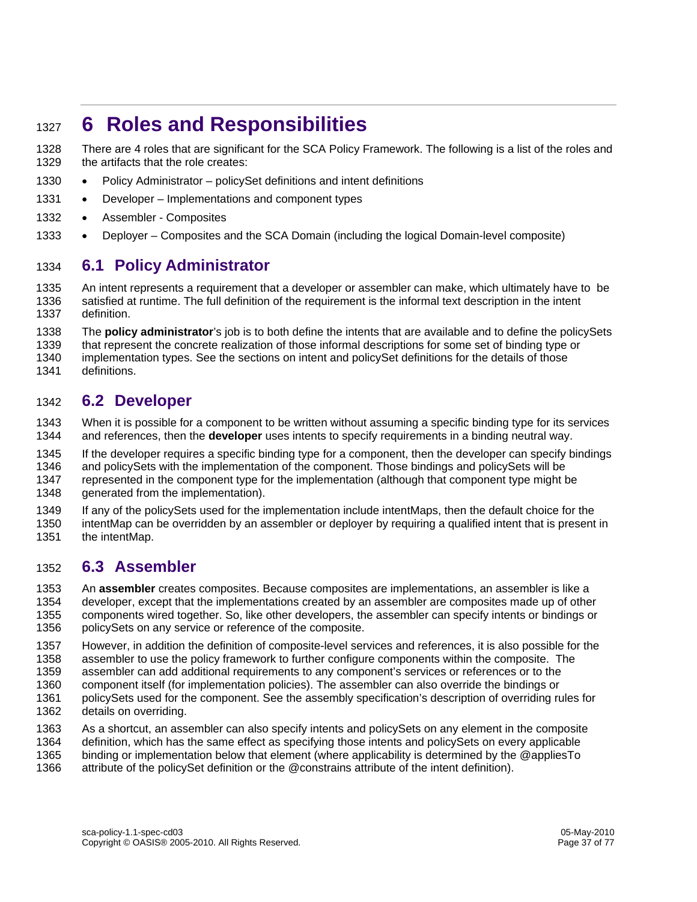# 6 Roles and Responsibilities

There are 4 roles that are significant for the SCA Policy Framework. The following is a list of the roles and the artifacts that the role creates:

- Policy Administrator – policySet definitions and intent definitions
- Developer – Implementations and component types
- Assembler - Composites
- Deployer – Composites and the SCA Domain (including the logical Domain-level composite)

## 6.1 Policy Administrator

An intent represents a requirement that a developer or assembler can make, which ultimately have to be satisfied at runtime. The full definition of the requirement is the informal text description in the intent definition.

The **policy administrator**'s job is to both define the intents that are available and to define the policySets that represent the concrete realization of those informal descriptions for some set of binding type or implementation types. See the sections on intent and policySet definitions for the details of those definitions.

## 6.2 Developer

When it is possible for a component to be written without assuming a specific binding type for its services and references, then the **developer** uses intents to specify requirements in a binding neutral way.

If the developer requires a specific binding type for a component, then the developer can specify bindings and policySets with the implementation of the component. Those bindings and policySets will be represented in the component type for the implementation (although that component type might be generated from the implementation).

If any of the policySets used for the implementation include intentMaps, then the default choice for the intentMap can be overridden by an assembler or deployer by requiring a qualified intent that is present in the intentMap.

## 6.3 Assembler

An **assembler** creates composites. Because composites are implementations, an assembler is like a developer, except that the implementations created by an assembler are composites made up of other components wired together. So, like other developers, the assembler can specify intents or bindings or policySets on any service or reference of the composite.

However, in addition the definition of composite-level services and references, it is also possible for the assembler to use the policy framework to further configure components within the composite. The assembler can add additional requirements to any component's services or references or to the component itself (for implementation policies). The assembler can also override the bindings or policySets used for the component. See the assembly specification's description of overriding rules for details on overriding.

As a shortcut, an assembler can also specify intents and policySets on any element in the composite definition, which has the same effect as specifying those intents and policySets on every applicable binding or implementation below that element (where applicability is determined by the @appliesTo attribute of the policySet definition or the @constrains attribute of the intent definition).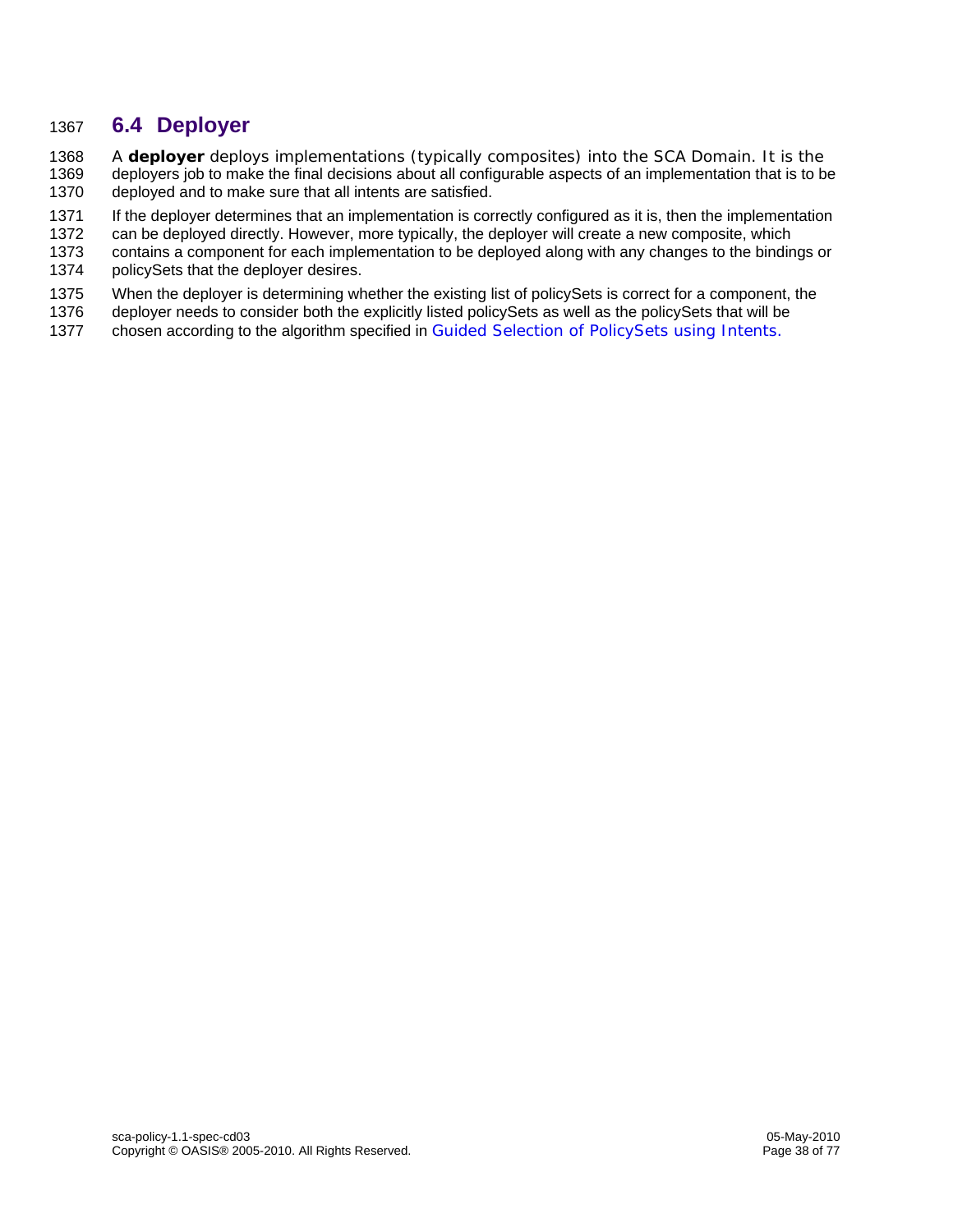## 6.4 Deployer

A **deployer** deploys implementations (typically composites) into the SCA Domain. It is the deployers job to make the final decisions about all configurable aspects of an implementation that is to be deployed and to make sure that all intents are satisfied.

If the deployer determines that an implementation is correctly configured as it is, then the implementation can be deployed directly. However, more typically, the deployer will create a new composite, which contains a component for each implementation to be deployed along with any changes to the bindings or policySets that the deployer desires.

When the deployer is determining whether the existing list of policySets is correct for a component, the deployer needs to consider both the explicitly listed policySets as well as the policySets that will be chosen according to the algorithm specified in Guided Selection of PolicySets using Intents.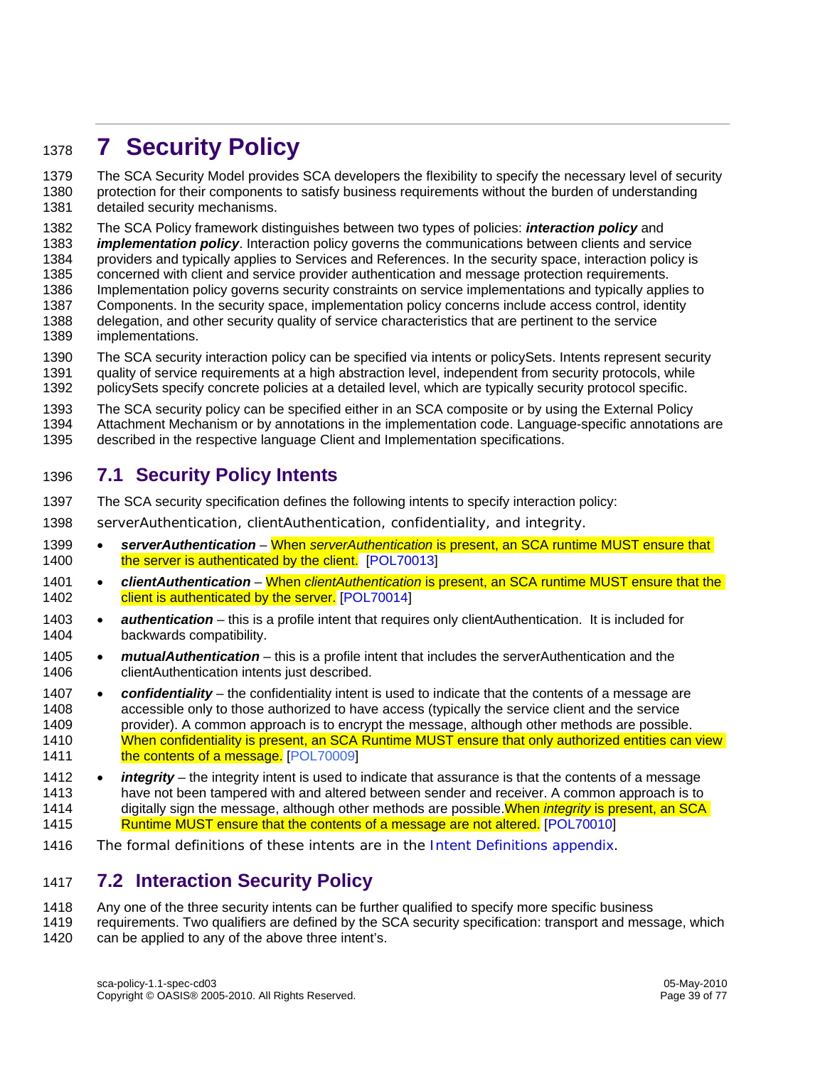# 7 Security Policy

The SCA Security Model provides SCA developers the flexibility to specify the necessary level of security protection for their components to satisfy business requirements without the burden of understanding detailed security mechanisms.

The SCA Policy framework distinguishes between two types of policies: ***interaction policy*** and ***implementation policy***. Interaction policy governs the communications between clients and service providers and typically applies to Services and References. In the security space, interaction policy is concerned with client and service provider authentication and message protection requirements. Implementation policy governs security constraints on service implementations and typically applies to Components. In the security space, implementation policy concerns include access control, identity delegation, and other security quality of service characteristics that are pertinent to the service implementations.

The SCA security interaction policy can be specified via intents or policySets. Intents represent security quality of service requirements at a high abstraction level, independent from security protocols, while policySets specify concrete policies at a detailed level, which are typically security protocol specific.

The SCA security policy can be specified either in an SCA composite or by using the External Policy Attachment Mechanism or by annotations in the implementation code. Language-specific annotations are described in the respective language Client and Implementation specifications.

## 7.1 Security Policy Intents

The SCA security specification defines the following intents to specify interaction policy:

serverAuthentication, clientAuthentication, confidentiality, and integrity.

- ***serverAuthentication*** – When *serverAuthentication* is present, an SCA runtime MUST ensure that the server is authenticated by the client. [POL70013]
- ***clientAuthentication*** – When *clientAuthentication* is present, an SCA runtime MUST ensure that the client is authenticated by the server. [POL70014]
- ***authentication*** – this is a profile intent that requires only clientAuthentication. It is included for backwards compatibility.
- ***mutualAuthentication*** – this is a profile intent that includes the serverAuthentication and the clientAuthentication intents just described.
- ***confidentiality*** – the confidentiality intent is used to indicate that the contents of a message are accessible only to those authorized to have access (typically the service client and the service provider). A common approach is to encrypt the message, although other methods are possible. When confidentiality is present, an SCA Runtime MUST ensure that only authorized entities can view the contents of a message. [POL70009]
- ***integrity*** – the integrity intent is used to indicate that assurance is that the contents of a message have not been tampered with and altered between sender and receiver. A common approach is to digitally sign the message, although other methods are possible.When *integrity* is present, an SCA Runtime MUST ensure that the contents of a message are not altered. [POL70010]

The formal definitions of these intents are in the Intent Definitions appendix.

## 7.2 Interaction Security Policy

Any one of the three security intents can be further qualified to specify more specific business requirements. Two qualifiers are defined by the SCA security specification: transport and message, which can be applied to any of the above three intent's.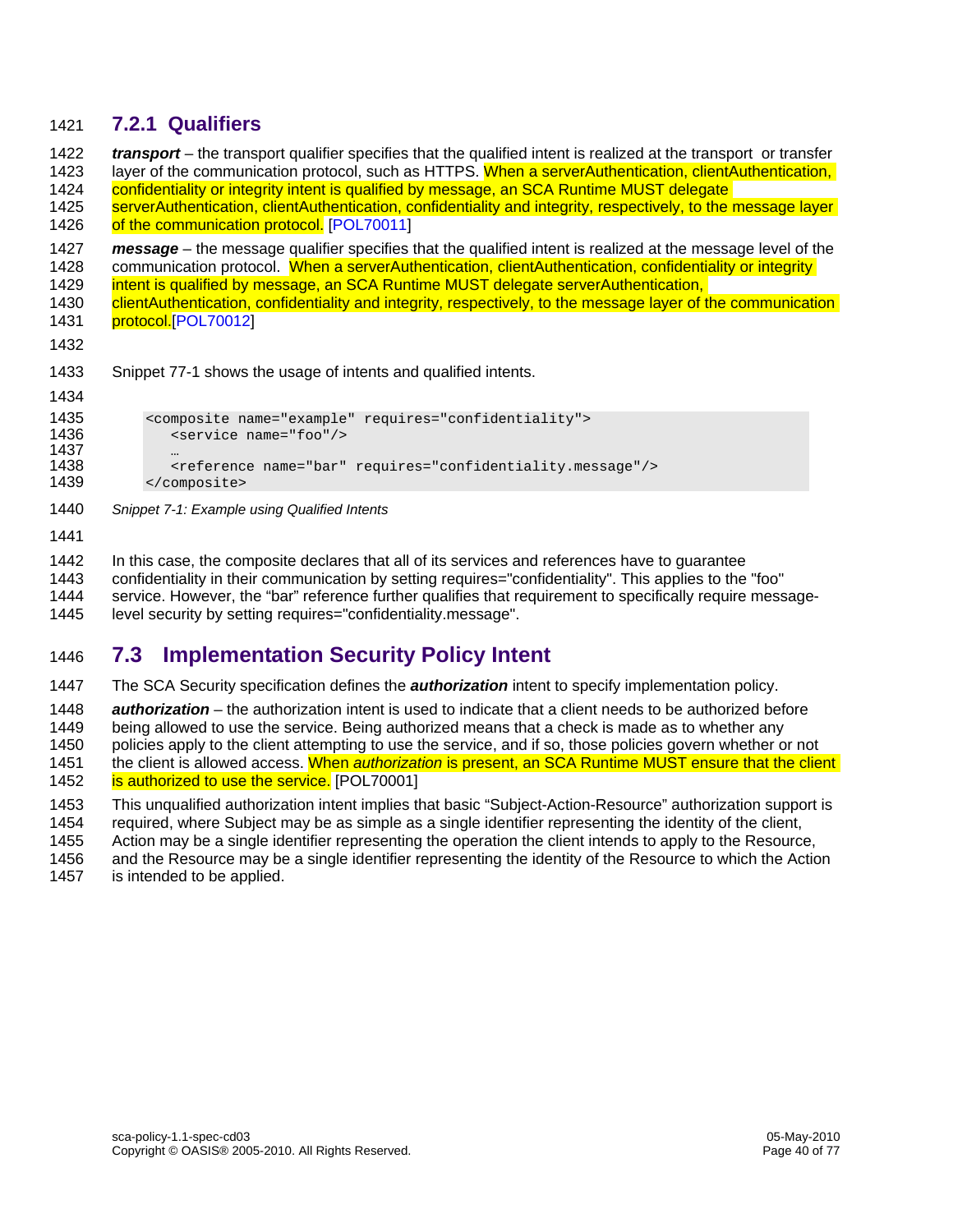### 7.2.1 Qualifiers

***transport*** – the transport qualifier specifies that the qualified intent is realized at the transport or transfer layer of the communication protocol, such as HTTPS. When a serverAuthentication, clientAuthentication, confidentiality or integrity intent is qualified by message, an SCA Runtime MUST delegate serverAuthentication, clientAuthentication, confidentiality and integrity, respectively, to the message layer of the communication protocol. [POL70011]

***message*** – the message qualifier specifies that the qualified intent is realized at the message level of the communication protocol. When a serverAuthentication, clientAuthentication, confidentiality or integrity intent is qualified by message, an SCA Runtime MUST delegate serverAuthentication, clientAuthentication, confidentiality and integrity, respectively, to the message layer of the communication protocol.[POL70012]

Snippet 77-1 shows the usage of intents and qualified intents.

```
<composite name="example" requires="confidentiality">
   <service name="foo"/>
   …
   <reference name="bar" requires="confidentiality.message"/>
</composite>
```

*Snippet 7-1: Example using Qualified Intents*

In this case, the composite declares that all of its services and references have to guarantee confidentiality in their communication by setting requires="confidentiality". This applies to the "foo" service. However, the “bar” reference further qualifies that requirement to specifically require message-level security by setting requires="confidentiality.message".

## 7.3 Implementation Security Policy Intent

The SCA Security specification defines the ***authorization*** intent to specify implementation policy.

***authorization*** – the authorization intent is used to indicate that a client needs to be authorized before being allowed to use the service. Being authorized means that a check is made as to whether any policies apply to the client attempting to use the service, and if so, those policies govern whether or not the client is allowed access. When *authorization* is present, an SCA Runtime MUST ensure that the client is authorized to use the service. [POL70001]

This unqualified authorization intent implies that basic “Subject-Action-Resource” authorization support is required, where Subject may be as simple as a single identifier representing the identity of the client, Action may be a single identifier representing the operation the client intends to apply to the Resource, and the Resource may be a single identifier representing the identity of the Resource to which the Action is intended to be applied.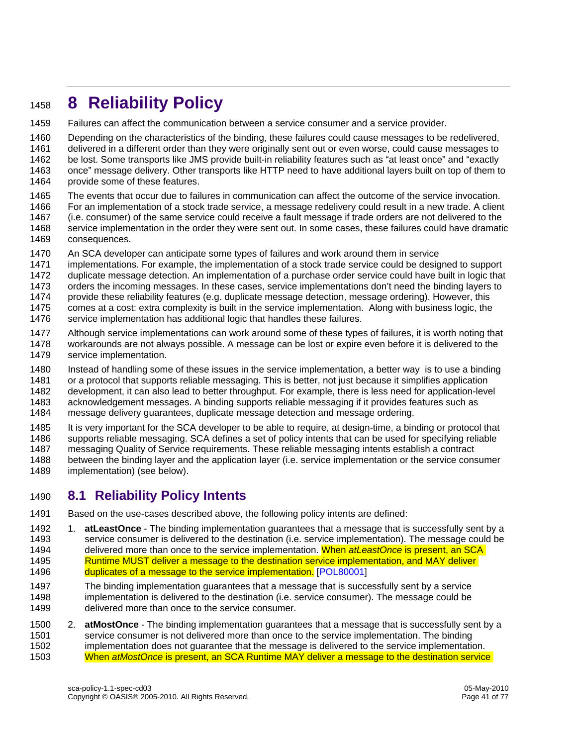# 8 Reliability Policy

Failures can affect the communication between a service consumer and a service provider.

Depending on the characteristics of the binding, these failures could cause messages to be redelivered, delivered in a different order than they were originally sent out or even worse, could cause messages to be lost. Some transports like JMS provide built-in reliability features such as “at least once” and “exactly once” message delivery. Other transports like HTTP need to have additional layers built on top of them to provide some of these features.

The events that occur due to failures in communication can affect the outcome of the service invocation. For an implementation of a stock trade service, a message redelivery could result in a new trade. A client (i.e. consumer) of the same service could receive a fault message if trade orders are not delivered to the service implementation in the order they were sent out. In some cases, these failures could have dramatic consequences.

An SCA developer can anticipate some types of failures and work around them in service implementations. For example, the implementation of a stock trade service could be designed to support duplicate message detection. An implementation of a purchase order service could have built in logic that orders the incoming messages. In these cases, service implementations don’t need the binding layers to provide these reliability features (e.g. duplicate message detection, message ordering). However, this comes at a cost: extra complexity is built in the service implementation. Along with business logic, the service implementation has additional logic that handles these failures.

Although service implementations can work around some of these types of failures, it is worth noting that workarounds are not always possible. A message can be lost or expire even before it is delivered to the service implementation.

Instead of handling some of these issues in the service implementation, a better way is to use a binding or a protocol that supports reliable messaging. This is better, not just because it simplifies application development, it can also lead to better throughput. For example, there is less need for application-level acknowledgement messages. A binding supports reliable messaging if it provides features such as message delivery guarantees, duplicate message detection and message ordering.

It is very important for the SCA developer to be able to require, at design-time, a binding or protocol that supports reliable messaging. SCA defines a set of policy intents that can be used for specifying reliable messaging Quality of Service requirements. These reliable messaging intents establish a contract between the binding layer and the application layer (i.e. service implementation or the service consumer implementation) (see below).

## 8.1 Reliability Policy Intents

Based on the use-cases described above, the following policy intents are defined:

1. **atLeastOnce** - The binding implementation guarantees that a message that is successfully sent by a service consumer is delivered to the destination (i.e. service implementation). The message could be delivered more than once to the service implementation. When *atLeastOnce* is present, an SCA Runtime MUST deliver a message to the destination service implementation, and MAY deliver duplicates of a message to the service implementation. [POL80001]

   The binding implementation guarantees that a message that is successfully sent by a service implementation is delivered to the destination (i.e. service consumer). The message could be delivered more than once to the service consumer.

2. **atMostOnce** - The binding implementation guarantees that a message that is successfully sent by a service consumer is not delivered more than once to the service implementation. The binding implementation does not guarantee that the message is delivered to the service implementation. When *atMostOnce* is present, an SCA Runtime MAY deliver a message to the destination service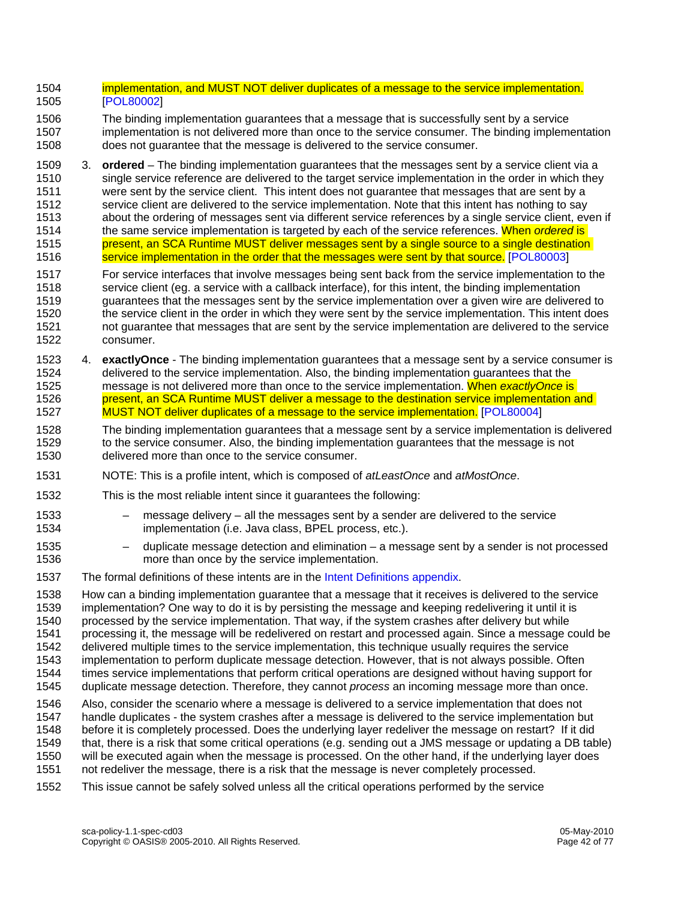implementation, and MUST NOT deliver duplicates of a message to the service implementation. [POL80002]

The binding implementation guarantees that a message that is successfully sent by a service implementation is not delivered more than once to the service consumer. The binding implementation does not guarantee that the message is delivered to the service consumer.

3. **ordered** – The binding implementation guarantees that the messages sent by a service client via a single service reference are delivered to the target service implementation in the order in which they were sent by the service client. This intent does not guarantee that messages that are sent by a service client are delivered to the service implementation. Note that this intent has nothing to say about the ordering of messages sent via different service references by a single service client, even if the same service implementation is targeted by each of the service references. When *ordered* is present, an SCA Runtime MUST deliver messages sent by a single source to a single destination service implementation in the order that the messages were sent by that source. [POL80003]

   For service interfaces that involve messages being sent back from the service implementation to the service client (eg. a service with a callback interface), for this intent, the binding implementation guarantees that the messages sent by the service implementation over a given wire are delivered to the service client in the order in which they were sent by the service implementation. This intent does not guarantee that messages that are sent by the service implementation are delivered to the service consumer.

4. **exactlyOnce** - The binding implementation guarantees that a message sent by a service consumer is delivered to the service implementation. Also, the binding implementation guarantees that the message is not delivered more than once to the service implementation. When *exactlyOnce* is present, an SCA Runtime MUST deliver a message to the destination service implementation and MUST NOT deliver duplicates of a message to the service implementation. [POL80004]

   The binding implementation guarantees that a message sent by a service implementation is delivered to the service consumer. Also, the binding implementation guarantees that the message is not delivered more than once to the service consumer.

   NOTE: This is a profile intent, which is composed of *atLeastOnce* and *atMostOnce*.

   This is the most reliable intent since it guarantees the following:

   – message delivery – all the messages sent by a sender are delivered to the service implementation (i.e. Java class, BPEL process, etc.).

   – duplicate message detection and elimination – a message sent by a sender is not processed more than once by the service implementation.

The formal definitions of these intents are in the Intent Definitions appendix.

How can a binding implementation guarantee that a message that it receives is delivered to the service implementation? One way to do it is by persisting the message and keeping redelivering it until it is processed by the service implementation. That way, if the system crashes after delivery but while processing it, the message will be redelivered on restart and processed again. Since a message could be delivered multiple times to the service implementation, this technique usually requires the service implementation to perform duplicate message detection. However, that is not always possible. Often times service implementations that perform critical operations are designed without having support for duplicate message detection. Therefore, they cannot *process* an incoming message more than once.

Also, consider the scenario where a message is delivered to a service implementation that does not handle duplicates - the system crashes after a message is delivered to the service implementation but before it is completely processed. Does the underlying layer redeliver the message on restart? If it did that, there is a risk that some critical operations (e.g. sending out a JMS message or updating a DB table) will be executed again when the message is processed. On the other hand, if the underlying layer does not redeliver the message, there is a risk that the message is never completely processed.

This issue cannot be safely solved unless all the critical operations performed by the service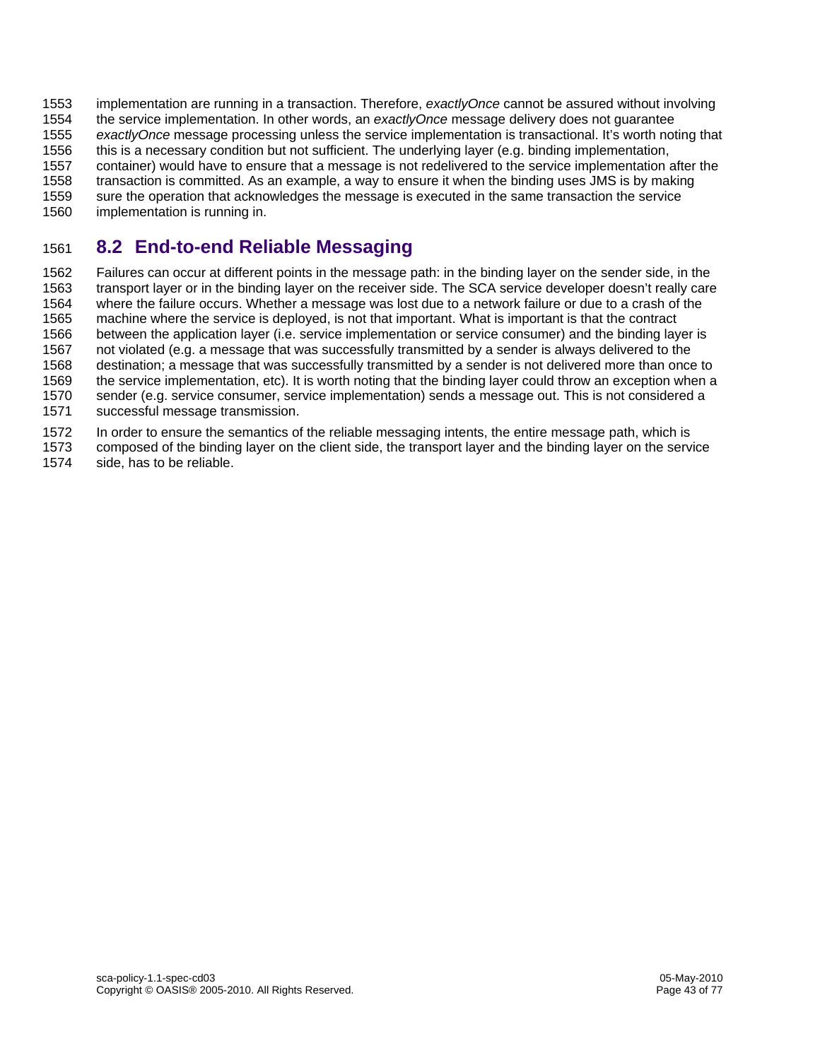implementation are running in a transaction. Therefore, *exactlyOnce* cannot be assured without involving the service implementation. In other words, an *exactlyOnce* message delivery does not guarantee *exactlyOnce* message processing unless the service implementation is transactional. It's worth noting that this is a necessary condition but not sufficient. The underlying layer (e.g. binding implementation, container) would have to ensure that a message is not redelivered to the service implementation after the transaction is committed. As an example, a way to ensure it when the binding uses JMS is by making sure the operation that acknowledges the message is executed in the same transaction the service implementation is running in.

## 8.2 End-to-end Reliable Messaging

Failures can occur at different points in the message path: in the binding layer on the sender side, in the transport layer or in the binding layer on the receiver side. The SCA service developer doesn't really care where the failure occurs. Whether a message was lost due to a network failure or due to a crash of the machine where the service is deployed, is not that important. What is important is that the contract between the application layer (i.e. service implementation or service consumer) and the binding layer is not violated (e.g. a message that was successfully transmitted by a sender is always delivered to the destination; a message that was successfully transmitted by a sender is not delivered more than once to the service implementation, etc). It is worth noting that the binding layer could throw an exception when a sender (e.g. service consumer, service implementation) sends a message out. This is not considered a successful message transmission.

In order to ensure the semantics of the reliable messaging intents, the entire message path, which is composed of the binding layer on the client side, the transport layer and the binding layer on the service side, has to be reliable.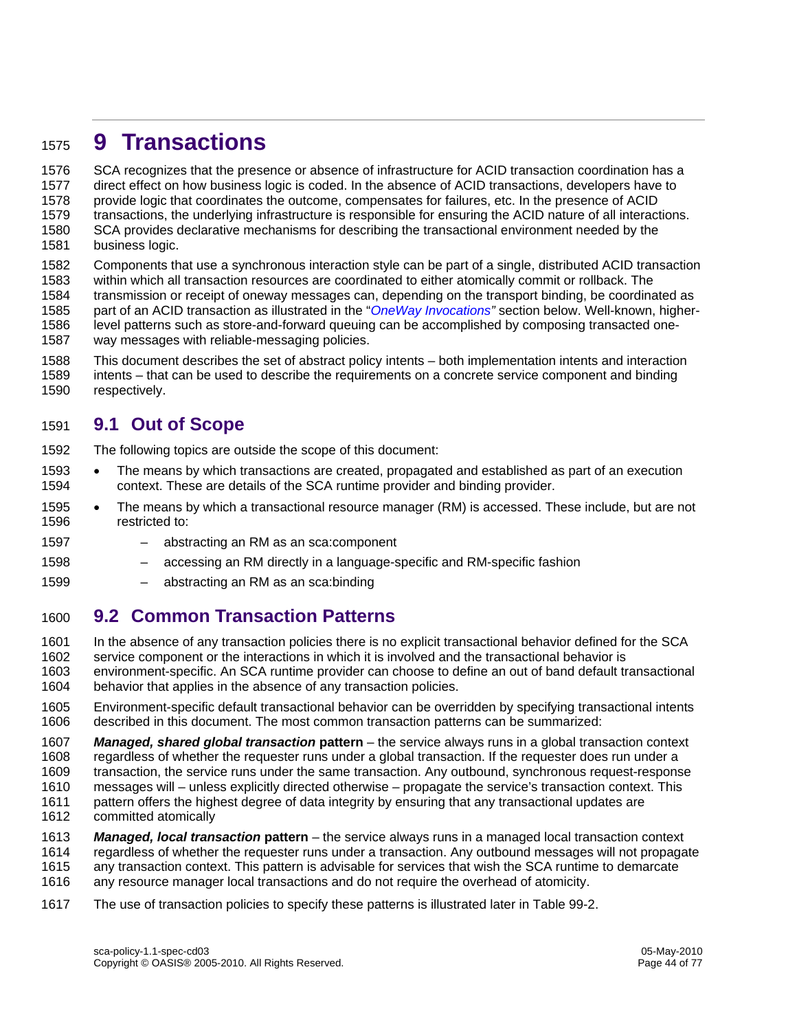# 9 Transactions

SCA recognizes that the presence or absence of infrastructure for ACID transaction coordination has a direct effect on how business logic is coded. In the absence of ACID transactions, developers have to provide logic that coordinates the outcome, compensates for failures, etc. In the presence of ACID transactions, the underlying infrastructure is responsible for ensuring the ACID nature of all interactions. SCA provides declarative mechanisms for describing the transactional environment needed by the business logic.

Components that use a synchronous interaction style can be part of a single, distributed ACID transaction within which all transaction resources are coordinated to either atomically commit or rollback. The transmission or receipt of oneway messages can, depending on the transport binding, be coordinated as part of an ACID transaction as illustrated in the "*OneWay Invocations*" section below. Well-known, higher-level patterns such as store-and-forward queuing can be accomplished by composing transacted one-way messages with reliable-messaging policies.

This document describes the set of abstract policy intents – both implementation intents and interaction intents – that can be used to describe the requirements on a concrete service component and binding respectively.

## 9.1 Out of Scope

The following topics are outside the scope of this document:

- The means by which transactions are created, propagated and established as part of an execution context. These are details of the SCA runtime provider and binding provider.
- The means by which a transactional resource manager (RM) is accessed. These include, but are not restricted to:
  - abstracting an RM as an sca:component
  - accessing an RM directly in a language-specific and RM-specific fashion
  - abstracting an RM as an sca:binding

## 9.2 Common Transaction Patterns

In the absence of any transaction policies there is no explicit transactional behavior defined for the SCA service component or the interactions in which it is involved and the transactional behavior is environment-specific. An SCA runtime provider can choose to define an out of band default transactional behavior that applies in the absence of any transaction policies.

Environment-specific default transactional behavior can be overridden by specifying transactional intents described in this document. The most common transaction patterns can be summarized:

***Managed, shared global transaction*** **pattern** – the service always runs in a global transaction context regardless of whether the requester runs under a global transaction. If the requester does run under a transaction, the service runs under the same transaction. Any outbound, synchronous request-response messages will – unless explicitly directed otherwise – propagate the service's transaction context. This pattern offers the highest degree of data integrity by ensuring that any transactional updates are committed atomically

***Managed, local transaction*** **pattern** – the service always runs in a managed local transaction context regardless of whether the requester runs under a transaction. Any outbound messages will not propagate any transaction context. This pattern is advisable for services that wish the SCA runtime to demarcate any resource manager local transactions and do not require the overhead of atomicity.

The use of transaction policies to specify these patterns is illustrated later in Table 99-2.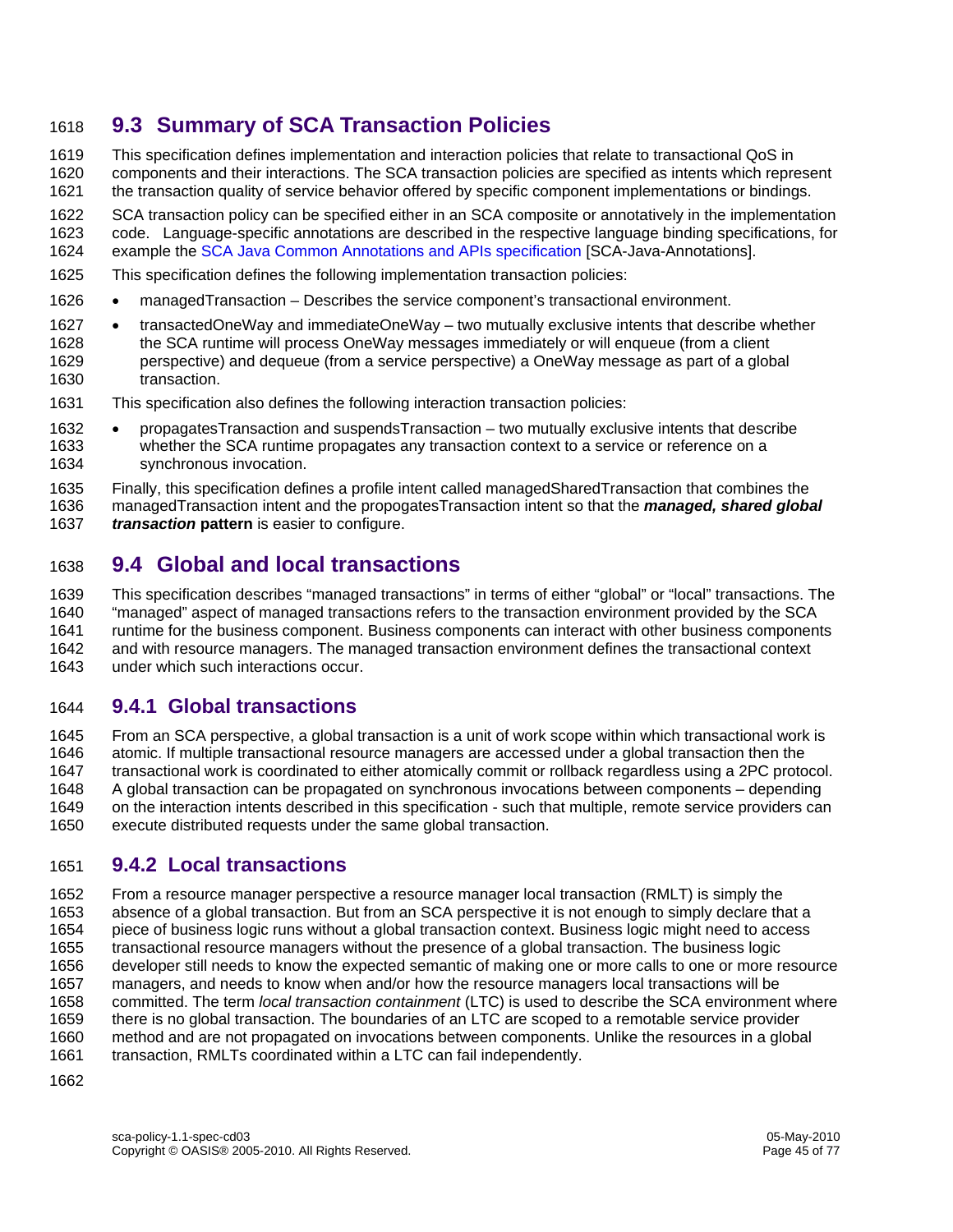## 9.3 Summary of SCA Transaction Policies

This specification defines implementation and interaction policies that relate to transactional QoS in components and their interactions. The SCA transaction policies are specified as intents which represent the transaction quality of service behavior offered by specific component implementations or bindings.

SCA transaction policy can be specified either in an SCA composite or annotatively in the implementation code. Language-specific annotations are described in the respective language binding specifications, for example the SCA Java Common Annotations and APIs specification [SCA-Java-Annotations].

This specification defines the following implementation transaction policies:

- managedTransaction – Describes the service component's transactional environment.
- transactedOneWay and immediateOneWay – two mutually exclusive intents that describe whether the SCA runtime will process OneWay messages immediately or will enqueue (from a client perspective) and dequeue (from a service perspective) a OneWay message as part of a global transaction.

This specification also defines the following interaction transaction policies:

- propagatesTransaction and suspendsTransaction – two mutually exclusive intents that describe whether the SCA runtime propagates any transaction context to a service or reference on a synchronous invocation.

Finally, this specification defines a profile intent called managedSharedTransaction that combines the managedTransaction intent and the propogatesTransaction intent so that the ***managed, shared global transaction*** **pattern** is easier to configure.

## 9.4 Global and local transactions

This specification describes "managed transactions" in terms of either "global" or "local" transactions. The "managed" aspect of managed transactions refers to the transaction environment provided by the SCA runtime for the business component. Business components can interact with other business components and with resource managers. The managed transaction environment defines the transactional context under which such interactions occur.

### 9.4.1 Global transactions

From an SCA perspective, a global transaction is a unit of work scope within which transactional work is atomic. If multiple transactional resource managers are accessed under a global transaction then the transactional work is coordinated to either atomically commit or rollback regardless using a 2PC protocol. A global transaction can be propagated on synchronous invocations between components – depending on the interaction intents described in this specification - such that multiple, remote service providers can execute distributed requests under the same global transaction.

### 9.4.2 Local transactions

From a resource manager perspective a resource manager local transaction (RMLT) is simply the absence of a global transaction. But from an SCA perspective it is not enough to simply declare that a piece of business logic runs without a global transaction context. Business logic might need to access transactional resource managers without the presence of a global transaction. The business logic developer still needs to know the expected semantic of making one or more calls to one or more resource managers, and needs to know when and/or how the resource managers local transactions will be committed. The term *local transaction containment* (LTC) is used to describe the SCA environment where there is no global transaction. The boundaries of an LTC are scoped to a remotable service provider method and are not propagated on invocations between components. Unlike the resources in a global transaction, RMLTs coordinated within a LTC can fail independently.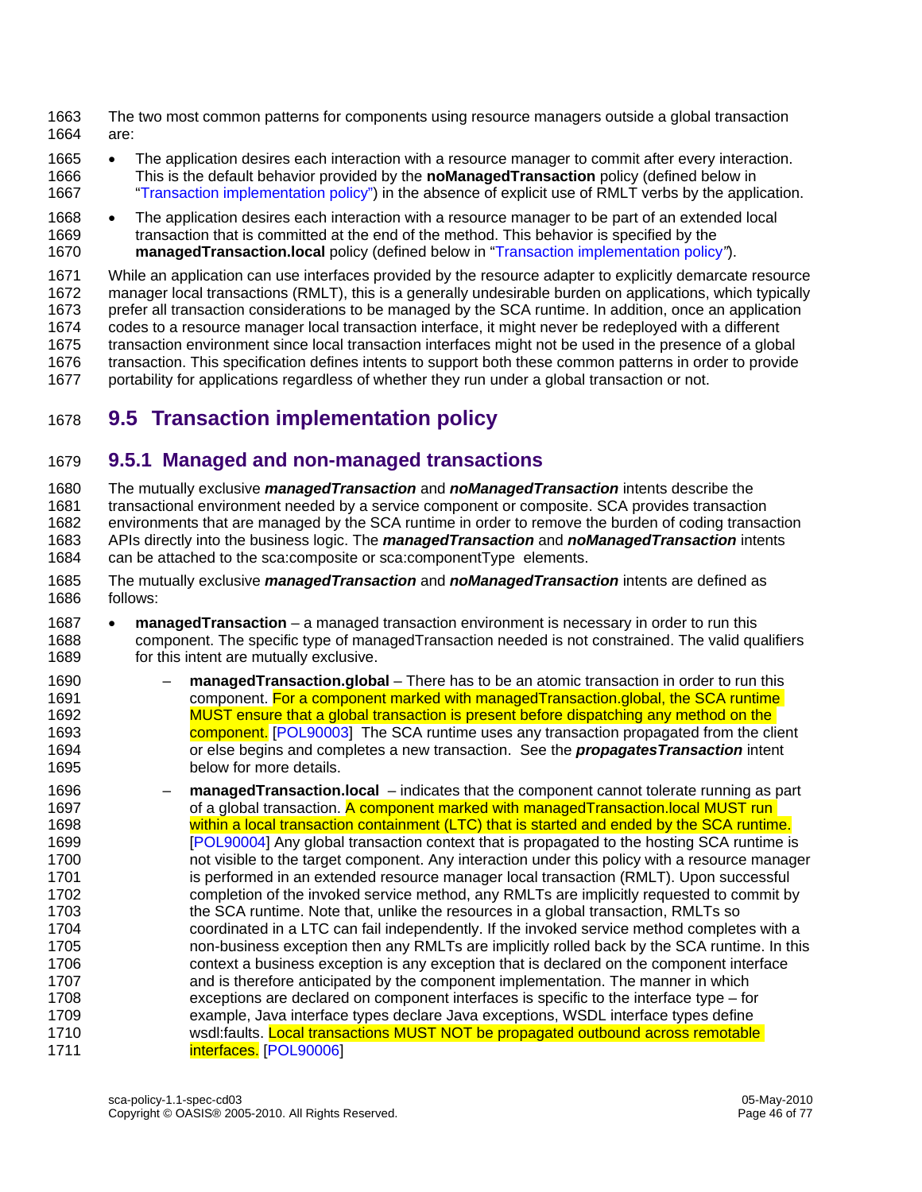The two most common patterns for components using resource managers outside a global transaction are:

- The application desires each interaction with a resource manager to commit after every interaction. This is the default behavior provided by the **noManagedTransaction** policy (defined below in "Transaction implementation policy") in the absence of explicit use of RMLT verbs by the application.
- The application desires each interaction with a resource manager to be part of an extended local transaction that is committed at the end of the method. This behavior is specified by the **managedTransaction.local** policy (defined below in "Transaction implementation policy").

While an application can use interfaces provided by the resource adapter to explicitly demarcate resource manager local transactions (RMLT), this is a generally undesirable burden on applications, which typically prefer all transaction considerations to be managed by the SCA runtime. In addition, once an application codes to a resource manager local transaction interface, it might never be redeployed with a different transaction environment since local transaction interfaces might not be used in the presence of a global transaction. This specification defines intents to support both these common patterns in order to provide portability for applications regardless of whether they run under a global transaction or not.

## 9.5 Transaction implementation policy

### 9.5.1 Managed and non-managed transactions

The mutually exclusive ***managedTransaction*** and ***noManagedTransaction*** intents describe the transactional environment needed by a service component or composite. SCA provides transaction environments that are managed by the SCA runtime in order to remove the burden of coding transaction APIs directly into the business logic. The ***managedTransaction*** and ***noManagedTransaction*** intents can be attached to the sca:composite or sca:componentType elements.

The mutually exclusive ***managedTransaction*** and ***noManagedTransaction*** intents are defined as follows:

- **managedTransaction** – a managed transaction environment is necessary in order to run this component. The specific type of managedTransaction needed is not constrained. The valid qualifiers for this intent are mutually exclusive.
  - **managedTransaction.global** – There has to be an atomic transaction in order to run this component. For a component marked with managedTransaction.global, the SCA runtime MUST ensure that a global transaction is present before dispatching any method on the component. [POL90003] The SCA runtime uses any transaction propagated from the client or else begins and completes a new transaction. See the ***propagatesTransaction*** intent below for more details.
  - **managedTransaction.local** – indicates that the component cannot tolerate running as part of a global transaction. A component marked with managedTransaction.local MUST run within a local transaction containment (LTC) that is started and ended by the SCA runtime. [POL90004] Any global transaction context that is propagated to the hosting SCA runtime is not visible to the target component. Any interaction under this policy with a resource manager is performed in an extended resource manager local transaction (RMLT). Upon successful completion of the invoked service method, any RMLTs are implicitly requested to commit by the SCA runtime. Note that, unlike the resources in a global transaction, RMLTs so coordinated in a LTC can fail independently. If the invoked service method completes with a non-business exception then any RMLTs are implicitly rolled back by the SCA runtime. In this context a business exception is any exception that is declared on the component interface and is therefore anticipated by the component implementation. The manner in which exceptions are declared on component interfaces is specific to the interface type – for example, Java interface types declare Java exceptions, WSDL interface types define wsdl:faults. Local transactions MUST NOT be propagated outbound across remotable interfaces. [POL90006]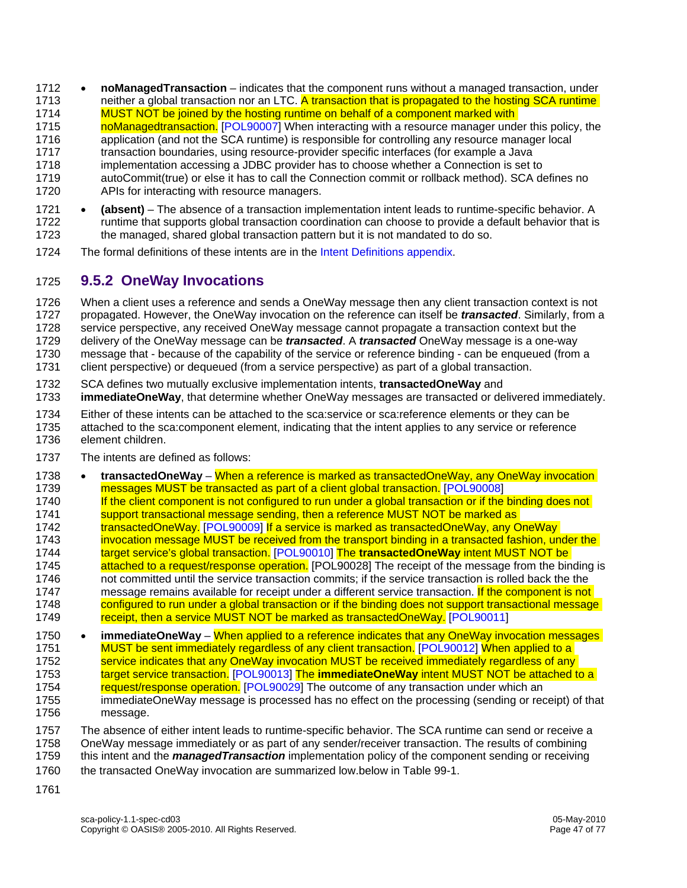- **noManagedTransaction** – indicates that the component runs without a managed transaction, under neither a global transaction nor an LTC. A transaction that is propagated to the hosting SCA runtime MUST NOT be joined by the hosting runtime on behalf of a component marked with noManagedtransaction. [POL90007] When interacting with a resource manager under this policy, the application (and not the SCA runtime) is responsible for controlling any resource manager local transaction boundaries, using resource-provider specific interfaces (for example a Java implementation accessing a JDBC provider has to choose whether a Connection is set to autoCommit(true) or else it has to call the Connection commit or rollback method). SCA defines no APIs for interacting with resource managers.
- **(absent)** – The absence of a transaction implementation intent leads to runtime-specific behavior. A runtime that supports global transaction coordination can choose to provide a default behavior that is the managed, shared global transaction pattern but it is not mandated to do so.

The formal definitions of these intents are in the Intent Definitions appendix.

## 9.5.2 OneWay Invocations

When a client uses a reference and sends a OneWay message then any client transaction context is not propagated. However, the OneWay invocation on the reference can itself be ***transacted***. Similarly, from a service perspective, any received OneWay message cannot propagate a transaction context but the delivery of the OneWay message can be ***transacted***. A ***transacted*** OneWay message is a one-way message that - because of the capability of the service or reference binding - can be enqueued (from a client perspective) or dequeued (from a service perspective) as part of a global transaction.

SCA defines two mutually exclusive implementation intents, **transactedOneWay** and **immediateOneWay**, that determine whether OneWay messages are transacted or delivered immediately.

Either of these intents can be attached to the sca:service or sca:reference elements or they can be attached to the sca:component element, indicating that the intent applies to any service or reference element children.

The intents are defined as follows:

- **transactedOneWay** – When a reference is marked as transactedOneWay, any OneWay invocation messages MUST be transacted as part of a client global transaction. [POL90008] If the client component is not configured to run under a global transaction or if the binding does not support transactional message sending, then a reference MUST NOT be marked as transactedOneWay. [POL90009] If a service is marked as transactedOneWay, any OneWay invocation message MUST be received from the transport binding in a transacted fashion, under the target service's global transaction. [POL90010] The **transactedOneWay** intent MUST NOT be attached to a request/response operation. [POL90028] The receipt of the message from the binding is not committed until the service transaction commits; if the service transaction is rolled back the the message remains available for receipt under a different service transaction. If the component is not configured to run under a global transaction or if the binding does not support transactional message receipt, then a service MUST NOT be marked as transactedOneWay. [POL90011]
- **immediateOneWay** – When applied to a reference indicates that any OneWay invocation messages MUST be sent immediately regardless of any client transaction. [POL90012] When applied to a service indicates that any OneWay invocation MUST be received immediately regardless of any target service transaction. [POL90013] The **immediateOneWay** intent MUST NOT be attached to a request/response operation. [POL90029] The outcome of any transaction under which an immediateOneWay message is processed has no effect on the processing (sending or receipt) of that message.

The absence of either intent leads to runtime-specific behavior. The SCA runtime can send or receive a OneWay message immediately or as part of any sender/receiver transaction. The results of combining this intent and the ***managedTransaction*** implementation policy of the component sending or receiving the transacted OneWay invocation are summarized low.below in Table 99-1.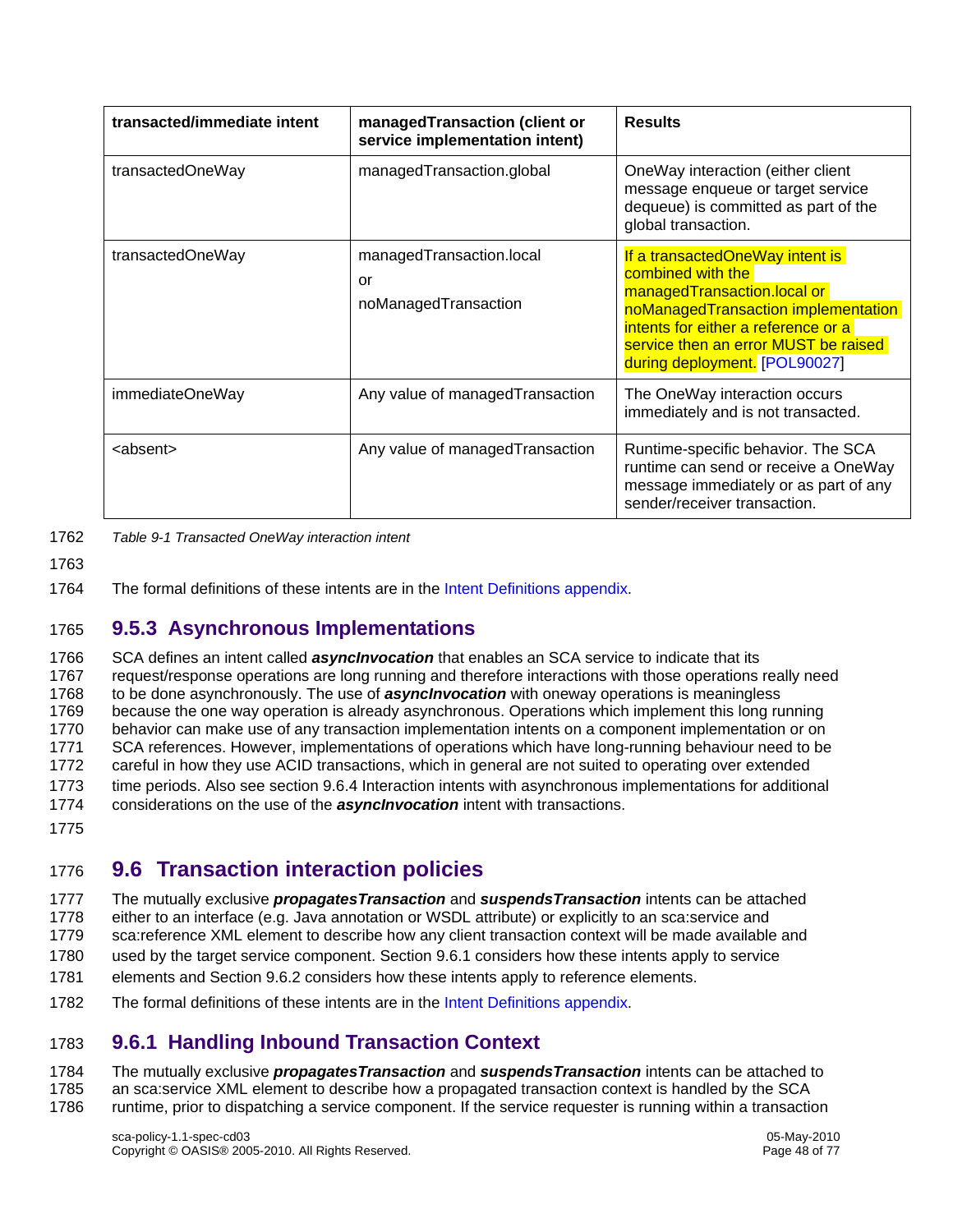| transacted/immediate intent | managedTransaction (client or service implementation intent) | Results |
|---|---|---|
| transactedOneWay | managedTransaction.global | OneWay interaction (either client message enqueue or target service dequeue) is committed as part of the global transaction. |
| transactedOneWay | managedTransaction.local or noManagedTransaction | If a transactedOneWay intent is combined with the managedTransaction.local or noManagedTransaction implementation intents for either a reference or a service then an error MUST be raised during deployment. [POL90027] |
| immediateOneWay | Any value of managedTransaction | The OneWay interaction occurs immediately and is not transacted. |
| <absent> | Any value of managedTransaction | Runtime-specific behavior. The SCA runtime can send or receive a OneWay message immediately or as part of any sender/receiver transaction. |

*Table 9-1 Transacted OneWay interaction intent*

The formal definitions of these intents are in the Intent Definitions appendix.

### 9.5.3 Asynchronous Implementations

SCA defines an intent called ***asyncInvocation*** that enables an SCA service to indicate that its request/response operations are long running and therefore interactions with those operations really need to be done asynchronously. The use of ***asyncInvocation*** with oneway operations is meaningless because the one way operation is already asynchronous. Operations which implement this long running behavior can make use of any transaction implementation intents on a component implementation or on SCA references. However, implementations of operations which have long-running behaviour need to be careful in how they use ACID transactions, which in general are not suited to operating over extended time periods. Also see section 9.6.4 Interaction intents with asynchronous implementations for additional considerations on the use of the ***asyncInvocation*** intent with transactions.

## 9.6 Transaction interaction policies

The mutually exclusive ***propagatesTransaction*** and ***suspendsTransaction*** intents can be attached either to an interface (e.g. Java annotation or WSDL attribute) or explicitly to an sca:service and sca:reference XML element to describe how any client transaction context will be made available and used by the target service component. Section 9.6.1 considers how these intents apply to service elements and Section 9.6.2 considers how these intents apply to reference elements.

The formal definitions of these intents are in the Intent Definitions appendix.

### 9.6.1 Handling Inbound Transaction Context

The mutually exclusive ***propagatesTransaction*** and ***suspendsTransaction*** intents can be attached to an sca:service XML element to describe how a propagated transaction context is handled by the SCA runtime, prior to dispatching a service component. If the service requester is running within a transaction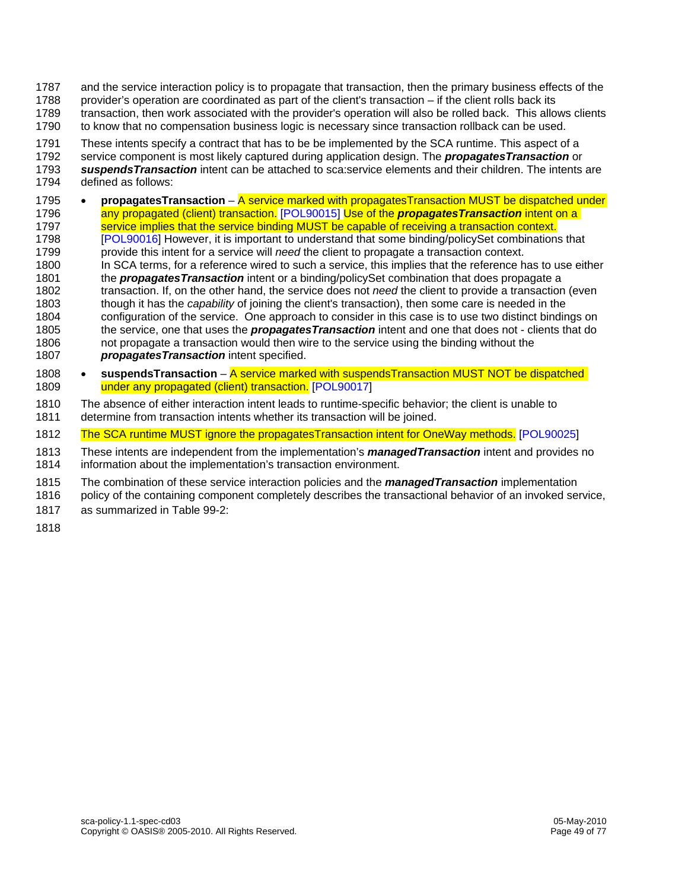and the service interaction policy is to propagate that transaction, then the primary business effects of the provider's operation are coordinated as part of the client's transaction – if the client rolls back its transaction, then work associated with the provider's operation will also be rolled back. This allows clients to know that no compensation business logic is necessary since transaction rollback can be used.

These intents specify a contract that has to be be implemented by the SCA runtime. This aspect of a service component is most likely captured during application design. The ***propagatesTransaction*** or ***suspendsTransaction*** intent can be attached to sca:service elements and their children. The intents are defined as follows:

- **propagatesTransaction** – A service marked with propagatesTransaction MUST be dispatched under any propagated (client) transaction. [POL90015] Use of the ***propagatesTransaction*** intent on a service implies that the service binding MUST be capable of receiving a transaction context. [POL90016] However, it is important to understand that some binding/policySet combinations that provide this intent for a service will *need* the client to propagate a transaction context. In SCA terms, for a reference wired to such a service, this implies that the reference has to use either the ***propagatesTransaction*** intent or a binding/policySet combination that does propagate a transaction. If, on the other hand, the service does not *need* the client to provide a transaction (even though it has the *capability* of joining the client's transaction), then some care is needed in the configuration of the service. One approach to consider in this case is to use two distinct bindings on the service, one that uses the ***propagatesTransaction*** intent and one that does not - clients that do not propagate a transaction would then wire to the service using the binding without the ***propagatesTransaction*** intent specified.
- **suspendsTransaction** – A service marked with suspendsTransaction MUST NOT be dispatched under any propagated (client) transaction. [POL90017]

The absence of either interaction intent leads to runtime-specific behavior; the client is unable to determine from transaction intents whether its transaction will be joined.

The SCA runtime MUST ignore the propagatesTransaction intent for OneWay methods. [POL90025]

These intents are independent from the implementation's ***managedTransaction*** intent and provides no information about the implementation's transaction environment.

The combination of these service interaction policies and the ***managedTransaction*** implementation policy of the containing component completely describes the transactional behavior of an invoked service, as summarized in Table 99-2: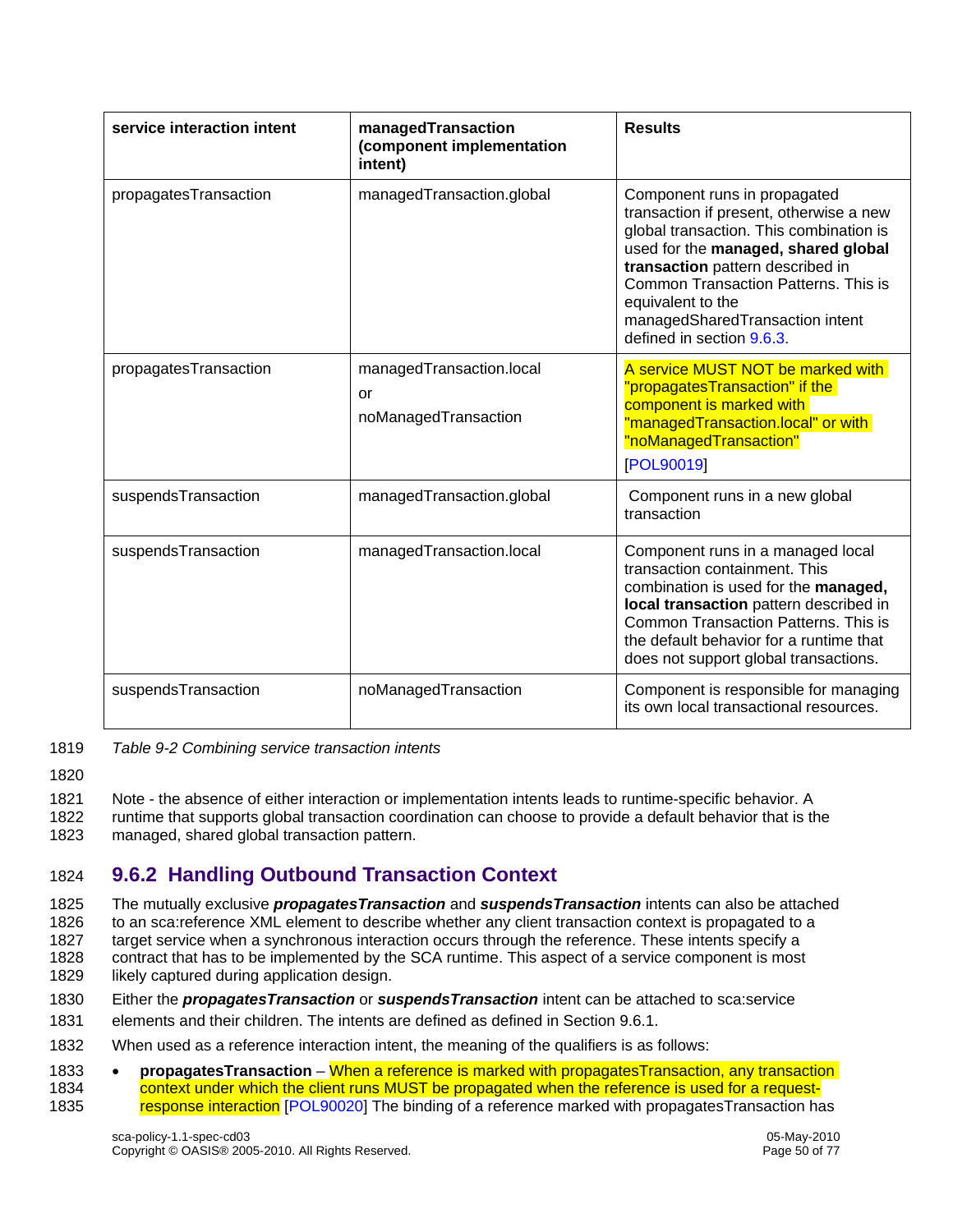| service interaction intent | managedTransaction (component implementation intent) | Results |
|---|---|---|
| propagatesTransaction | managedTransaction.global | Component runs in propagated transaction if present, otherwise a new global transaction. This combination is used for the **managed, shared global transaction** pattern described in Common Transaction Patterns. This is equivalent to the managedSharedTransaction intent defined in section 9.6.3. |
| propagatesTransaction | managedTransaction.local<br>or<br>noManagedTransaction | A service MUST NOT be marked with "propagatesTransaction" if the component is marked with "managedTransaction.local" or with "noManagedTransaction"<br>[POL90019] |
| suspendsTransaction | managedTransaction.global | Component runs in a new global transaction |
| suspendsTransaction | managedTransaction.local | Component runs in a managed local transaction containment. This combination is used for the **managed, local transaction** pattern described in Common Transaction Patterns. This is the default behavior for a runtime that does not support global transactions. |
| suspendsTransaction | noManagedTransaction | Component is responsible for managing its own local transactional resources. |

*Table 9-2 Combining service transaction intents*

Note - the absence of either interaction or implementation intents leads to runtime-specific behavior. A runtime that supports global transaction coordination can choose to provide a default behavior that is the managed, shared global transaction pattern.

### 9.6.2 Handling Outbound Transaction Context

The mutually exclusive ***propagatesTransaction*** and ***suspendsTransaction*** intents can also be attached to an sca:reference XML element to describe whether any client transaction context is propagated to a target service when a synchronous interaction occurs through the reference. These intents specify a contract that has to be implemented by the SCA runtime. This aspect of a service component is most likely captured during application design.

Either the ***propagatesTransaction*** or ***suspendsTransaction*** intent can be attached to sca:service elements and their children. The intents are defined as defined in Section 9.6.1.

When used as a reference interaction intent, the meaning of the qualifiers is as follows:

- **propagatesTransaction** – When a reference is marked with propagatesTransaction, any transaction context under which the client runs MUST be propagated when the reference is used for a request-response interaction [POL90020] The binding of a reference marked with propagatesTransaction has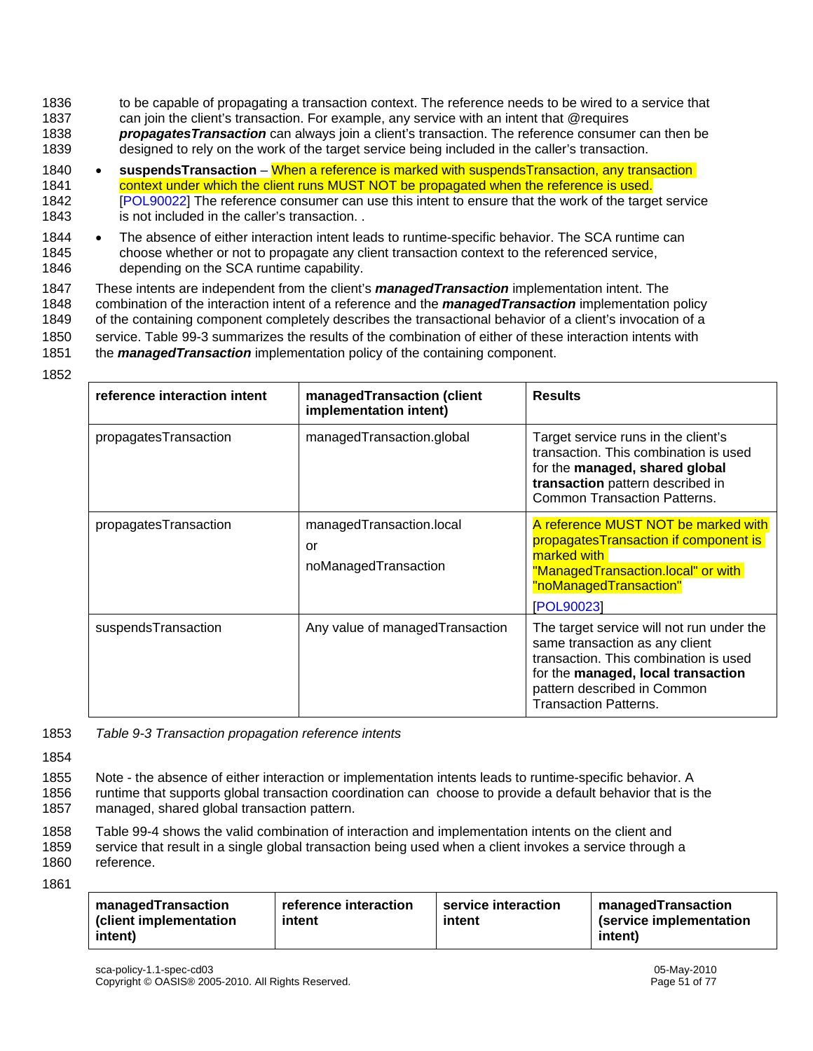to be capable of propagating a transaction context. The reference needs to be wired to a service that can join the client's transaction. For example, any service with an intent that @requires ***propagatesTransaction*** can always join a client's transaction. The reference consumer can then be designed to rely on the work of the target service being included in the caller's transaction.

- **suspendsTransaction** – When a reference is marked with suspendsTransaction, any transaction context under which the client runs MUST NOT be propagated when the reference is used. [POL90022] The reference consumer can use this intent to ensure that the work of the target service is not included in the caller's transaction. .
- The absence of either interaction intent leads to runtime-specific behavior. The SCA runtime can choose whether or not to propagate any client transaction context to the referenced service, depending on the SCA runtime capability.

These intents are independent from the client's ***managedTransaction*** implementation intent. The combination of the interaction intent of a reference and the ***managedTransaction*** implementation policy of the containing component completely describes the transactional behavior of a client's invocation of a service. Table 99-3 summarizes the results of the combination of either of these interaction intents with the ***managedTransaction*** implementation policy of the containing component.

| reference interaction intent | managedTransaction (client implementation intent) | Results |
|---|---|---|
| propagatesTransaction | managedTransaction.global | Target service runs in the client's transaction. This combination is used for the **managed, shared global transaction** pattern described in Common Transaction Patterns. |
| propagatesTransaction | managedTransaction.local or noManagedTransaction | A reference MUST NOT be marked with propagatesTransaction if component is marked with "ManagedTransaction.local" or with "noManagedTransaction" [POL90023] |
| suspendsTransaction | Any value of managedTransaction | The target service will not run under the same transaction as any client transaction. This combination is used for the **managed, local transaction** pattern described in Common Transaction Patterns. |

*Table 9-3 Transaction propagation reference intents*

Note - the absence of either interaction or implementation intents leads to runtime-specific behavior. A runtime that supports global transaction coordination can choose to provide a default behavior that is the managed, shared global transaction pattern.

Table 99-4 shows the valid combination of interaction and implementation intents on the client and service that result in a single global transaction being used when a client invokes a service through a reference.

| managedTransaction (client implementation intent) | reference interaction intent | service interaction intent | managedTransaction (service implementation intent) |
|---|---|---|---|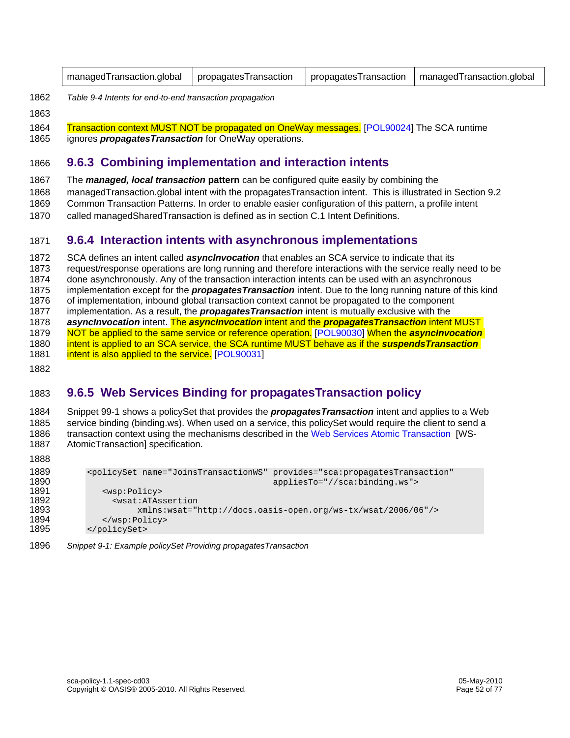| managedTransaction.global | propagatesTransaction | propagatesTransaction | managedTransaction.global |
|---|---|---|---|

*Table 9-4 Intents for end-to-end transaction propagation*

Transaction context MUST NOT be propagated on OneWay messages. [POL90024] The SCA runtime ignores ***propagatesTransaction*** for OneWay operations.

### 9.6.3 Combining implementation and interaction intents

The ***managed, local transaction*** **pattern** can be configured quite easily by combining the managedTransaction.global intent with the propagatesTransaction intent. This is illustrated in Section 9.2 Common Transaction Patterns. In order to enable easier configuration of this pattern, a profile intent called managedSharedTransaction is defined as in section C.1 Intent Definitions.

### 9.6.4 Interaction intents with asynchronous implementations

SCA defines an intent called ***asyncInvocation*** that enables an SCA service to indicate that its request/response operations are long running and therefore interactions with the service really need to be done asynchronously. Any of the transaction interaction intents can be used with an asynchronous implementation except for the ***propagatesTransaction*** intent. Due to the long running nature of this kind of implementation, inbound global transaction context cannot be propagated to the component implementation. As a result, the ***propagatesTransaction*** intent is mutually exclusive with the ***asyncInvocation*** intent. The ***asyncInvocation*** intent and the ***propagatesTransaction*** intent MUST NOT be applied to the same service or reference operation. [POL90030] When the ***asyncInvocation*** intent is applied to an SCA service, the SCA runtime MUST behave as if the ***suspendsTransaction*** intent is also applied to the service. [POL90031]

### 9.6.5 Web Services Binding for propagatesTransaction policy

Snippet 99-1 shows a policySet that provides the ***propagatesTransaction*** intent and applies to a Web service binding (binding.ws). When used on a service, this policySet would require the client to send a transaction context using the mechanisms described in the Web Services Atomic Transaction [WS-AtomicTransaction] specification.

```
<policySet name="JoinsTransactionWS" provides="sca:propagatesTransaction"
                                     appliesTo="//sca:binding.ws">
   <wsp:Policy>
     <wsat:ATAssertion
          xmlns:wsat="http://docs.oasis-open.org/ws-tx/wsat/2006/06"/>
   </wsp:Policy>
</policySet>
```

*Snippet 9-1: Example policySet Providing propagatesTransaction*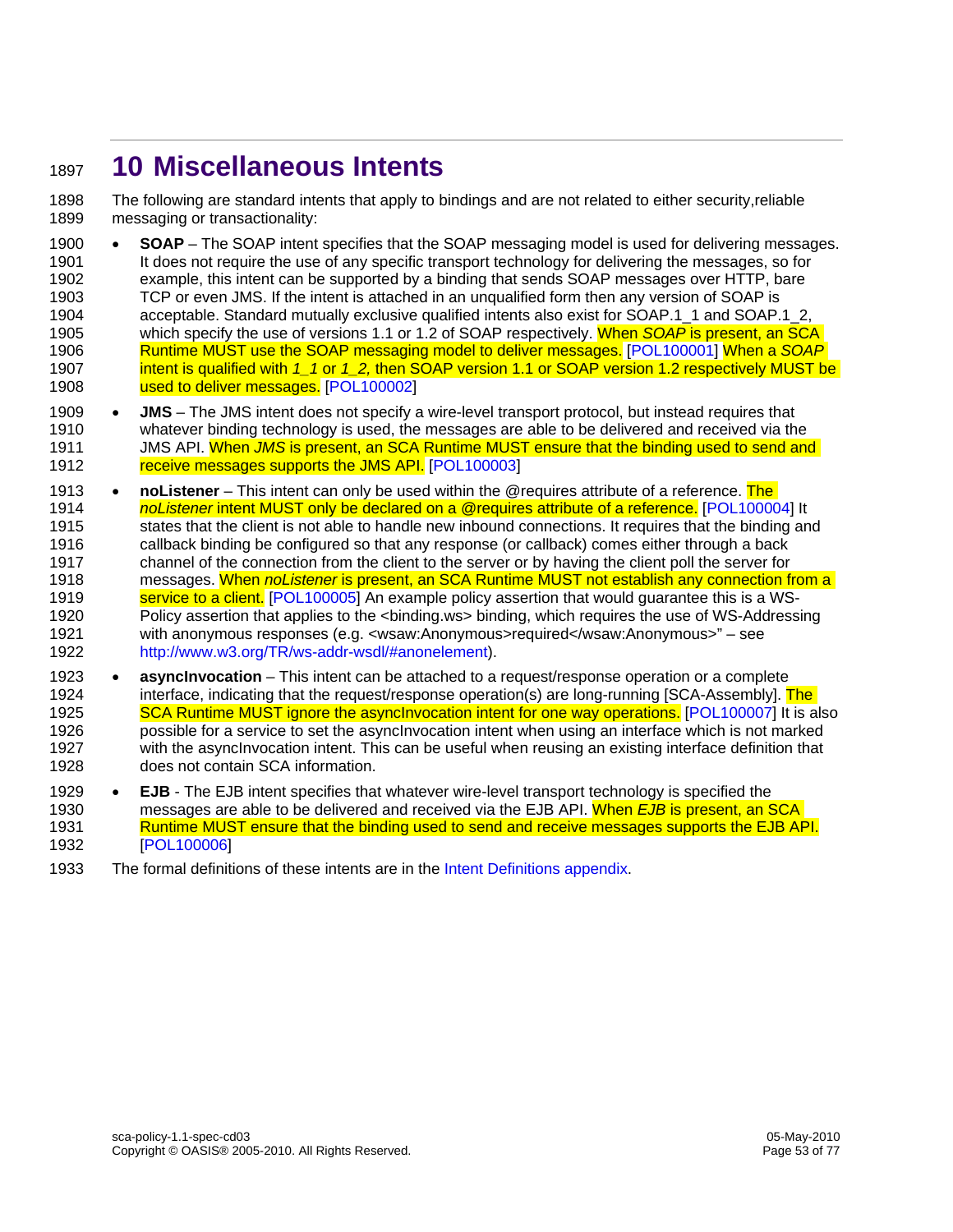# 10 Miscellaneous Intents

The following are standard intents that apply to bindings and are not related to either security,reliable messaging or transactionality:

- **SOAP** – The SOAP intent specifies that the SOAP messaging model is used for delivering messages. It does not require the use of any specific transport technology for delivering the messages, so for example, this intent can be supported by a binding that sends SOAP messages over HTTP, bare TCP or even JMS. If the intent is attached in an unqualified form then any version of SOAP is acceptable. Standard mutually exclusive qualified intents also exist for SOAP.1_1 and SOAP.1_2, which specify the use of versions 1.1 or 1.2 of SOAP respectively. When *SOAP* is present, an SCA Runtime MUST use the SOAP messaging model to deliver messages. [POL100001] When a *SOAP* intent is qualified with *1_1* or *1_2,* then SOAP version 1.1 or SOAP version 1.2 respectively MUST be used to deliver messages. [POL100002]
- **JMS** – The JMS intent does not specify a wire-level transport protocol, but instead requires that whatever binding technology is used, the messages are able to be delivered and received via the JMS API. When *JMS* is present, an SCA Runtime MUST ensure that the binding used to send and receive messages supports the JMS API. [POL100003]
- **noListener** – This intent can only be used within the @requires attribute of a reference. The *noListener* intent MUST only be declared on a @requires attribute of a reference. [POL100004] It states that the client is not able to handle new inbound connections. It requires that the binding and callback binding be configured so that any response (or callback) comes either through a back channel of the connection from the client to the server or by having the client poll the server for messages. When *noListener* is present, an SCA Runtime MUST not establish any connection from a service to a client. [POL100005] An example policy assertion that would guarantee this is a WS-Policy assertion that applies to the <binding.ws> binding, which requires the use of WS-Addressing with anonymous responses (e.g. <wsaw:Anonymous>required</wsaw:Anonymous>" – see http://www.w3.org/TR/ws-addr-wsdl/#anonelement).
- **asyncInvocation** – This intent can be attached to a request/response operation or a complete interface, indicating that the request/response operation(s) are long-running [SCA-Assembly]. The SCA Runtime MUST ignore the asyncInvocation intent for one way operations. [POL100007] It is also possible for a service to set the asyncInvocation intent when using an interface which is not marked with the asyncInvocation intent. This can be useful when reusing an existing interface definition that does not contain SCA information.
- **EJB** - The EJB intent specifies that whatever wire-level transport technology is specified the messages are able to be delivered and received via the EJB API. When *EJB* is present, an SCA Runtime MUST ensure that the binding used to send and receive messages supports the EJB API. [POL100006]

The formal definitions of these intents are in the Intent Definitions appendix.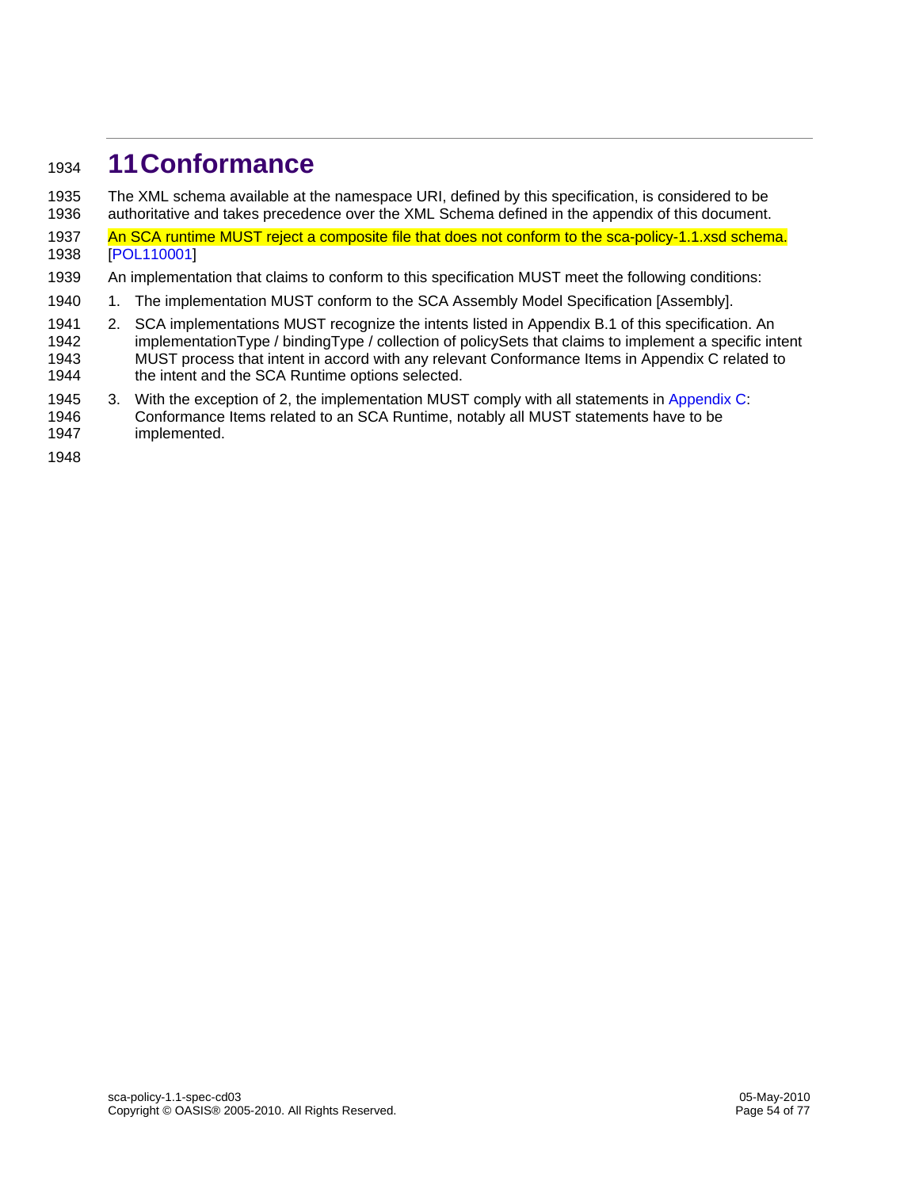# 11 Conformance

The XML schema available at the namespace URI, defined by this specification, is considered to be authoritative and takes precedence over the XML Schema defined in the appendix of this document.

An SCA runtime MUST reject a composite file that does not conform to the sca-policy-1.1.xsd schema. [POL110001]

An implementation that claims to conform to this specification MUST meet the following conditions:

1. The implementation MUST conform to the SCA Assembly Model Specification [Assembly].
2. SCA implementations MUST recognize the intents listed in Appendix B.1 of this specification. An implementationType / bindingType / collection of policySets that claims to implement a specific intent MUST process that intent in accord with any relevant Conformance Items in Appendix C related to the intent and the SCA Runtime options selected.
3. With the exception of 2, the implementation MUST comply with all statements in Appendix C: Conformance Items related to an SCA Runtime, notably all MUST statements have to be implemented.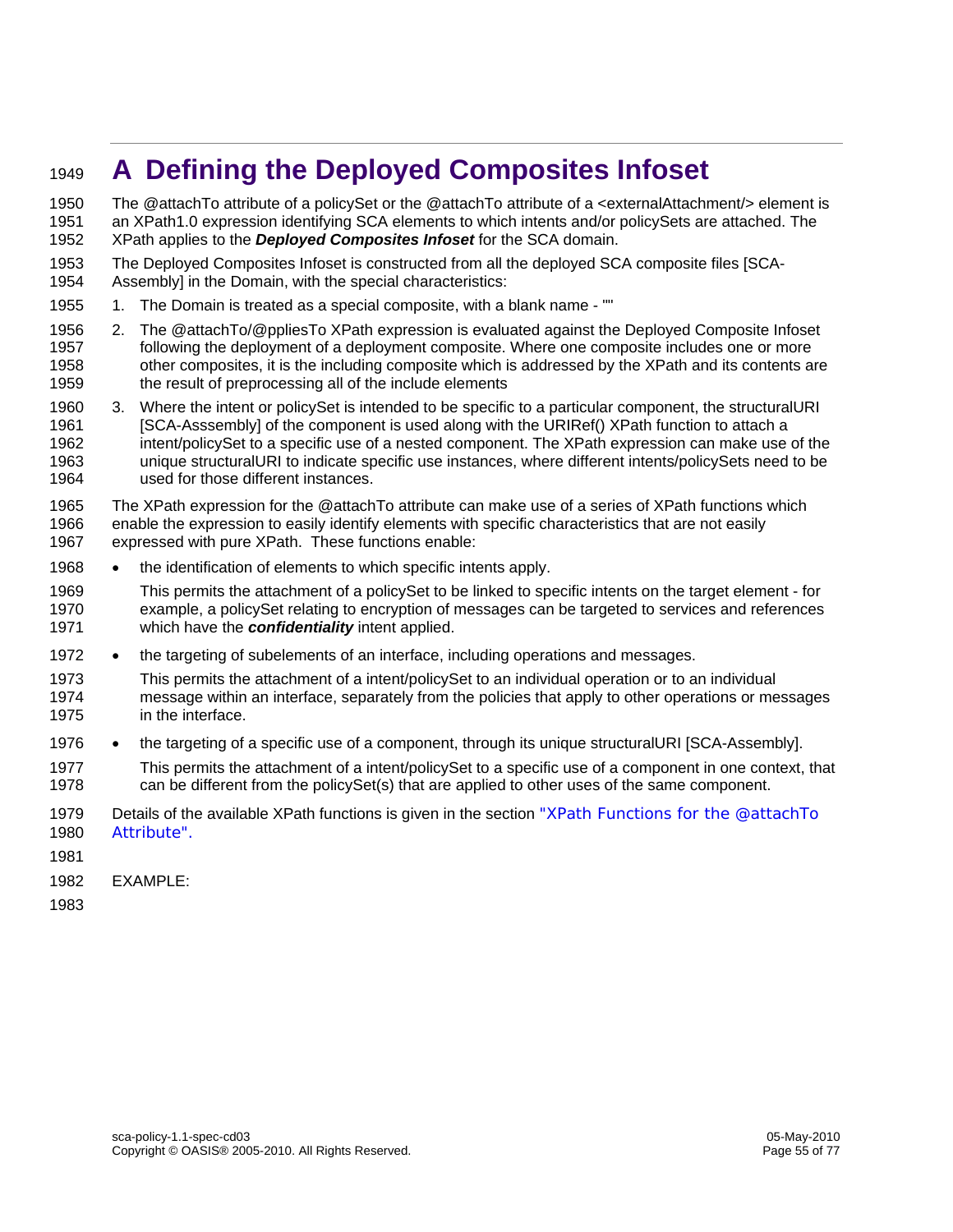# A Defining the Deployed Composites Infoset

The @attachTo attribute of a policySet or the @attachTo attribute of a <externalAttachment/> element is an XPath1.0 expression identifying SCA elements to which intents and/or policySets are attached. The XPath applies to the ***Deployed Composites Infoset*** for the SCA domain.

The Deployed Composites Infoset is constructed from all the deployed SCA composite files [SCA-Assembly] in the Domain, with the special characteristics:

1. The Domain is treated as a special composite, with a blank name - ""
2. The @attachTo/@ppliesTo XPath expression is evaluated against the Deployed Composite Infoset following the deployment of a deployment composite. Where one composite includes one or more other composites, it is the including composite which is addressed by the XPath and its contents are the result of preprocessing all of the include elements
3. Where the intent or policySet is intended to be specific to a particular component, the structuralURI [SCA-Asssembly] of the component is used along with the URIRef() XPath function to attach a intent/policySet to a specific use of a nested component. The XPath expression can make use of the unique structuralURI to indicate specific use instances, where different intents/policySets need to be used for those different instances.

The XPath expression for the @attachTo attribute can make use of a series of XPath functions which enable the expression to easily identify elements with specific characteristics that are not easily expressed with pure XPath. These functions enable:

- the identification of elements to which specific intents apply.

  This permits the attachment of a policySet to be linked to specific intents on the target element - for example, a policySet relating to encryption of messages can be targeted to services and references which have the ***confidentiality*** intent applied.

- the targeting of subelements of an interface, including operations and messages.

  This permits the attachment of a intent/policySet to an individual operation or to an individual message within an interface, separately from the policies that apply to other operations or messages in the interface.

- the targeting of a specific use of a component, through its unique structuralURI [SCA-Assembly].

  This permits the attachment of a intent/policySet to a specific use of a component in one context, that can be different from the policySet(s) that are applied to other uses of the same component.

Details of the available XPath functions is given in the section "XPath Functions for the @attachTo Attribute".

EXAMPLE: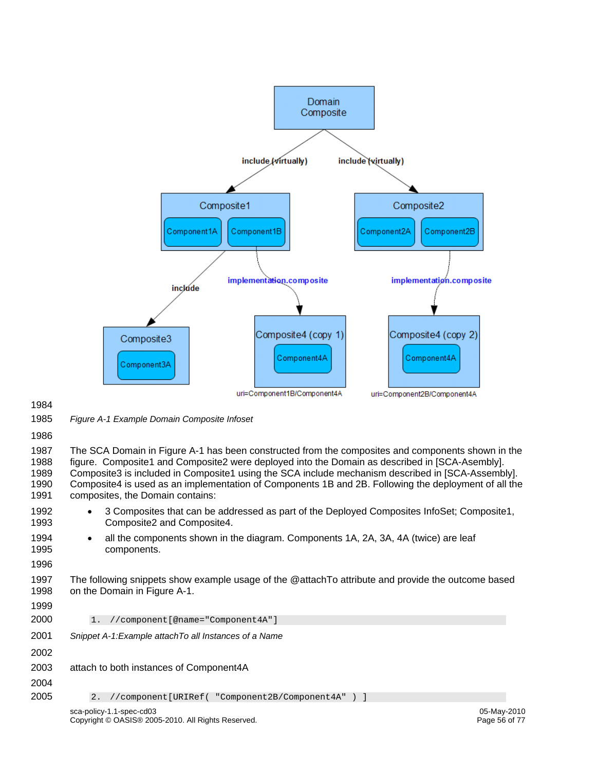Figure A-1 Example Domain Composite Infoset

The SCA Domain in Figure A-1 has been constructed from the composites and components shown in the figure. Composite1 and Composite2 were deployed into the Domain as described in [SCA-Asembly]. Composite3 is included in Composite1 using the SCA include mechanism described in [SCA-Assembly]. Composite4 is used as an implementation of Components 1B and 2B. Following the deployment of all the composites, the Domain contains:

- 3 Composites that can be addressed as part of the Deployed Composites InfoSet; Composite1, Composite2 and Composite4.
- all the components shown in the diagram. Components 1A, 2A, 3A, 4A (twice) are leaf components.

The following snippets show example usage of the @attachTo attribute and provide the outcome based on the Domain in Figure A-1.

```
1.  //component[@name="Component4A"]
```

*Snippet A-1:Example attachTo all Instances of a Name*

attach to both instances of Component4A

```
2.  //component[URIRef( "Component2B/Component4A" ) ]
```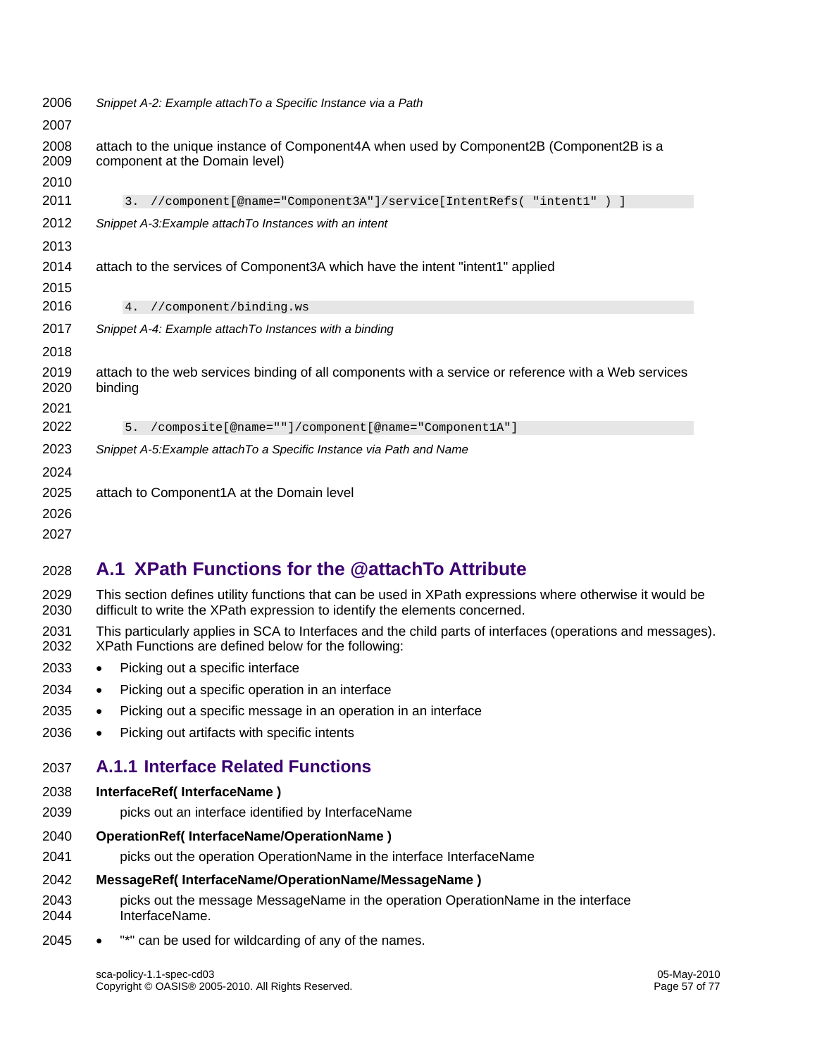*Snippet A-2: Example attachTo a Specific Instance via a Path*

attach to the unique instance of Component4A when used by Component2B (Component2B is a component at the Domain level)

```
3.  //component[@name="Component3A"]/service[IntentRefs( "intent1" ) ]
```

*Snippet A-3:Example attachTo Instances with an intent*

attach to the services of Component3A which have the intent "intent1" applied

```
4.  //component/binding.ws
```

*Snippet A-4: Example attachTo Instances with a binding*

attach to the web services binding of all components with a service or reference with a Web services binding

```
5.  /composite[@name=""]/component[@name="Component1A"]
```

*Snippet A-5:Example attachTo a Specific Instance via Path and Name*

attach to Component1A at the Domain level

## A.1 XPath Functions for the @attachTo Attribute

This section defines utility functions that can be used in XPath expressions where otherwise it would be difficult to write the XPath expression to identify the elements concerned.

This particularly applies in SCA to Interfaces and the child parts of interfaces (operations and messages). XPath Functions are defined below for the following:

- Picking out a specific interface
- Picking out a specific operation in an interface
- Picking out a specific message in an operation in an interface
- Picking out artifacts with specific intents

### A.1.1 Interface Related Functions

**InterfaceRef( InterfaceName )**

picks out an interface identified by InterfaceName

**OperationRef( InterfaceName/OperationName )**

picks out the operation OperationName in the interface InterfaceName

**MessageRef( InterfaceName/OperationName/MessageName )**

picks out the message MessageName in the operation OperationName in the interface InterfaceName.

- "*" can be used for wildcarding of any of the names.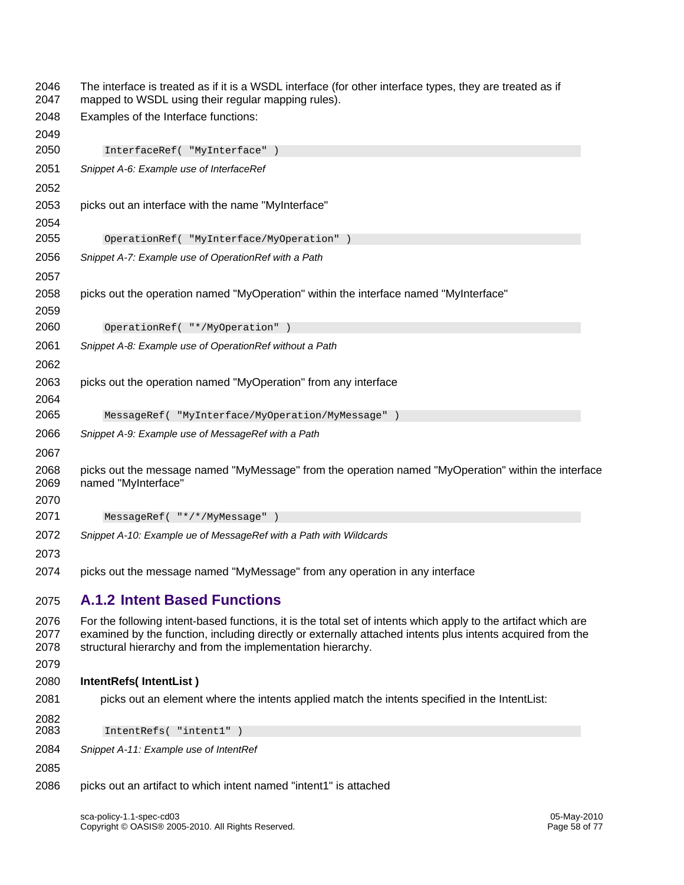The interface is treated as if it is a WSDL interface (for other interface types, they are treated as if mapped to WSDL using their regular mapping rules).

Examples of the Interface functions:

```
InterfaceRef( "MyInterface" )
```

*Snippet A-6: Example use of InterfaceRef*

picks out an interface with the name "MyInterface"

```
OperationRef( "MyInterface/MyOperation" )
```

*Snippet A-7: Example use of OperationRef with a Path*

picks out the operation named "MyOperation" within the interface named "MyInterface"

```
OperationRef( "*/MyOperation" )
```

*Snippet A-8: Example use of OperationRef without a Path*

picks out the operation named "MyOperation" from any interface

```
MessageRef( "MyInterface/MyOperation/MyMessage" )
```

*Snippet A-9: Example use of MessageRef with a Path*

picks out the message named "MyMessage" from the operation named "MyOperation" within the interface named "MyInterface"

```
MessageRef( "*/*/MyMessage" )
```

*Snippet A-10: Example ue of MessageRef with a Path with Wildcards*

picks out the message named "MyMessage" from any operation in any interface

### A.1.2 Intent Based Functions

For the following intent-based functions, it is the total set of intents which apply to the artifact which are examined by the function, including directly or externally attached intents plus intents acquired from the structural hierarchy and from the implementation hierarchy.

**IntentRefs( IntentList )**

picks out an element where the intents applied match the intents specified in the IntentList:

```
IntentRefs( "intent1" )
```

*Snippet A-11: Example use of IntentRef*

picks out an artifact to which intent named "intent1" is attached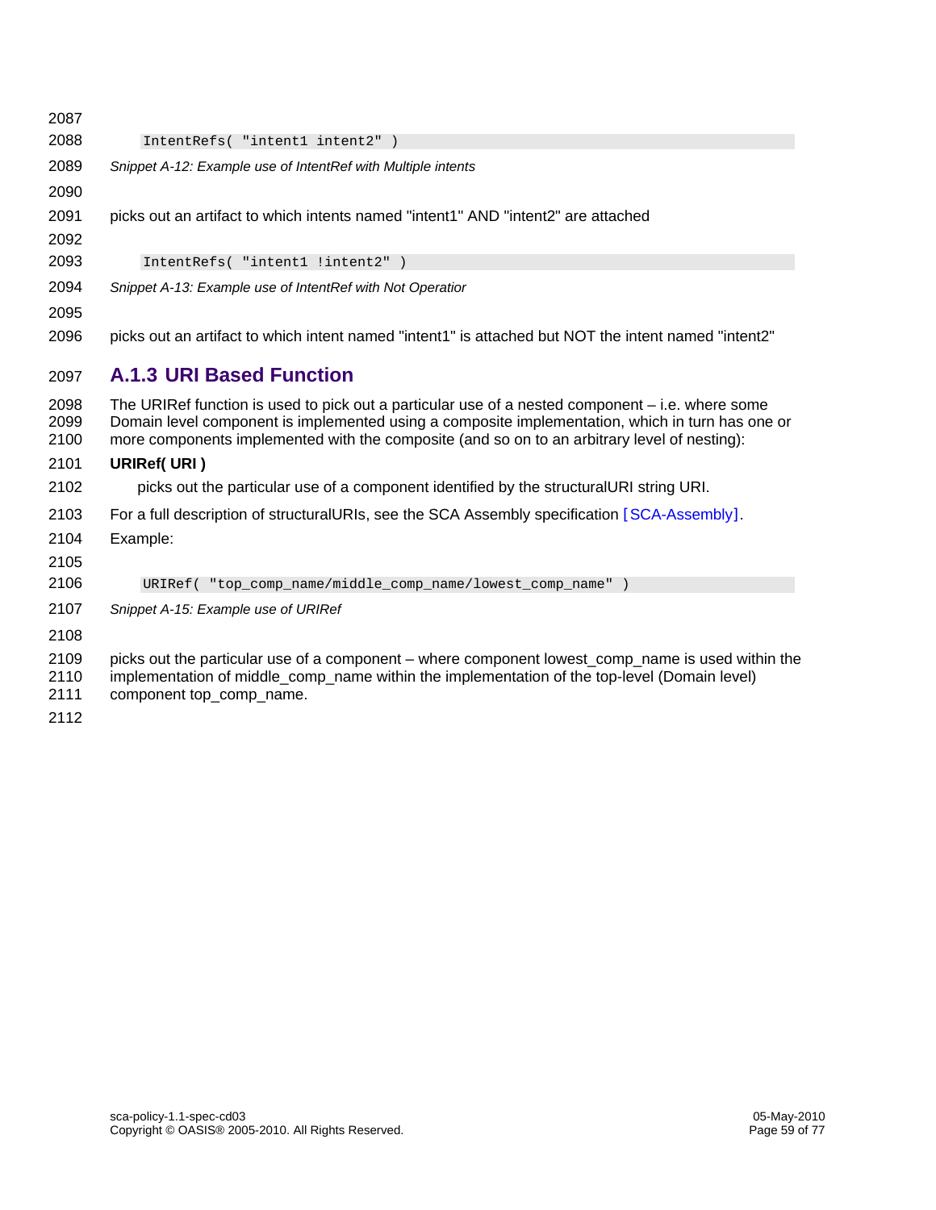```
IntentRefs( "intent1 intent2" )
```

*Snippet A-12: Example use of IntentRef with Multiple intents*

picks out an artifact to which intents named "intent1" AND "intent2" are attached

```
IntentRefs( "intent1 !intent2" )
```

*Snippet A-13: Example use of IntentRef with Not Operatior*

picks out an artifact to which intent named "intent1" is attached but NOT the intent named "intent2"

### A.1.3 URI Based Function

The URIRef function is used to pick out a particular use of a nested component – i.e. where some Domain level component is implemented using a composite implementation, which in turn has one or more components implemented with the composite (and so on to an arbitrary level of nesting):

**URIRef( URI )**

picks out the particular use of a component identified by the structuralURI string URI.

For a full description of structuralURIs, see the SCA Assembly specification [SCA-Assembly].

Example:

```
URIRef( "top_comp_name/middle_comp_name/lowest_comp_name" )
```

*Snippet A-15: Example use of URIRef*

picks out the particular use of a component – where component lowest_comp_name is used within the implementation of middle_comp_name within the implementation of the top-level (Domain level) component top_comp_name.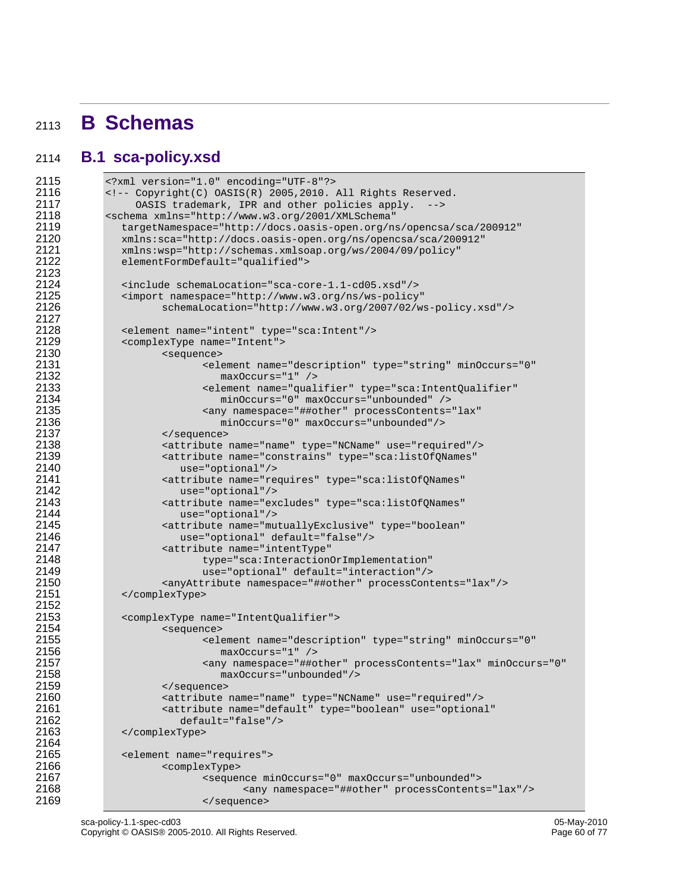# B Schemas

## B.1 sca-policy.xsd

```
<?xml version="1.0" encoding="UTF-8"?>
<!-- Copyright(C) OASIS(R) 2005,2010. All Rights Reserved.
     OASIS trademark, IPR and other policies apply.  -->
<schema xmlns="http://www.w3.org/2001/XMLSchema"
   targetNamespace="http://docs.oasis-open.org/ns/opencsa/sca/200912"
   xmlns:sca="http://docs.oasis-open.org/ns/opencsa/sca/200912"
   xmlns:wsp="http://schemas.xmlsoap.org/ws/2004/09/policy"
   elementFormDefault="qualified">

   <include schemaLocation="sca-core-1.1-cd05.xsd"/>
   <import namespace="http://www.w3.org/ns/ws-policy"
         schemaLocation="http://www.w3.org/2007/02/ws-policy.xsd"/>

   <element name="intent" type="sca:Intent"/>
   <complexType name="Intent">
         <sequence>
               <element name="description" type="string" minOccurs="0"
                  maxOccurs="1" />
               <element name="qualifier" type="sca:IntentQualifier"
                  minOccurs="0" maxOccurs="unbounded" />
               <any namespace="##other" processContents="lax"
                  minOccurs="0" maxOccurs="unbounded"/>
         </sequence>
         <attribute name="name" type="NCName" use="required"/>
         <attribute name="constrains" type="sca:listOfQNames"
            use="optional"/>
         <attribute name="requires" type="sca:listOfQNames"
            use="optional"/>
         <attribute name="excludes" type="sca:listOfQNames"
            use="optional"/>
         <attribute name="mutuallyExclusive" type="boolean"
            use="optional" default="false"/>
         <attribute name="intentType"
               type="sca:InteractionOrImplementation"
               use="optional" default="interaction"/>
         <anyAttribute namespace="##other" processContents="lax"/>
   </complexType>

   <complexType name="IntentQualifier">
         <sequence>
               <element name="description" type="string" minOccurs="0"
                  maxOccurs="1" />
               <any namespace="##other" processContents="lax" minOccurs="0"
                  maxOccurs="unbounded"/>
         </sequence>
         <attribute name="name" type="NCName" use="required"/>
         <attribute name="default" type="boolean" use="optional"
            default="false"/>
   </complexType>

   <element name="requires">
         <complexType>
               <sequence minOccurs="0" maxOccurs="unbounded">
                     <any namespace="##other" processContents="lax"/>
               </sequence>
```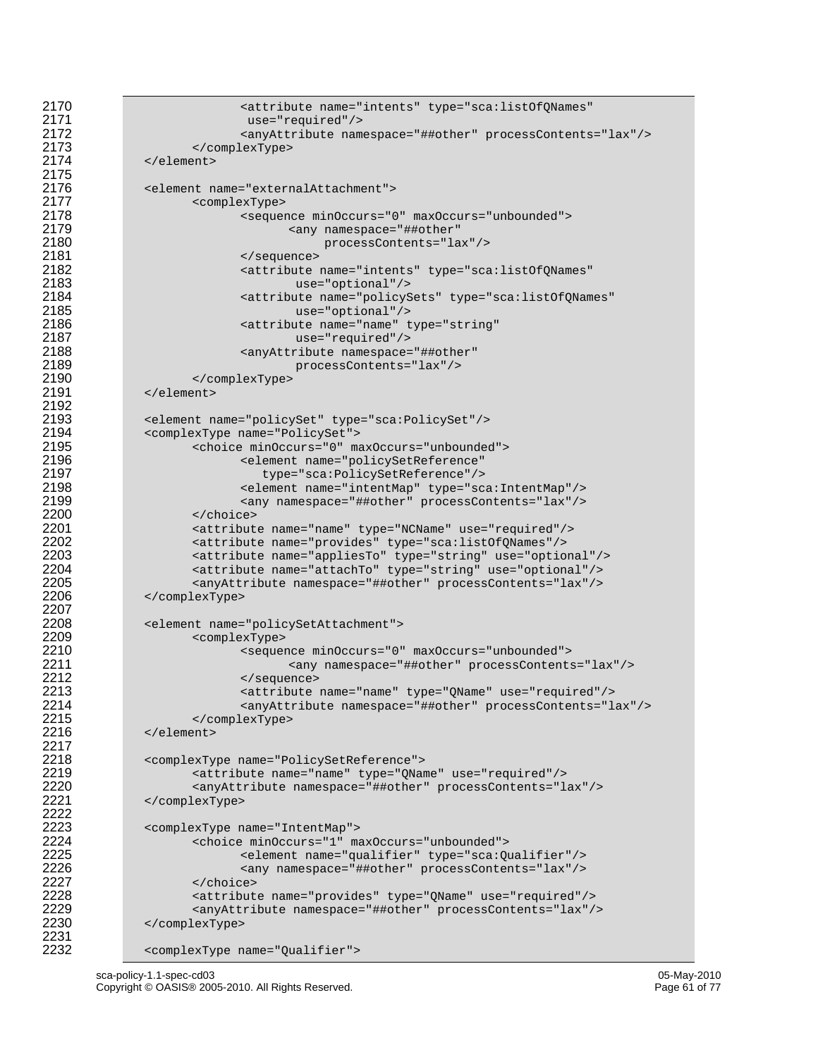```
                <attribute name="intents" type="sca:listOfQNames"
                 use="required"/>
                <anyAttribute namespace="##other" processContents="lax"/>
        </complexType>
    </element>

    <element name="externalAttachment">
        <complexType>
            <sequence minOccurs="0" maxOccurs="unbounded">
                <any namespace="##other"
                     processContents="lax"/>
            </sequence>
            <attribute name="intents" type="sca:listOfQNames"
                    use="optional"/>
            <attribute name="policySets" type="sca:listOfQNames"
                    use="optional"/>
            <attribute name="name" type="string"
                    use="required"/>
            <anyAttribute namespace="##other"
                    processContents="lax"/>
        </complexType>
    </element>

    <element name="policySet" type="sca:PolicySet"/>
    <complexType name="PolicySet">
        <choice minOccurs="0" maxOccurs="unbounded">
            <element name="policySetReference"
               type="sca:PolicySetReference"/>
            <element name="intentMap" type="sca:IntentMap"/>
            <any namespace="##other" processContents="lax"/>
        </choice>
        <attribute name="name" type="NCName" use="required"/>
        <attribute name="provides" type="sca:listOfQNames"/>
        <attribute name="appliesTo" type="string" use="optional"/>
        <attribute name="attachTo" type="string" use="optional"/>
        <anyAttribute namespace="##other" processContents="lax"/>
    </complexType>

    <element name="policySetAttachment">
        <complexType>
            <sequence minOccurs="0" maxOccurs="unbounded">
                <any namespace="##other" processContents="lax"/>
            </sequence>
            <attribute name="name" type="QName" use="required"/>
            <anyAttribute namespace="##other" processContents="lax"/>
        </complexType>
    </element>

    <complexType name="PolicySetReference">
        <attribute name="name" type="QName" use="required"/>
        <anyAttribute namespace="##other" processContents="lax"/>
    </complexType>

    <complexType name="IntentMap">
        <choice minOccurs="1" maxOccurs="unbounded">
            <element name="qualifier" type="sca:Qualifier"/>
            <any namespace="##other" processContents="lax"/>
        </choice>
        <attribute name="provides" type="QName" use="required"/>
        <anyAttribute namespace="##other" processContents="lax"/>
    </complexType>

    <complexType name="Qualifier">
```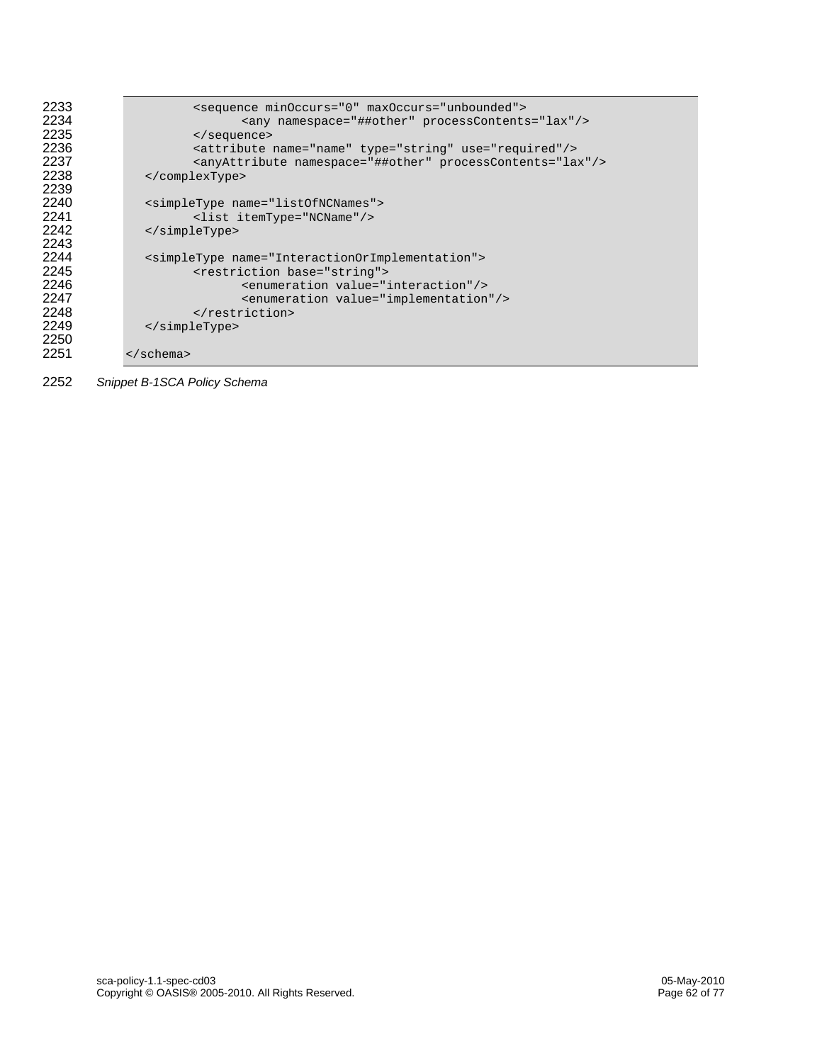```
2233                <sequence minOccurs="0" maxOccurs="unbounded">
2234                        <any namespace="##other" processContents="lax"/>
2235                </sequence>
2236                <attribute name="name" type="string" use="required"/>
2237                <anyAttribute namespace="##other" processContents="lax"/>
2238        </complexType>
2239
2240        <simpleType name="listOfNCNames">
2241                <list itemType="NCName"/>
2242        </simpleType>
2243
2244        <simpleType name="InteractionOrImplementation">
2245                <restriction base="string">
2246                        <enumeration value="interaction"/>
2247                        <enumeration value="implementation"/>
2248                </restriction>
2249        </simpleType>
2250
2251    </schema>
```

2252 *Snippet B-1SCA Policy Schema*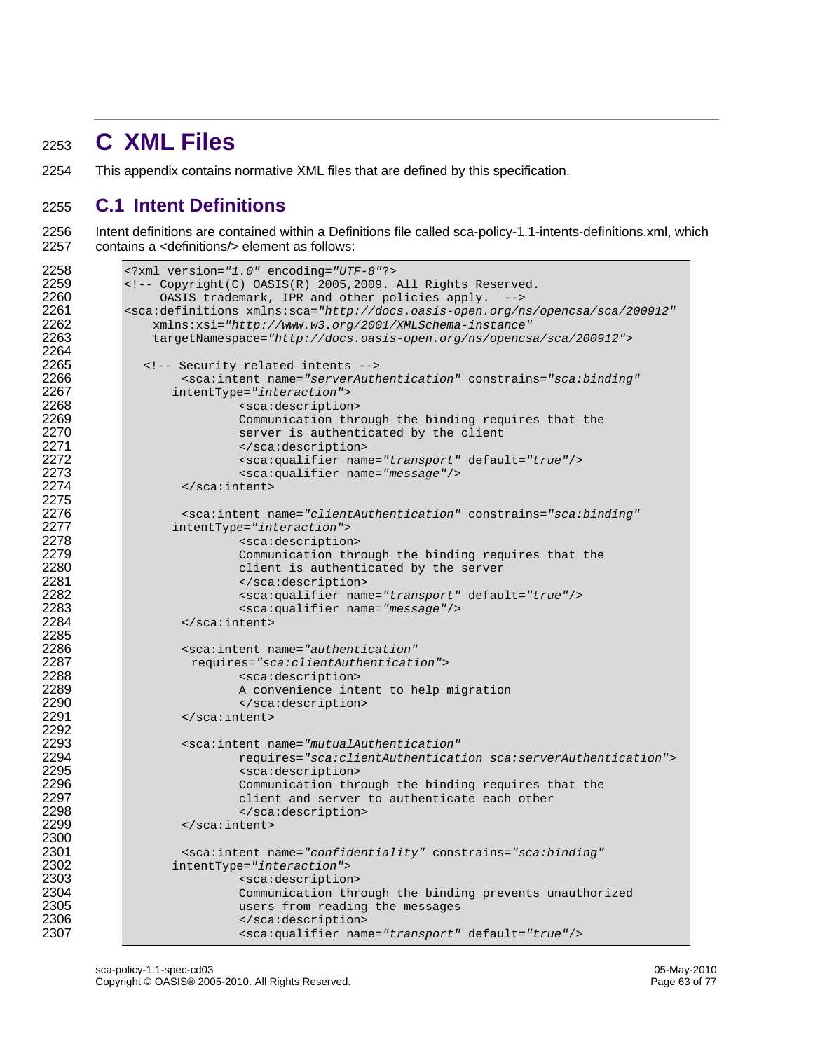# C XML Files

This appendix contains normative XML files that are defined by this specification.

## C.1 Intent Definitions

Intent definitions are contained within a Definitions file called sca-policy-1.1-intents-definitions.xml, which contains a <definitions/> element as follows:

```
<?xml version="1.0" encoding="UTF-8"?>
<!-- Copyright(C) OASIS(R) 2005,2009. All Rights Reserved.
     OASIS trademark, IPR and other policies apply.  -->
<sca:definitions xmlns:sca="http://docs.oasis-open.org/ns/opencsa/sca/200912"
     xmlns:xsi="http://www.w3.org/2001/XMLSchema-instance"
     targetNamespace="http://docs.oasis-open.org/ns/opencsa/sca/200912">

   <!-- Security related intents -->
        <sca:intent name="serverAuthentication" constrains="sca:binding"
      intentType="interaction">
                <sca:description>
                Communication through the binding requires that the
                server is authenticated by the client
                </sca:description>
                <sca:qualifier name="transport" default="true"/>
                <sca:qualifier name="message"/>
        </sca:intent>

        <sca:intent name="clientAuthentication" constrains="sca:binding"
      intentType="interaction">
                <sca:description>
                Communication through the binding requires that the
                client is authenticated by the server
                </sca:description>
                <sca:qualifier name="transport" default="true"/>
                <sca:qualifier name="message"/>
        </sca:intent>

        <sca:intent name="authentication"
          requires="sca:clientAuthentication">
                <sca:description>
                A convenience intent to help migration
                </sca:description>
        </sca:intent>

        <sca:intent name="mutualAuthentication"
                requires="sca:clientAuthentication sca:serverAuthentication">
                <sca:description>
                Communication through the binding requires that the
                client and server to authenticate each other
                </sca:description>
        </sca:intent>

        <sca:intent name="confidentiality" constrains="sca:binding"
      intentType="interaction">
                <sca:description>
                Communication through the binding prevents unauthorized
                users from reading the messages
                </sca:description>
                <sca:qualifier name="transport" default="true"/>
```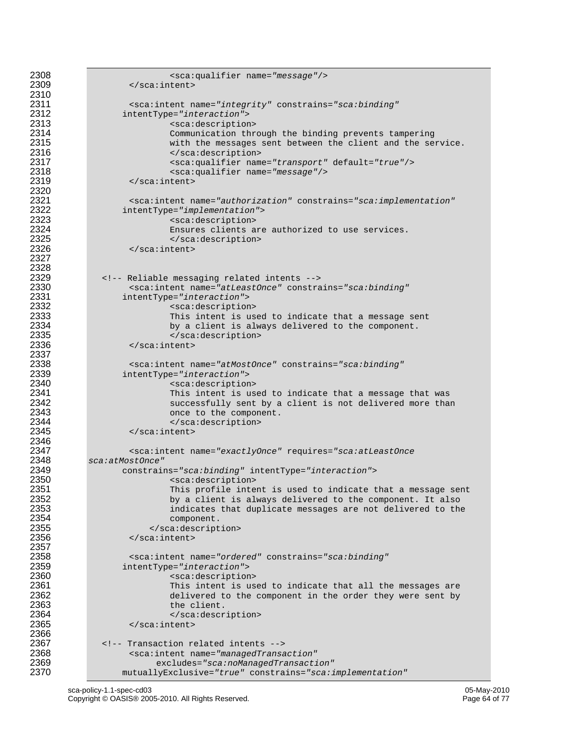```
2308                 <sca:qualifier name="message"/>
2309         </sca:intent>
2310
2311         <sca:intent name="integrity" constrains="sca:binding"
2312       intentType="interaction">
2313                 <sca:description>
2314                 Communication through the binding prevents tampering
2315                 with the messages sent between the client and the service.
2316                 </sca:description>
2317                 <sca:qualifier name="transport" default="true"/>
2318                 <sca:qualifier name="message"/>
2319         </sca:intent>
2320
2321         <sca:intent name="authorization" constrains="sca:implementation"
2322       intentType="implementation">
2323                 <sca:description>
2324                 Ensures clients are authorized to use services.
2325                 </sca:description>
2326         </sca:intent>
2327
2328
2329     <!-- Reliable messaging related intents -->
2330         <sca:intent name="atLeastOnce" constrains="sca:binding"
2331       intentType="interaction">
2332                 <sca:description>
2333                 This intent is used to indicate that a message sent
2334                 by a client is always delivered to the component.
2335                 </sca:description>
2336         </sca:intent>
2337
2338         <sca:intent name="atMostOnce" constrains="sca:binding"
2339       intentType="interaction">
2340                 <sca:description>
2341                 This intent is used to indicate that a message that was
2342                 successfully sent by a client is not delivered more than
2343                 once to the component.
2344                 </sca:description>
2345         </sca:intent>
2346
2347         <sca:intent name="exactlyOnce" requires="sca:atLeastOnce
2348  sca:atMostOnce"
2349       constrains="sca:binding" intentType="interaction">
2350                 <sca:description>
2351                 This profile intent is used to indicate that a message sent
2352                 by a client is always delivered to the component. It also
2353                 indicates that duplicate messages are not delivered to the
2354                 component.
2355             </sca:description>
2356         </sca:intent>
2357
2358         <sca:intent name="ordered" constrains="sca:binding"
2359       intentType="interaction">
2360                 <sca:description>
2361                 This intent is used to indicate that all the messages are
2362                 delivered to the component in the order they were sent by
2363                 the client.
2364                 </sca:description>
2365         </sca:intent>
2366
2367     <!-- Transaction related intents -->
2368         <sca:intent name="managedTransaction"
2369             excludes="sca:noManagedTransaction"
2370       mutuallyExclusive="true" constrains="sca:implementation"
```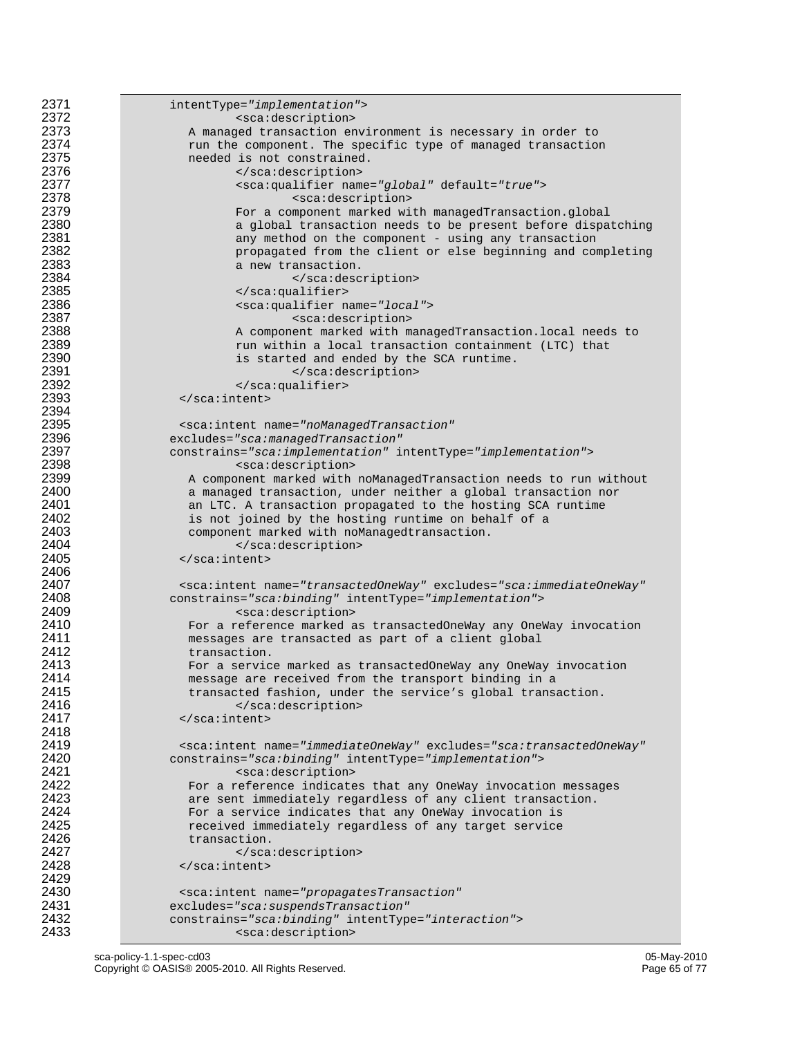```
2371            intentType="implementation">
2372                    <sca:description>
2373               A managed transaction environment is necessary in order to
2374               run the component. The specific type of managed transaction
2375               needed is not constrained.
2376                    </sca:description>
2377                    <sca:qualifier name="global" default="true">
2378                            <sca:description>
2379                    For a component marked with managedTransaction.global
2380                    a global transaction needs to be present before dispatching
2381                    any method on the component - using any transaction
2382                    propagated from the client or else beginning and completing
2383                    a new transaction.
2384                            </sca:description>
2385                    </sca:qualifier>
2386                    <sca:qualifier name="local">
2387                            <sca:description>
2388                    A component marked with managedTransaction.local needs to
2389                    run within a local transaction containment (LTC) that
2390                    is started and ended by the SCA runtime.
2391                            </sca:description>
2392                    </sca:qualifier>
2393             </sca:intent>
2394
2395             <sca:intent name="noManagedTransaction"
2396            excludes="sca:managedTransaction"
2397            constrains="sca:implementation" intentType="implementation">
2398                    <sca:description>
2399               A component marked with noManagedTransaction needs to run without
2400               a managed transaction, under neither a global transaction nor
2401               an LTC. A transaction propagated to the hosting SCA runtime
2402               is not joined by the hosting runtime on behalf of a
2403               component marked with noManagedtransaction.
2404                    </sca:description>
2405             </sca:intent>
2406
2407             <sca:intent name="transactedOneWay" excludes="sca:immediateOneWay"
2408            constrains="sca:binding" intentType="implementation">
2409                    <sca:description>
2410               For a reference marked as transactedOneWay any OneWay invocation
2411               messages are transacted as part of a client global
2412               transaction.
2413               For a service marked as transactedOneWay any OneWay invocation
2414               message are received from the transport binding in a
2415               transacted fashion, under the service's global transaction.
2416                    </sca:description>
2417             </sca:intent>
2418
2419             <sca:intent name="immediateOneWay" excludes="sca:transactedOneWay"
2420            constrains="sca:binding" intentType="implementation">
2421                    <sca:description>
2422               For a reference indicates that any OneWay invocation messages
2423               are sent immediately regardless of any client transaction.
2424               For a service indicates that any OneWay invocation is
2425               received immediately regardless of any target service
2426               transaction.
2427                    </sca:description>
2428             </sca:intent>
2429
2430             <sca:intent name="propagatesTransaction"
2431            excludes="sca:suspendsTransaction"
2432            constrains="sca:binding" intentType="interaction">
2433                    <sca:description>
```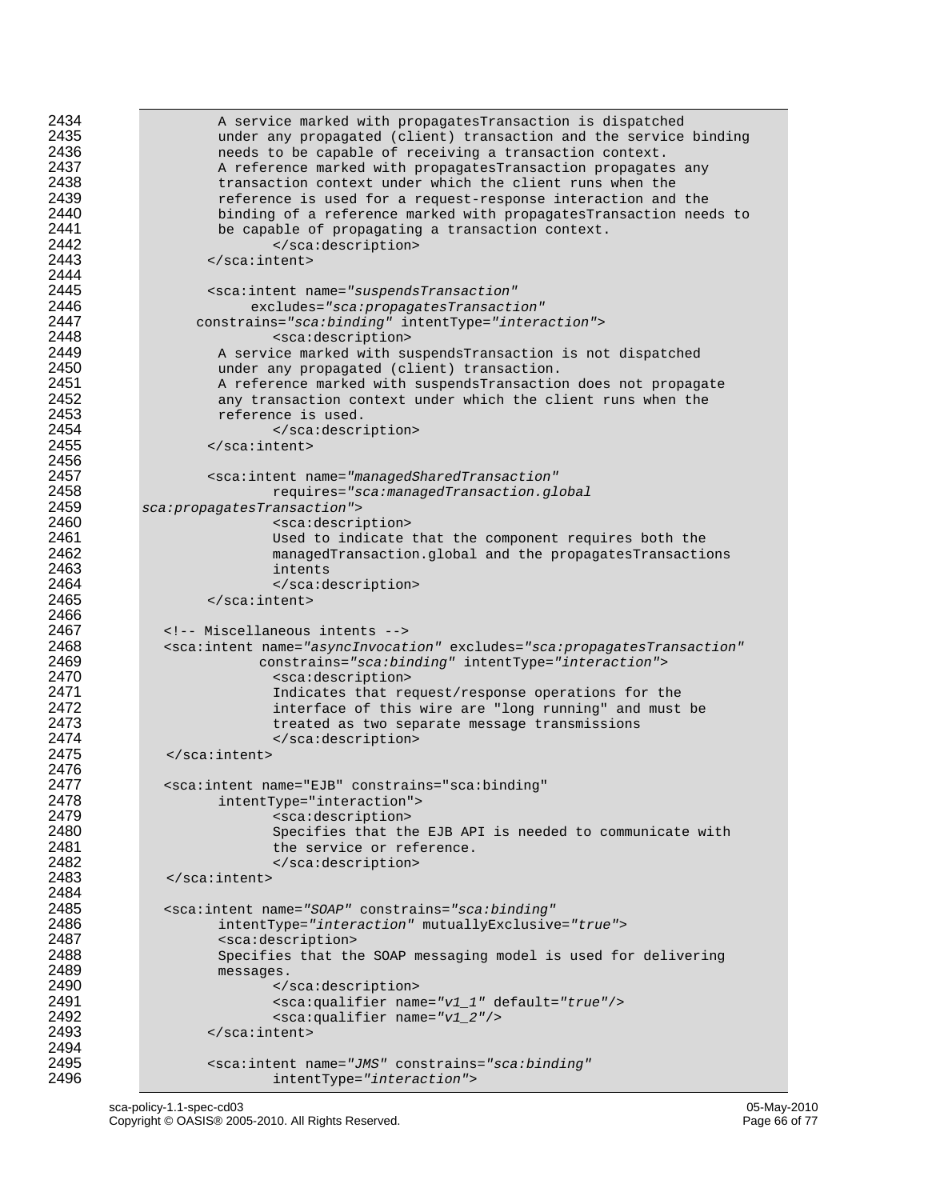```
2434            A service marked with propagatesTransaction is dispatched
2435            under any propagated (client) transaction and the service binding
2436            needs to be capable of receiving a transaction context.
2437            A reference marked with propagatesTransaction propagates any
2438            transaction context under which the client runs when the
2439            reference is used for a request-response interaction and the
2440            binding of a reference marked with propagatesTransaction needs to
2441            be capable of propagating a transaction context.
2442                 </sca:description>
2443          </sca:intent>
2444
2445          <sca:intent name="suspendsTransaction"
2446                excludes="sca:propagatesTransaction"
2447        constrains="sca:binding" intentType="interaction">
2448                 <sca:description>
2449            A service marked with suspendsTransaction is not dispatched
2450            under any propagated (client) transaction.
2451            A reference marked with suspendsTransaction does not propagate
2452            any transaction context under which the client runs when the
2453            reference is used.
2454                 </sca:description>
2455          </sca:intent>
2456
2457          <sca:intent name="managedSharedTransaction"
2458                 requires="sca:managedTransaction.global
2459  sca:propagatesTransaction">
2460                 <sca:description>
2461                 Used to indicate that the component requires both the
2462                 managedTransaction.global and the propagatesTransactions
2463                 intents
2464                 </sca:description>
2465          </sca:intent>
2466
2467      <!-- Miscellaneous intents -->
2468      <sca:intent name="asyncInvocation" excludes="sca:propagatesTransaction"
2469                constrains="sca:binding" intentType="interaction">
2470                 <sca:description>
2471                 Indicates that request/response operations for the
2472                 interface of this wire are "long running" and must be
2473                 treated as two separate message transmissions
2474                 </sca:description>
2475       </sca:intent>
2476
2477      <sca:intent name="EJB" constrains="sca:binding"
2478            intentType="interaction">
2479                 <sca:description>
2480                 Specifies that the EJB API is needed to communicate with
2481                 the service or reference.
2482                 </sca:description>
2483       </sca:intent>
2484
2485      <sca:intent name="SOAP" constrains="sca:binding"
2486            intentType="interaction" mutuallyExclusive="true">
2487            <sca:description>
2488            Specifies that the SOAP messaging model is used for delivering
2489            messages.
2490                 </sca:description>
2491                 <sca:qualifier name="v1_1" default="true"/>
2492                 <sca:qualifier name="v1_2"/>
2493          </sca:intent>
2494
2495          <sca:intent name="JMS" constrains="sca:binding"
2496                 intentType="interaction">
```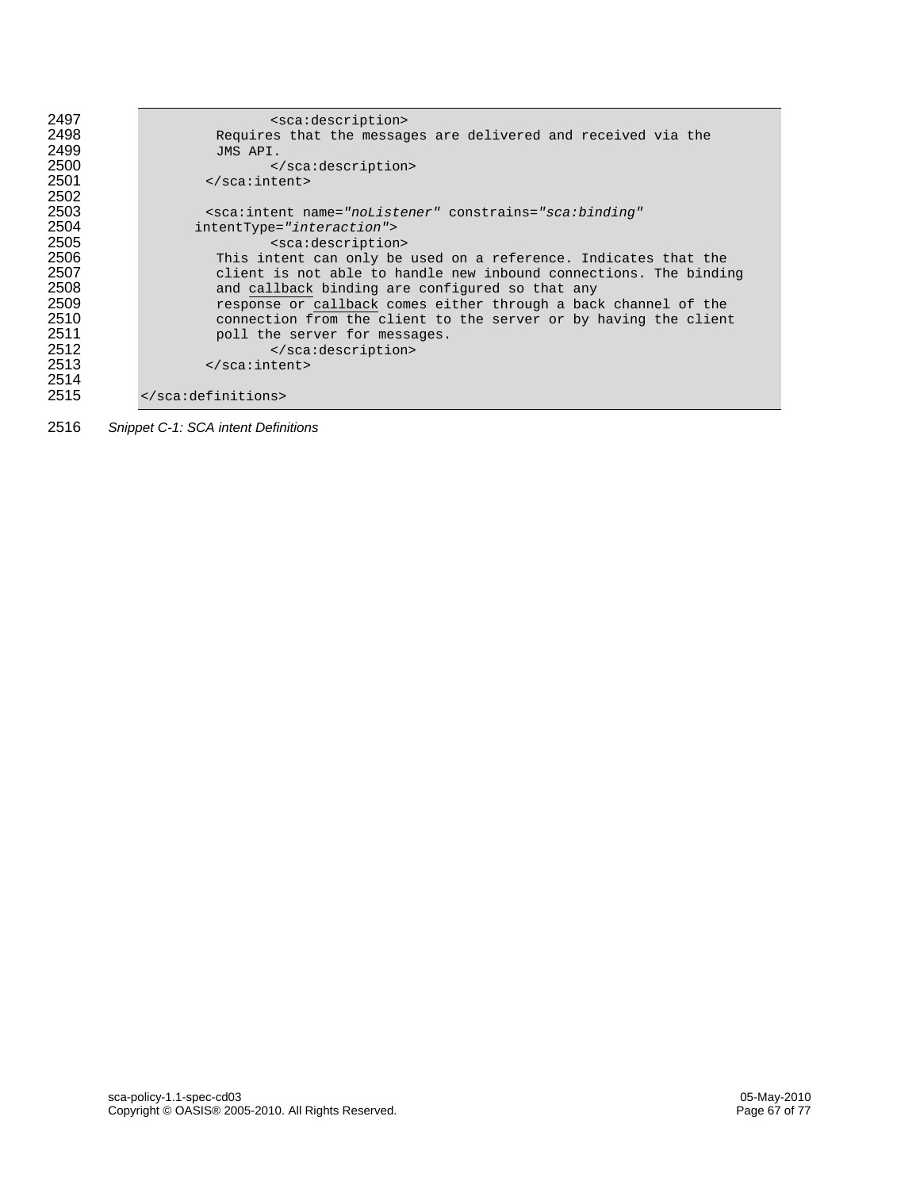```
                <sca:description>
          Requires that the messages are delivered and received via the
          JMS API.
                </sca:description>
         </sca:intent>

         <sca:intent name="noListener" constrains="sca:binding"
       intentType="interaction">
                <sca:description>
          This intent can only be used on a reference. Indicates that the
          client is not able to handle new inbound connections. The binding
          and callback binding are configured so that any
          response or callback comes either through a back channel of the
          connection from the client to the server or by having the client
          poll the server for messages.
                </sca:description>
         </sca:intent>

</sca:definitions>
```

*Snippet C-1: SCA intent Definitions*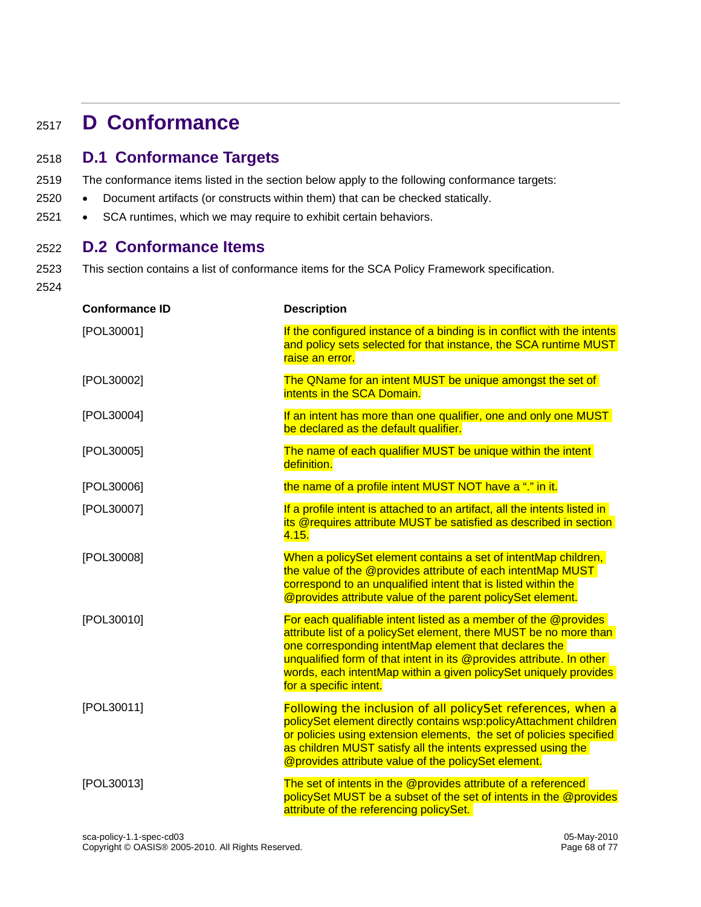# D Conformance

## D.1 Conformance Targets

The conformance items listed in the section below apply to the following conformance targets:

- Document artifacts (or constructs within them) that can be checked statically.
- SCA runtimes, which we may require to exhibit certain behaviors.

## D.2 Conformance Items

This section contains a list of conformance items for the SCA Policy Framework specification.

| Conformance ID | Description |
|---|---|
| [POL30001] | If the configured instance of a binding is in conflict with the intents and policy sets selected for that instance, the SCA runtime MUST raise an error. |
| [POL30002] | The QName for an intent MUST be unique amongst the set of intents in the SCA Domain. |
| [POL30004] | If an intent has more than one qualifier, one and only one MUST be declared as the default qualifier. |
| [POL30005] | The name of each qualifier MUST be unique within the intent definition. |
| [POL30006] | the name of a profile intent MUST NOT have a "." in it. |
| [POL30007] | If a profile intent is attached to an artifact, all the intents listed in its @requires attribute MUST be satisfied as described in section 4.15. |
| [POL30008] | When a policySet element contains a set of intentMap children, the value of the @provides attribute of each intentMap MUST correspond to an unqualified intent that is listed within the @provides attribute value of the parent policySet element. |
| [POL30010] | For each qualifiable intent listed as a member of the @provides attribute list of a policySet element, there MUST be no more than one corresponding intentMap element that declares the unqualified form of that intent in its @provides attribute. In other words, each intentMap within a given policySet uniquely provides for a specific intent. |
| [POL30011] | Following the inclusion of all policySet references, when a policySet element directly contains wsp:policyAttachment children or policies using extension elements, the set of policies specified as children MUST satisfy all the intents expressed using the @provides attribute value of the policySet element. |
| [POL30013] | The set of intents in the @provides attribute of a referenced policySet MUST be a subset of the set of intents in the @provides attribute of the referencing policySet. |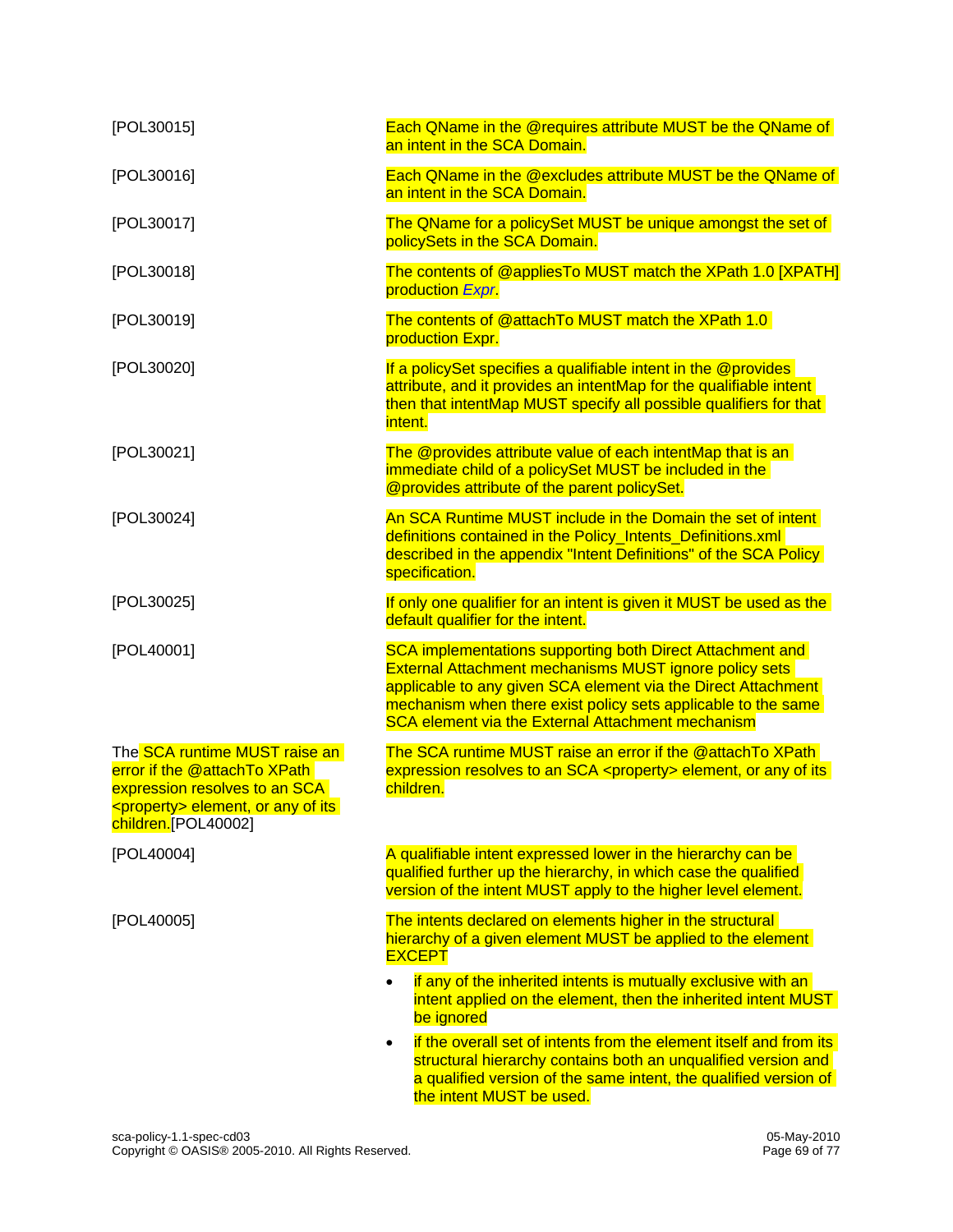| | |
|---|---|
| [POL30015] | Each QName in the @requires attribute MUST be the QName of an intent in the SCA Domain. |
| [POL30016] | Each QName in the @excludes attribute MUST be the QName of an intent in the SCA Domain. |
| [POL30017] | The QName for a policySet MUST be unique amongst the set of policySets in the SCA Domain. |
| [POL30018] | The contents of @appliesTo MUST match the XPath 1.0 [XPATH] production *Expr*. |
| [POL30019] | The contents of @attachTo MUST match the XPath 1.0 production Expr. |
| [POL30020] | If a policySet specifies a qualifiable intent in the @provides attribute, and it provides an intentMap for the qualifiable intent then that intentMap MUST specify all possible qualifiers for that intent. |
| [POL30021] | The @provides attribute value of each intentMap that is an immediate child of a policySet MUST be included in the @provides attribute of the parent policySet. |
| [POL30024] | An SCA Runtime MUST include in the Domain the set of intent definitions contained in the Policy_Intents_Definitions.xml described in the appendix "Intent Definitions" of the SCA Policy specification. |
| [POL30025] | If only one qualifier for an intent is given it MUST be used as the default qualifier for the intent. |
| [POL40001] | SCA implementations supporting both Direct Attachment and External Attachment mechanisms MUST ignore policy sets applicable to any given SCA element via the Direct Attachment mechanism when there exist policy sets applicable to the same SCA element via the External Attachment mechanism |
| The SCA runtime MUST raise an error if the @attachTo XPath expression resolves to an SCA <property> element, or any of its children.[POL40002] | The SCA runtime MUST raise an error if the @attachTo XPath expression resolves to an SCA <property> element, or any of its children. |
| [POL40004] | A qualifiable intent expressed lower in the hierarchy can be qualified further up the hierarchy, in which case the qualified version of the intent MUST apply to the higher level element. |
| [POL40005] | The intents declared on elements higher in the structural hierarchy of a given element MUST be applied to the element EXCEPT<br>• if any of the inherited intents is mutually exclusive with an intent applied on the element, then the inherited intent MUST be ignored<br>• if the overall set of intents from the element itself and from its structural hierarchy contains both an unqualified version and a qualified version of the same intent, the qualified version of the intent MUST be used. |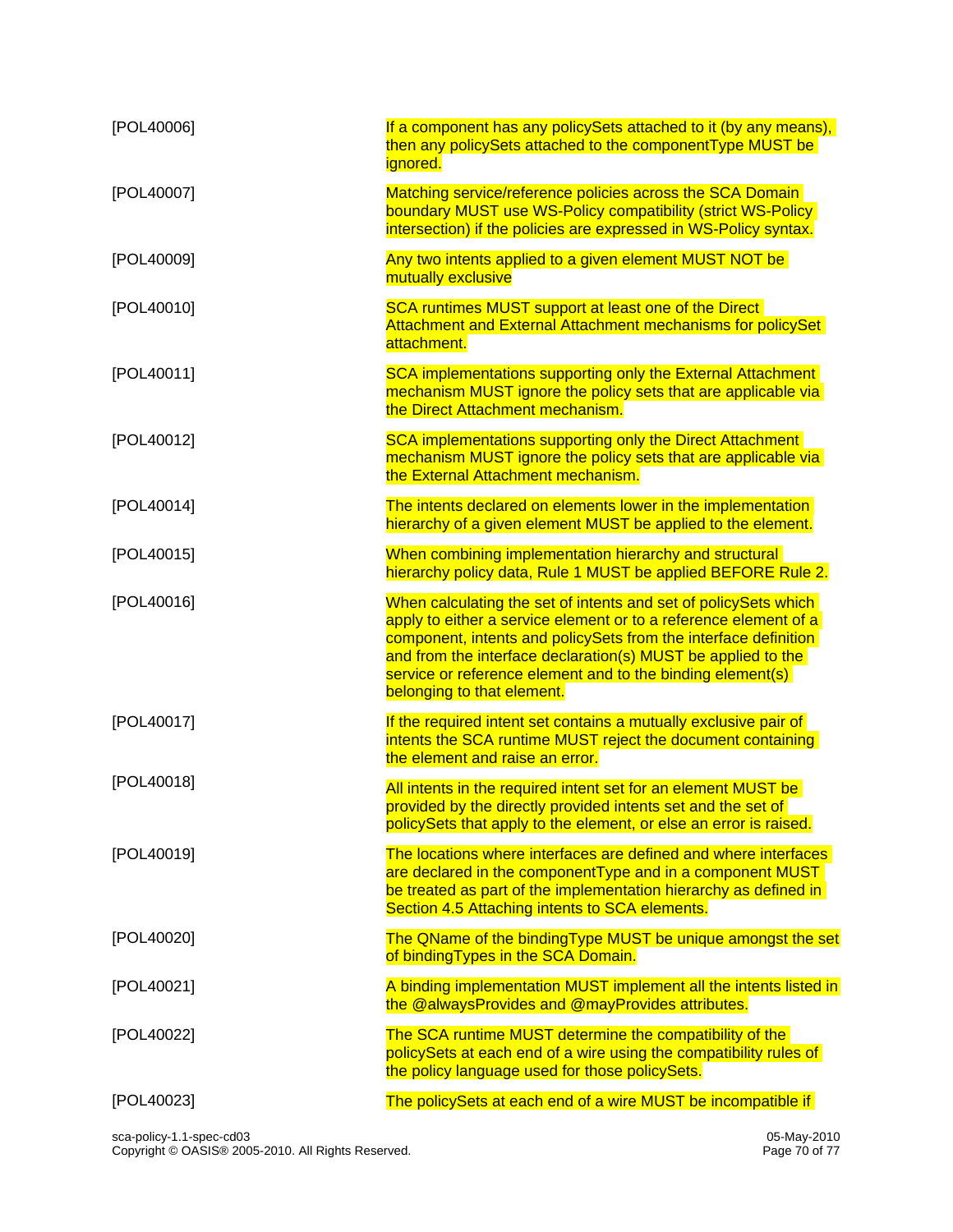| | |
|---|---|
| [POL40006] | If a component has any policySets attached to it (by any means), then any policySets attached to the componentType MUST be ignored. |
| [POL40007] | Matching service/reference policies across the SCA Domain boundary MUST use WS-Policy compatibility (strict WS-Policy intersection) if the policies are expressed in WS-Policy syntax. |
| [POL40009] | Any two intents applied to a given element MUST NOT be mutually exclusive |
| [POL40010] | SCA runtimes MUST support at least one of the Direct Attachment and External Attachment mechanisms for policySet attachment. |
| [POL40011] | SCA implementations supporting only the External Attachment mechanism MUST ignore the policy sets that are applicable via the Direct Attachment mechanism. |
| [POL40012] | SCA implementations supporting only the Direct Attachment mechanism MUST ignore the policy sets that are applicable via the External Attachment mechanism. |
| [POL40014] | The intents declared on elements lower in the implementation hierarchy of a given element MUST be applied to the element. |
| [POL40015] | When combining implementation hierarchy and structural hierarchy policy data, Rule 1 MUST be applied BEFORE Rule 2. |
| [POL40016] | When calculating the set of intents and set of policySets which apply to either a service element or to a reference element of a component, intents and policySets from the interface definition and from the interface declaration(s) MUST be applied to the service or reference element and to the binding element(s) belonging to that element. |
| [POL40017] | If the required intent set contains a mutually exclusive pair of intents the SCA runtime MUST reject the document containing the element and raise an error. |
| [POL40018] | All intents in the required intent set for an element MUST be provided by the directly provided intents set and the set of policySets that apply to the element, or else an error is raised. |
| [POL40019] | The locations where interfaces are defined and where interfaces are declared in the componentType and in a component MUST be treated as part of the implementation hierarchy as defined in Section 4.5 Attaching intents to SCA elements. |
| [POL40020] | The QName of the bindingType MUST be unique amongst the set of bindingTypes in the SCA Domain. |
| [POL40021] | A binding implementation MUST implement all the intents listed in the @alwaysProvides and @mayProvides attributes. |
| [POL40022] | The SCA runtime MUST determine the compatibility of the policySets at each end of a wire using the compatibility rules of the policy language used for those policySets. |
| [POL40023] | The policySets at each end of a wire MUST be incompatible if |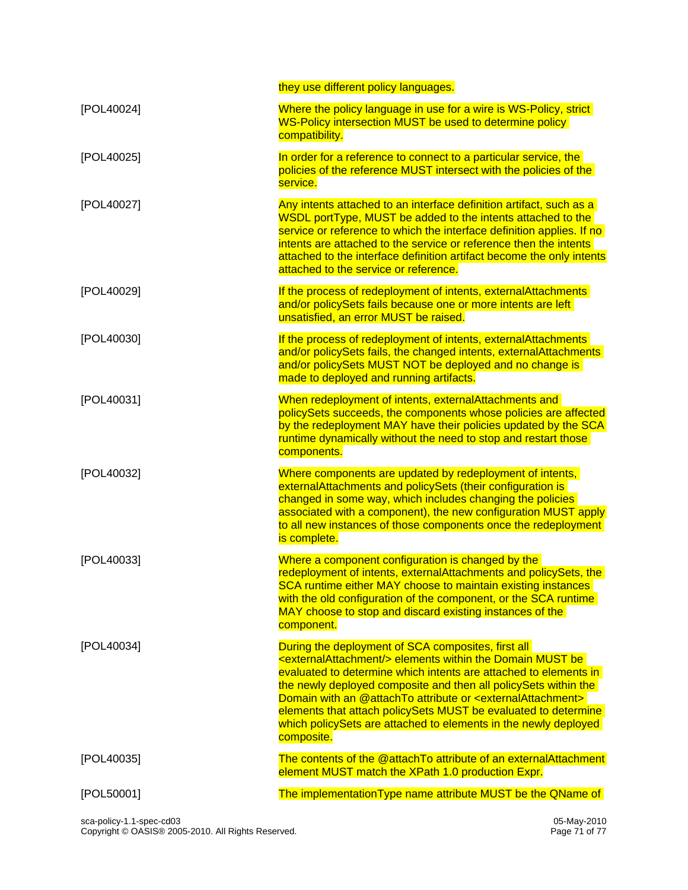| | |
|---|---|
| | they use different policy languages. |
| [POL40024] | Where the policy language in use for a wire is WS-Policy, strict WS-Policy intersection MUST be used to determine policy compatibility. |
| [POL40025] | In order for a reference to connect to a particular service, the policies of the reference MUST intersect with the policies of the service. |
| [POL40027] | Any intents attached to an interface definition artifact, such as a WSDL portType, MUST be added to the intents attached to the service or reference to which the interface definition applies. If no intents are attached to the service or reference then the intents attached to the interface definition artifact become the only intents attached to the service or reference. |
| [POL40029] | If the process of redeployment of intents, externalAttachments and/or policySets fails because one or more intents are left unsatisfied, an error MUST be raised. |
| [POL40030] | If the process of redeployment of intents, externalAttachments and/or policySets fails, the changed intents, externalAttachments and/or policySets MUST NOT be deployed and no change is made to deployed and running artifacts. |
| [POL40031] | When redeployment of intents, externalAttachments and policySets succeeds, the components whose policies are affected by the redeployment MAY have their policies updated by the SCA runtime dynamically without the need to stop and restart those components. |
| [POL40032] | Where components are updated by redeployment of intents, externalAttachments and policySets (their configuration is changed in some way, which includes changing the policies associated with a component), the new configuration MUST apply to all new instances of those components once the redeployment is complete. |
| [POL40033] | Where a component configuration is changed by the redeployment of intents, externalAttachments and policySets, the SCA runtime either MAY choose to maintain existing instances with the old configuration of the component, or the SCA runtime MAY choose to stop and discard existing instances of the component. |
| [POL40034] | During the deployment of SCA composites, first all <externalAttachment/> elements within the Domain MUST be evaluated to determine which intents are attached to elements in the newly deployed composite and then all policySets within the Domain with an @attachTo attribute or <externalAttachment> elements that attach policySets MUST be evaluated to determine which policySets are attached to elements in the newly deployed composite. |
| [POL40035] | The contents of the @attachTo attribute of an externalAttachment element MUST match the XPath 1.0 production Expr. |
| [POL50001] | The implementationType name attribute MUST be the QName of |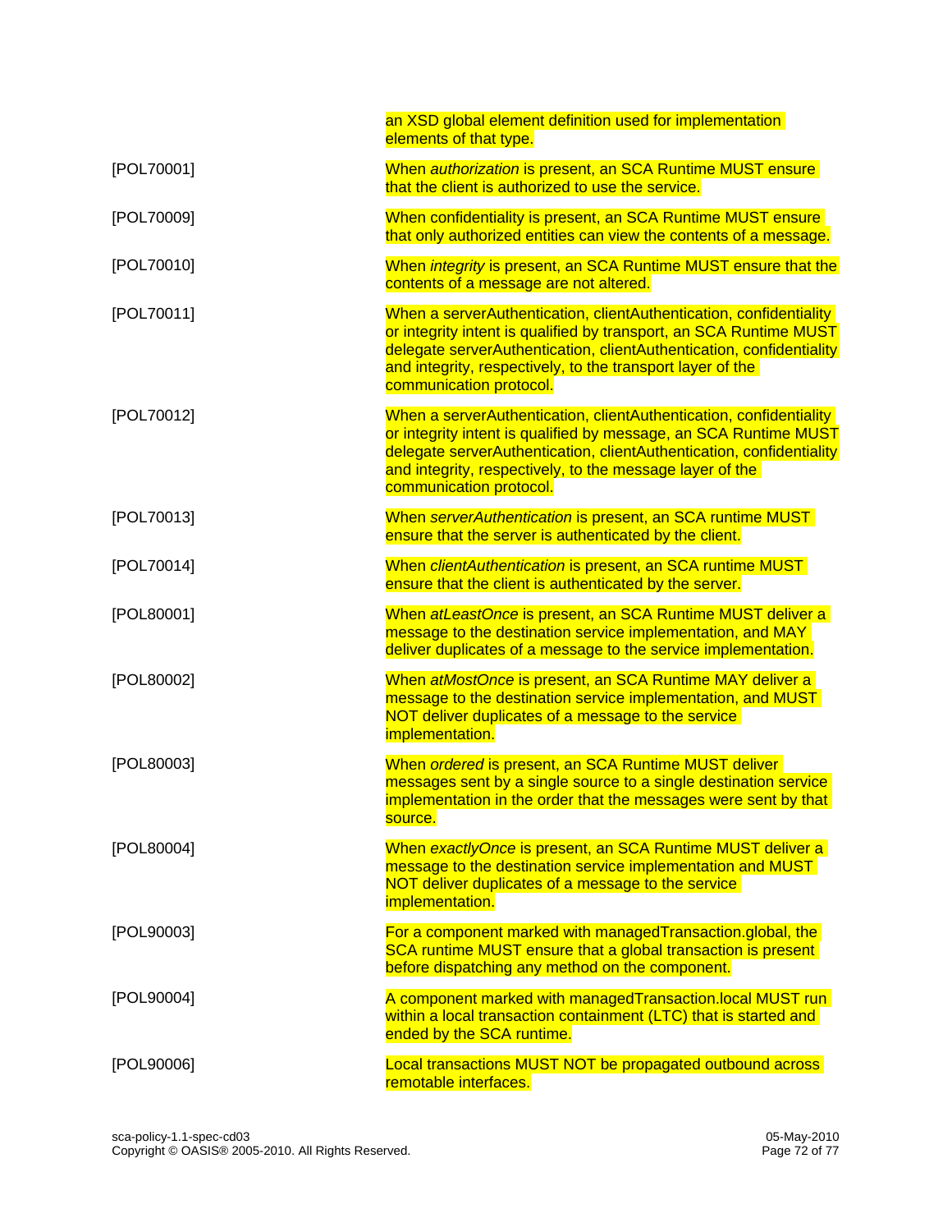| | |
|---|---|
| | an XSD global element definition used for implementation elements of that type. |
| [POL70001] | When *authorization* is present, an SCA Runtime MUST ensure that the client is authorized to use the service. |
| [POL70009] | When confidentiality is present, an SCA Runtime MUST ensure that only authorized entities can view the contents of a message. |
| [POL70010] | When *integrity* is present, an SCA Runtime MUST ensure that the contents of a message are not altered. |
| [POL70011] | When a serverAuthentication, clientAuthentication, confidentiality or integrity intent is qualified by transport, an SCA Runtime MUST delegate serverAuthentication, clientAuthentication, confidentiality and integrity, respectively, to the transport layer of the communication protocol. |
| [POL70012] | When a serverAuthentication, clientAuthentication, confidentiality or integrity intent is qualified by message, an SCA Runtime MUST delegate serverAuthentication, clientAuthentication, confidentiality and integrity, respectively, to the message layer of the communication protocol. |
| [POL70013] | When *serverAuthentication* is present, an SCA runtime MUST ensure that the server is authenticated by the client. |
| [POL70014] | When *clientAuthentication* is present, an SCA runtime MUST ensure that the client is authenticated by the server. |
| [POL80001] | When *atLeastOnce* is present, an SCA Runtime MUST deliver a message to the destination service implementation, and MAY deliver duplicates of a message to the service implementation. |
| [POL80002] | When *atMostOnce* is present, an SCA Runtime MAY deliver a message to the destination service implementation, and MUST NOT deliver duplicates of a message to the service implementation. |
| [POL80003] | When *ordered* is present, an SCA Runtime MUST deliver messages sent by a single source to a single destination service implementation in the order that the messages were sent by that source. |
| [POL80004] | When *exactlyOnce* is present, an SCA Runtime MUST deliver a message to the destination service implementation and MUST NOT deliver duplicates of a message to the service implementation. |
| [POL90003] | For a component marked with managedTransaction.global, the SCA runtime MUST ensure that a global transaction is present before dispatching any method on the component. |
| [POL90004] | A component marked with managedTransaction.local MUST run within a local transaction containment (LTC) that is started and ended by the SCA runtime. |
| [POL90006] | Local transactions MUST NOT be propagated outbound across remotable interfaces. |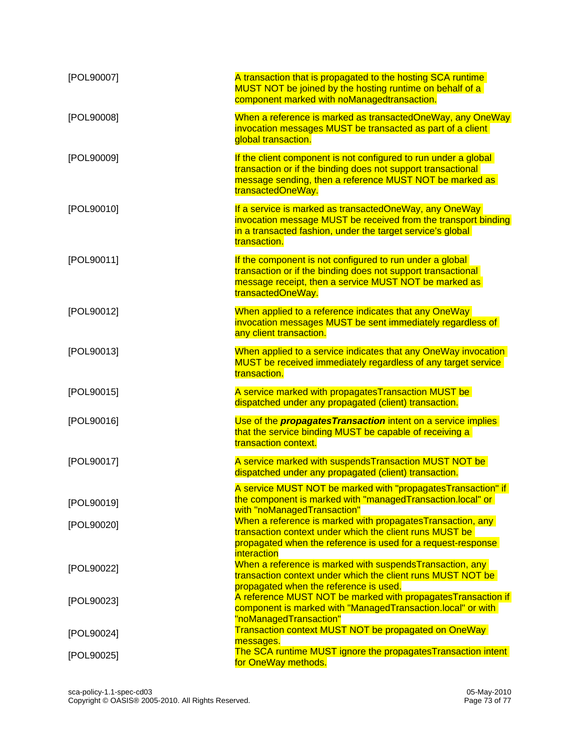| | |
|---|---|
| [POL90007] | A transaction that is propagated to the hosting SCA runtime MUST NOT be joined by the hosting runtime on behalf of a component marked with noManagedtransaction. |
| [POL90008] | When a reference is marked as transactedOneWay, any OneWay invocation messages MUST be transacted as part of a client global transaction. |
| [POL90009] | If the client component is not configured to run under a global transaction or if the binding does not support transactional message sending, then a reference MUST NOT be marked as transactedOneWay. |
| [POL90010] | If a service is marked as transactedOneWay, any OneWay invocation message MUST be received from the transport binding in a transacted fashion, under the target service's global transaction. |
| [POL90011] | If the component is not configured to run under a global transaction or if the binding does not support transactional message receipt, then a service MUST NOT be marked as transactedOneWay. |
| [POL90012] | When applied to a reference indicates that any OneWay invocation messages MUST be sent immediately regardless of any client transaction. |
| [POL90013] | When applied to a service indicates that any OneWay invocation MUST be received immediately regardless of any target service transaction. |
| [POL90015] | A service marked with propagatesTransaction MUST be dispatched under any propagated (client) transaction. |
| [POL90016] | Use of the ***propagatesTransaction*** intent on a service implies that the service binding MUST be capable of receiving a transaction context. |
| [POL90017] | A service marked with suspendsTransaction MUST NOT be dispatched under any propagated (client) transaction. |
| [POL90019] | A service MUST NOT be marked with "propagatesTransaction" if the component is marked with "managedTransaction.local" or with "noManagedTransaction" |
| [POL90020] | When a reference is marked with propagatesTransaction, any transaction context under which the client runs MUST be propagated when the reference is used for a request-response interaction |
| [POL90022] | When a reference is marked with suspendsTransaction, any transaction context under which the client runs MUST NOT be propagated when the reference is used. |
| [POL90023] | A reference MUST NOT be marked with propagatesTransaction if component is marked with "ManagedTransaction.local" or with "noManagedTransaction" |
| [POL90024] | Transaction context MUST NOT be propagated on OneWay messages. |
| [POL90025] | The SCA runtime MUST ignore the propagatesTransaction intent for OneWay methods. |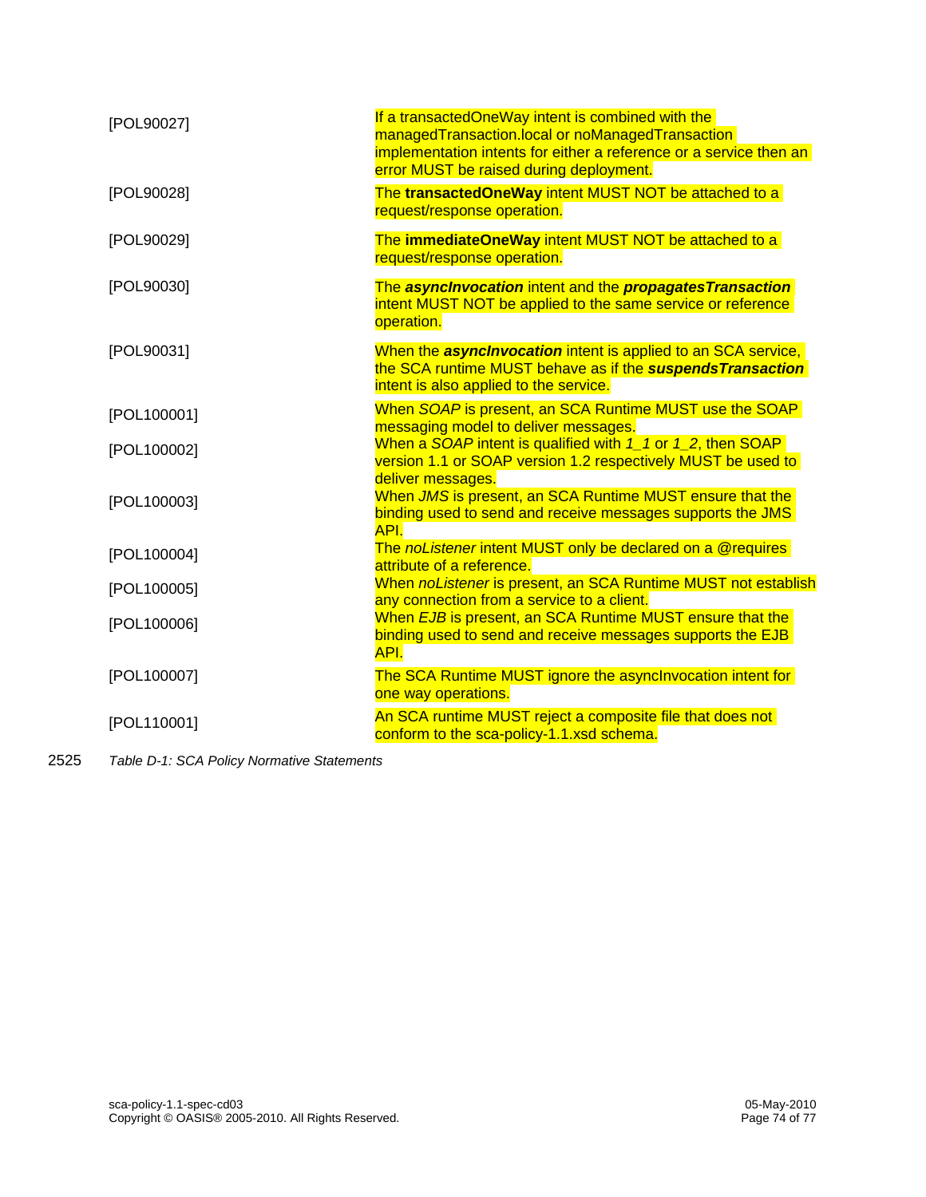| | |
|---|---|
| [POL90027] | If a transactedOneWay intent is combined with the managedTransaction.local or noManagedTransaction implementation intents for either a reference or a service then an error MUST be raised during deployment. |
| [POL90028] | The **transactedOneWay** intent MUST NOT be attached to a request/response operation. |
| [POL90029] | The **immediateOneWay** intent MUST NOT be attached to a request/response operation. |
| [POL90030] | The ***asyncInvocation*** intent and the ***propagatesTransaction*** intent MUST NOT be applied to the same service or reference operation. |
| [POL90031] | When the ***asyncInvocation*** intent is applied to an SCA service, the SCA runtime MUST behave as if the ***suspendsTransaction*** intent is also applied to the service. |
| [POL100001] | When *SOAP* is present, an SCA Runtime MUST use the SOAP messaging model to deliver messages. |
| [POL100002] | When a *SOAP* intent is qualified with *1_1* or *1_2*, then SOAP version 1.1 or SOAP version 1.2 respectively MUST be used to deliver messages. |
| [POL100003] | When *JMS* is present, an SCA Runtime MUST ensure that the binding used to send and receive messages supports the JMS API. |
| [POL100004] | The *noListener* intent MUST only be declared on a @requires attribute of a reference. |
| [POL100005] | When *noListener* is present, an SCA Runtime MUST not establish any connection from a service to a client. |
| [POL100006] | When *EJB* is present, an SCA Runtime MUST ensure that the binding used to send and receive messages supports the EJB API. |
| [POL100007] | The SCA Runtime MUST ignore the asyncInvocation intent for one way operations. |
| [POL110001] | An SCA runtime MUST reject a composite file that does not conform to the sca-policy-1.1.xsd schema. |

2525 *Table D-1: SCA Policy Normative Statements*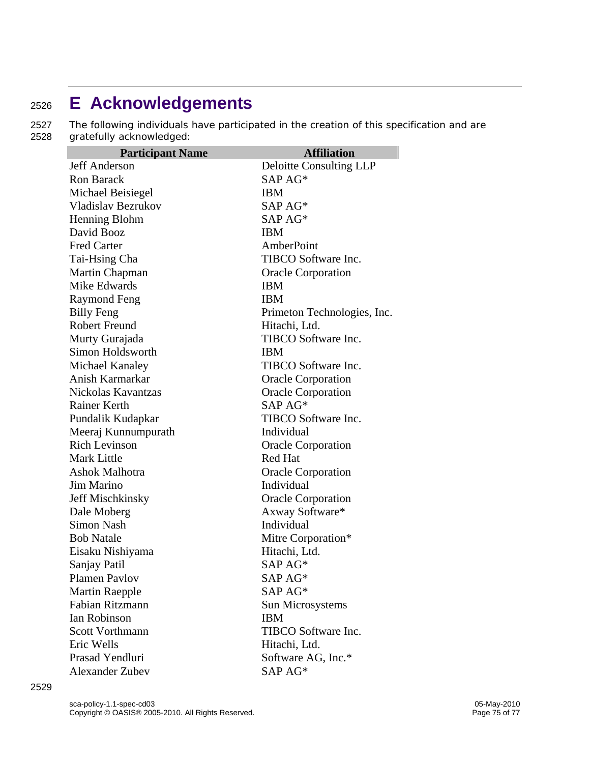# E Acknowledgements

The following individuals have participated in the creation of this specification and are gratefully acknowledged:

| Participant Name | Affiliation |
| --- | --- |
| Jeff Anderson | Deloitte Consulting LLP |
| Ron Barack | SAP AG* |
| Michael Beisiegel | IBM |
| Vladislav Bezrukov | SAP AG* |
| Henning Blohm | SAP AG* |
| David Booz | IBM |
| Fred Carter | AmberPoint |
| Tai-Hsing Cha | TIBCO Software Inc. |
| Martin Chapman | Oracle Corporation |
| Mike Edwards | IBM |
| Raymond Feng | IBM |
| Billy Feng | Primeton Technologies, Inc. |
| Robert Freund | Hitachi, Ltd. |
| Murty Gurajada | TIBCO Software Inc. |
| Simon Holdsworth | IBM |
| Michael Kanaley | TIBCO Software Inc. |
| Anish Karmarkar | Oracle Corporation |
| Nickolas Kavantzas | Oracle Corporation |
| Rainer Kerth | SAP AG* |
| Pundalik Kudapkar | TIBCO Software Inc. |
| Meeraj Kunnumpurath | Individual |
| Rich Levinson | Oracle Corporation |
| Mark Little | Red Hat |
| Ashok Malhotra | Oracle Corporation |
| Jim Marino | Individual |
| Jeff Mischkinsky | Oracle Corporation |
| Dale Moberg | Axway Software* |
| Simon Nash | Individual |
| Bob Natale | Mitre Corporation* |
| Eisaku Nishiyama | Hitachi, Ltd. |
| Sanjay Patil | SAP AG* |
| Plamen Pavlov | SAP AG* |
| Martin Raepple | SAP AG* |
| Fabian Ritzmann | Sun Microsystems |
| Ian Robinson | IBM |
| Scott Vorthmann | TIBCO Software Inc. |
| Eric Wells | Hitachi, Ltd. |
| Prasad Yendluri | Software AG, Inc.* |
| Alexander Zubev | SAP AG* |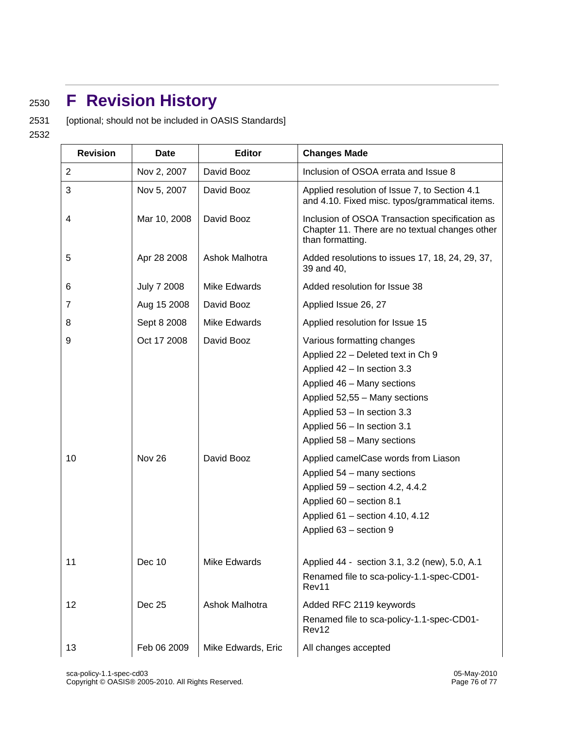# F Revision History

[optional; should not be included in OASIS Standards]

| Revision | Date | Editor | Changes Made |
|---|---|---|---|
| 2 | Nov 2, 2007 | David Booz | Inclusion of OSOA errata and Issue 8 |
| 3 | Nov 5, 2007 | David Booz | Applied resolution of Issue 7, to Section 4.1 and 4.10. Fixed misc. typos/grammatical items. |
| 4 | Mar 10, 2008 | David Booz | Inclusion of OSOA Transaction specification as Chapter 11. There are no textual changes other than formatting. |
| 5 | Apr 28 2008 | Ashok Malhotra | Added resolutions to issues 17, 18, 24, 29, 37, 39 and 40, |
| 6 | July 7 2008 | Mike Edwards | Added resolution for Issue 38 |
| 7 | Aug 15 2008 | David Booz | Applied Issue 26, 27 |
| 8 | Sept 8 2008 | Mike Edwards | Applied resolution for Issue 15 |
| 9 | Oct 17 2008 | David Booz | Various formatting changes<br>Applied 22 – Deleted text in Ch 9<br>Applied 42 – In section 3.3<br>Applied 46 – Many sections<br>Applied 52,55 – Many sections<br>Applied 53 – In section 3.3<br>Applied 56 – In section 3.1<br>Applied 58 – Many sections |
| 10 | Nov 26 | David Booz | Applied camelCase words from Liason<br>Applied 54 – many sections<br>Applied 59 – section 4.2, 4.4.2<br>Applied 60 – section 8.1<br>Applied 61 – section 4.10, 4.12<br>Applied 63 – section 9 |
| 11 | Dec 10 | Mike Edwards | Applied 44 - section 3.1, 3.2 (new), 5.0, A.1<br>Renamed file to sca-policy-1.1-spec-CD01-Rev11 |
| 12 | Dec 25 | Ashok Malhotra | Added RFC 2119 keywords<br>Renamed file to sca-policy-1.1-spec-CD01-Rev12 |
| 13 | Feb 06 2009 | Mike Edwards, Eric | All changes accepted |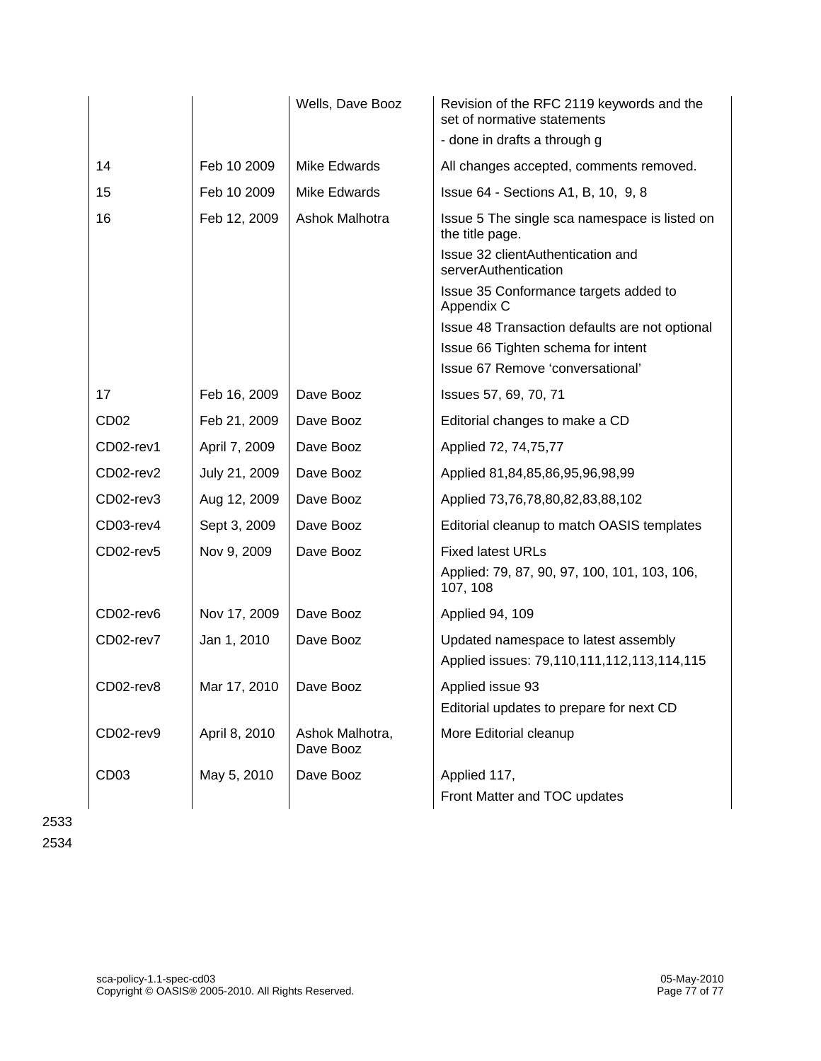| | | | |
|---|---|---|---|
| | | Wells, Dave Booz | Revision of the RFC 2119 keywords and the set of normative statements<br>- done in drafts a through g |
| 14 | Feb 10 2009 | Mike Edwards | All changes accepted, comments removed. |
| 15 | Feb 10 2009 | Mike Edwards | Issue 64 - Sections A1, B, 10, 9, 8 |
| 16 | Feb 12, 2009 | Ashok Malhotra | Issue 5 The single sca namespace is listed on the title page.<br>Issue 32 clientAuthentication and serverAuthentication<br>Issue 35 Conformance targets added to Appendix C<br>Issue 48 Transaction defaults are not optional<br>Issue 66 Tighten schema for intent<br>Issue 67 Remove 'conversational' |
| 17 | Feb 16, 2009 | Dave Booz | Issues 57, 69, 70, 71 |
| CD02 | Feb 21, 2009 | Dave Booz | Editorial changes to make a CD |
| CD02-rev1 | April 7, 2009 | Dave Booz | Applied 72, 74,75,77 |
| CD02-rev2 | July 21, 2009 | Dave Booz | Applied 81,84,85,86,95,96,98,99 |
| CD02-rev3 | Aug 12, 2009 | Dave Booz | Applied 73,76,78,80,82,83,88,102 |
| CD03-rev4 | Sept 3, 2009 | Dave Booz | Editorial cleanup to match OASIS templates |
| CD02-rev5 | Nov 9, 2009 | Dave Booz | Fixed latest URLs<br>Applied: 79, 87, 90, 97, 100, 101, 103, 106, 107, 108 |
| CD02-rev6 | Nov 17, 2009 | Dave Booz | Applied 94, 109 |
| CD02-rev7 | Jan 1, 2010 | Dave Booz | Updated namespace to latest assembly<br>Applied issues: 79,110,111,112,113,114,115 |
| CD02-rev8 | Mar 17, 2010 | Dave Booz | Applied issue 93<br>Editorial updates to prepare for next CD |
| CD02-rev9 | April 8, 2010 | Ashok Malhotra, Dave Booz | More Editorial cleanup |
| CD03 | May 5, 2010 | Dave Booz | Applied 117,<br>Front Matter and TOC updates |